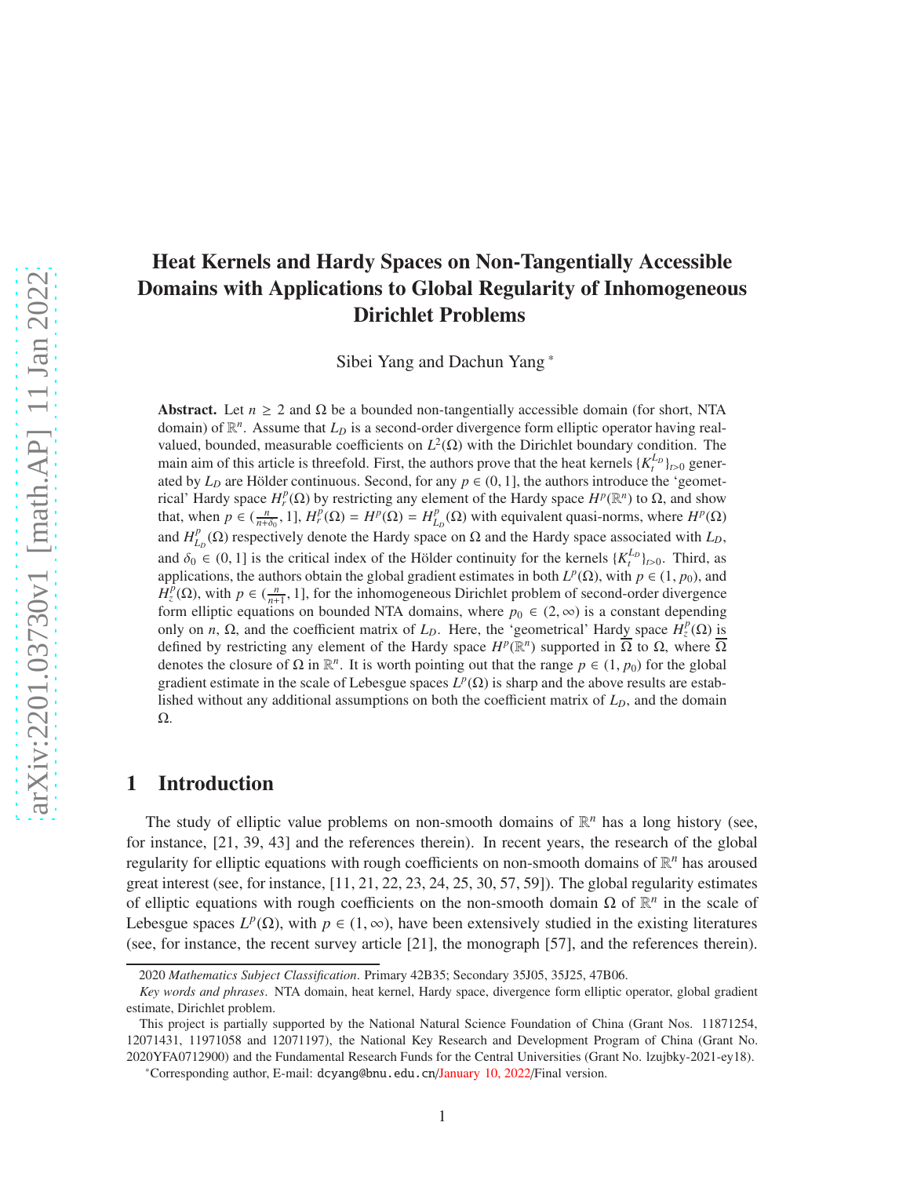# Heat Kernels and Hardy Spaces on Non-Tangentially Accessible Domains with Applications to Global Regularity of Inhomogeneous Dirichlet Problems

Sibei Yang and Dachun Yang *

**Abstract.** Let $n \geq 2$ and $\Omega$ be a bounded non-tangentially accessible domain (for short, NTA domain) of $\mathbb{R}^n$. Assume that $L_D$ is a second-order divergence form elliptic operator having real-valued, bounded, measurable coefficients on $L^2(\Omega)$ with the Dirichlet boundary condition. The main aim of this article is threefold. First, the authors prove that the heat kernels $\{K_t^{L_D}\}_{t>0}$ generated by $L_D$ are Hölder continuous. Second, for any $p \in (0, 1]$, the authors introduce the 'geometrical' Hardy space $H_r^p(\Omega)$ by restricting any element of the Hardy space $H^p(\mathbb{R}^n)$ to $\Omega$, and show that, when $p \in (\frac{n}{n+\delta_0}, 1]$, $H_r^p(\Omega) = H^p(\Omega) = H_{L_D}^p(\Omega)$ with equivalent quasi-norms, where $H^p(\Omega)$ and $H_{L_D}^p(\Omega)$ respectively denote the Hardy space on $\Omega$ and the Hardy space associated with $L_D$, and $\delta_0 \in (0, 1]$ is the critical index of the Hölder continuity for the kernels $\{K_t^{L_D}\}_{t>0}$. Third, as applications, the authors obtain the global gradient estimates in both $L^p(\Omega)$, with $p \in (1, p_0)$, and $H_z^p(\Omega)$, with $p \in (\frac{n}{n+1}, 1]$, for the inhomogeneous Dirichlet problem of second-order divergence form elliptic equations on bounded NTA domains, where $p_0 \in (2, \infty)$ is a constant depending only on $n$, $\Omega$, and the coefficient matrix of $L_D$. Here, the 'geometrical' Hardy space $H_z^p(\Omega)$ is defined by restricting any element of the Hardy space $H^p(\mathbb{R}^n)$ supported in $\overline{\Omega}$ to $\Omega$, where $\overline{\Omega}$ denotes the closure of $\Omega$ in $\mathbb{R}^n$. It is worth pointing out that the range $p \in (1, p_0)$ for the global gradient estimate in the scale of Lebesgue spaces $L^p(\Omega)$ is sharp and the above results are established without any additional assumptions on both the coefficient matrix of $L_D$, and the domain $\Omega$.

## 1 Introduction

The study of elliptic value problems on non-smooth domains of $\mathbb{R}^n$ has a long history (see, for instance, [21, 39, 43] and the references therein). In recent years, the research of the global regularity for elliptic equations with rough coefficients on non-smooth domains of $\mathbb{R}^n$ has aroused great interest (see, for instance, [11, 21, 22, 23, 24, 25, 30, 57, 59]). The global regularity estimates of elliptic equations with rough coefficients on the non-smooth domain $\Omega$ of $\mathbb{R}^n$ in the scale of Lebesgue spaces $L^p(\Omega)$, with $p \in (1, \infty)$, have been extensively studied in the existing literatures (see, for instance, the recent survey article [21], the monograph [57], and the references therein).

---

2020 *Mathematics Subject Classification*. Primary 42B35; Secondary 35J05, 35J25, 47B06.

*Key words and phrases*. NTA domain, heat kernel, Hardy space, divergence form elliptic operator, global gradient estimate, Dirichlet problem.

This project is partially supported by the National Natural Science Foundation of China (Grant Nos. 11871254, 12071431, 11971058 and 12071197), the National Key Research and Development Program of China (Grant No. 2020YFA0712900) and the Fundamental Research Funds for the Central Universities (Grant No. lzujbky-2021-ey18).

*Corresponding author, E-mail: dcyang@bnu.edu.cn/January 10, 2022/Final version.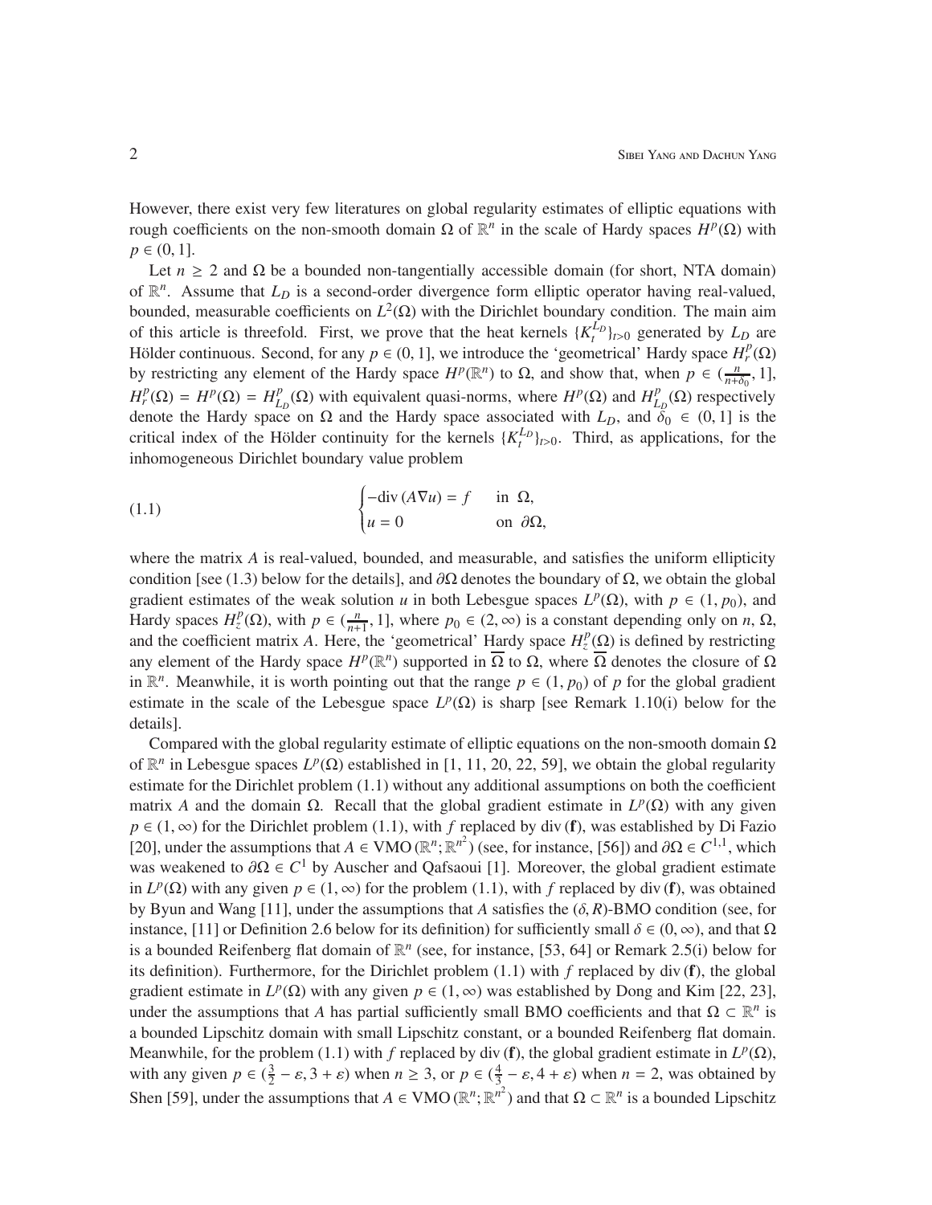However, there exist very few literatures on global regularity estimates of elliptic equations with rough coefficients on the non-smooth domain $\Omega$ of $\mathbb{R}^n$ in the scale of Hardy spaces $H^p(\Omega)$ with $p \in (0, 1]$.

Let $n \geq 2$ and $\Omega$ be a bounded non-tangentially accessible domain (for short, NTA domain) of $\mathbb{R}^n$. Assume that $L_D$ is a second-order divergence form elliptic operator having real-valued, bounded, measurable coefficients on $L^2(\Omega)$ with the Dirichlet boundary condition. The main aim of this article is threefold. First, we prove that the heat kernels $\{K_t^{L_D}\}_{t>0}$ generated by $L_D$ are Hölder continuous. Second, for any $p \in (0, 1]$, we introduce the 'geometrical' Hardy space $H_r^p(\Omega)$ by restricting any element of the Hardy space $H^p(\mathbb{R}^n)$ to $\Omega$, and show that, when $p \in (\frac{n}{n+\delta_0}, 1]$, $H_r^p(\Omega) = H^p(\Omega) = H_{L_D}^p(\Omega)$ with equivalent quasi-norms, where $H^p(\Omega)$ and $H_{L_D}^p(\Omega)$ respectively denote the Hardy space on $\Omega$ and the Hardy space associated with $L_D$, and $\delta_0 \in (0, 1]$ is the critical index of the Hölder continuity for the kernels $\{K_t^{L_D}\}_{t>0}$. Third, as applications, for the inhomogeneous Dirichlet boundary value problem

$$
\begin{cases} -\mathrm{div}\,(A\nabla u) = f & \text{in } \Omega, \\ u = 0 & \text{on } \partial\Omega, \end{cases} \tag{1.1}
$$

where the matrix $A$ is real-valued, bounded, and measurable, and satisfies the uniform ellipticity condition [see (1.3) below for the details], and $\partial\Omega$ denotes the boundary of $\Omega$, we obtain the global gradient estimates of the weak solution $u$ in both Lebesgue spaces $L^p(\Omega)$, with $p \in (1, p_0)$, and Hardy spaces $H_z^p(\Omega)$, with $p \in (\frac{n}{n+1}, 1]$, where $p_0 \in (2, \infty)$ is a constant depending only on $n$, $\Omega$, and the coefficient matrix $A$. Here, the 'geometrical' Hardy space $H_z^p(\Omega)$ is defined by restricting any element of the Hardy space $H^p(\mathbb{R}^n)$ supported in $\overline{\Omega}$ to $\Omega$, where $\overline{\Omega}$ denotes the closure of $\Omega$ in $\mathbb{R}^n$. Meanwhile, it is worth pointing out that the range $p \in (1, p_0)$ of $p$ for the global gradient estimate in the scale of the Lebesgue space $L^p(\Omega)$ is sharp [see Remark 1.10(i) below for the details].

Compared with the global regularity estimate of elliptic equations on the non-smooth domain $\Omega$ of $\mathbb{R}^n$ in Lebesgue spaces $L^p(\Omega)$ established in [1, 11, 20, 22, 59], we obtain the global regularity estimate for the Dirichlet problem (1.1) without any additional assumptions on both the coefficient matrix $A$ and the domain $\Omega$. Recall that the global gradient estimate in $L^p(\Omega)$ with any given $p \in (1, \infty)$ for the Dirichlet problem (1.1), with $f$ replaced by $\mathrm{div}\,(\mathbf{f})$, was established by Di Fazio [20], under the assumptions that $A \in \mathrm{VMO}\,(\mathbb{R}^n; \mathbb{R}^{n^2})$ (see, for instance, [56]) and $\partial\Omega \in C^{1,1}$, which was weakened to $\partial\Omega \in C^1$ by Auscher and Qafsaoui [1]. Moreover, the global gradient estimate in $L^p(\Omega)$ with any given $p \in (1, \infty)$ for the problem (1.1), with $f$ replaced by $\mathrm{div}\,(\mathbf{f})$, was obtained by Byun and Wang [11], under the assumptions that $A$ satisfies the $(\delta, R)$-BMO condition (see, for instance, [11] or Definition 2.6 below for its definition) for sufficiently small $\delta \in (0, \infty)$, and that $\Omega$ is a bounded Reifenberg flat domain of $\mathbb{R}^n$ (see, for instance, [53, 64] or Remark 2.5(i) below for its definition). Furthermore, for the Dirichlet problem (1.1) with $f$ replaced by $\mathrm{div}\,(\mathbf{f})$, the global gradient estimate in $L^p(\Omega)$ with any given $p \in (1, \infty)$ was established by Dong and Kim [22, 23], under the assumptions that $A$ has partial sufficiently small BMO coefficients and that $\Omega \subset \mathbb{R}^n$ is a bounded Lipschitz domain with small Lipschitz constant, or a bounded Reifenberg flat domain. Meanwhile, for the problem (1.1) with $f$ replaced by $\mathrm{div}\,(\mathbf{f})$, the global gradient estimate in $L^p(\Omega)$, with any given $p \in (\frac{3}{2} - \varepsilon, 3 + \varepsilon)$ when $n \geq 3$, or $p \in (\frac{4}{3} - \varepsilon, 4 + \varepsilon)$ when $n = 2$, was obtained by Shen [59], under the assumptions that $A \in \mathrm{VMO}\,(\mathbb{R}^n; \mathbb{R}^{n^2})$ and that $\Omega \subset \mathbb{R}^n$ is a bounded Lipschitz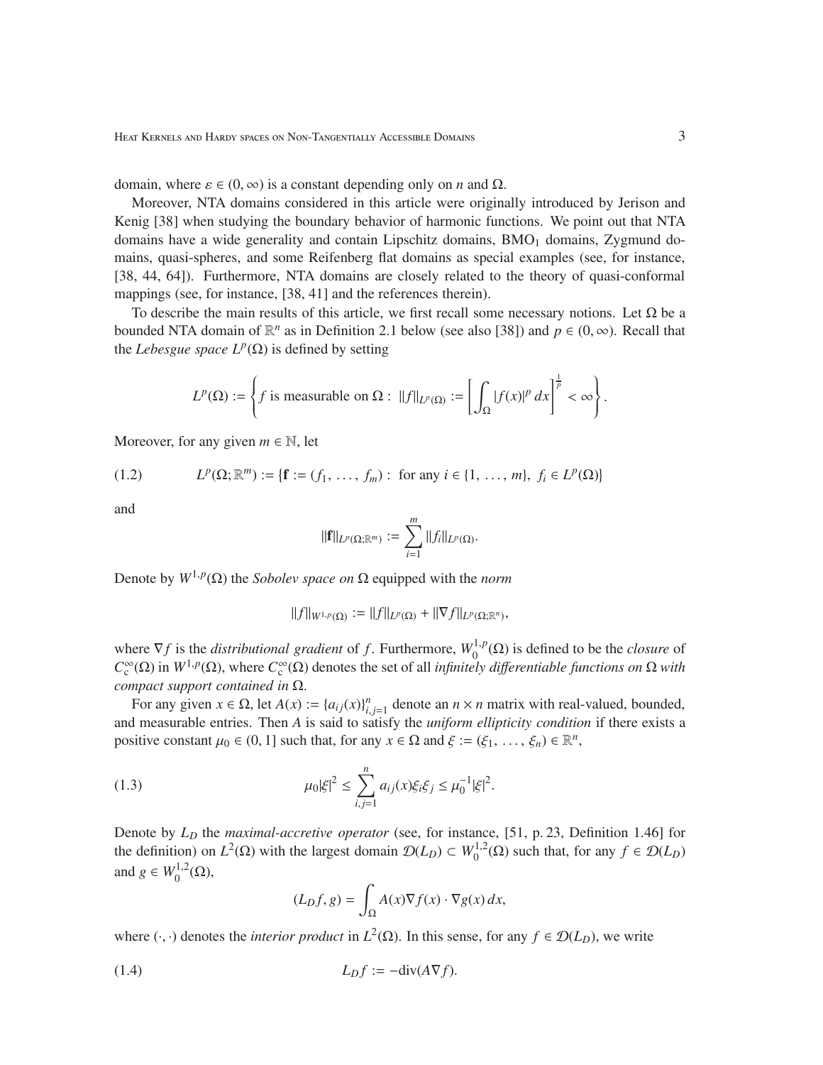domain, where $\varepsilon \in (0, \infty)$ is a constant depending only on $n$ and $\Omega$.

Moreover, NTA domains considered in this article were originally introduced by Jerison and Kenig [38] when studying the boundary behavior of harmonic functions. We point out that NTA domains have a wide generality and contain Lipschitz domains, $\mathrm{BMO}_1$ domains, Zygmund domains, quasi-spheres, and some Reifenberg flat domains as special examples (see, for instance, [38, 44, 64]). Furthermore, NTA domains are closely related to the theory of quasi-conformal mappings (see, for instance, [38, 41] and the references therein).

To describe the main results of this article, we first recall some necessary notions. Let $\Omega$ be a bounded NTA domain of $\mathbb{R}^n$ as in Definition 2.1 below (see also [38]) and $p \in (0, \infty)$. Recall that the *Lebesgue space* $L^p(\Omega)$ is defined by setting

$$L^p(\Omega) := \left\{ f \text{ is measurable on } \Omega : \ \|f\|_{L^p(\Omega)} := \left[ \int_\Omega |f(x)|^p \, dx \right]^{\frac{1}{p}} < \infty \right\}.$$

Moreover, for any given $m \in \mathbb{N}$, let

$$L^p(\Omega; \mathbb{R}^m) := \{ \mathbf{f} := (f_1, \ldots, f_m) : \text{ for any } i \in \{1, \ldots, m\}, \ f_i \in L^p(\Omega) \} \tag{1.2}$$

and

$$\|\mathbf{f}\|_{L^p(\Omega;\mathbb{R}^m)} := \sum_{i=1}^m \|f_i\|_{L^p(\Omega)}.$$

Denote by $W^{1,p}(\Omega)$ the *Sobolev space on* $\Omega$ equipped with the *norm*

$$\|f\|_{W^{1,p}(\Omega)} := \|f\|_{L^p(\Omega)} + \|\nabla f\|_{L^p(\Omega;\mathbb{R}^n)},$$

where $\nabla f$ is the *distributional gradient* of $f$. Furthermore, $W_0^{1,p}(\Omega)$ is defined to be the *closure* of $C_c^\infty(\Omega)$ in $W^{1,p}(\Omega)$, where $C_c^\infty(\Omega)$ denotes the set of all *infinitely differentiable functions on* $\Omega$ *with compact support contained in* $\Omega$.

For any given $x \in \Omega$, let $A(x) := \{a_{ij}(x)\}_{i,j=1}^n$ denote an $n \times n$ matrix with real-valued, bounded, and measurable entries. Then $A$ is said to satisfy the *uniform ellipticity condition* if there exists a positive constant $\mu_0 \in (0, 1]$ such that, for any $x \in \Omega$ and $\xi := (\xi_1, \ldots, \xi_n) \in \mathbb{R}^n$,

$$\mu_0 |\xi|^2 \le \sum_{i,j=1}^n a_{ij}(x) \xi_i \xi_j \le \mu_0^{-1} |\xi|^2. \tag{1.3}$$

Denote by $L_D$ the *maximal-accretive operator* (see, for instance, [51, p. 23, Definition 1.46] for the definition) on $L^2(\Omega)$ with the largest domain $\mathcal{D}(L_D) \subset W_0^{1,2}(\Omega)$ such that, for any $f \in \mathcal{D}(L_D)$ and $g \in W_0^{1,2}(\Omega)$,

$$(L_D f, g) = \int_\Omega A(x) \nabla f(x) \cdot \nabla g(x) \, dx,$$

where $(\cdot, \cdot)$ denotes the *interior product* in $L^2(\Omega)$. In this sense, for any $f \in \mathcal{D}(L_D)$, we write

$$L_D f := -\mathrm{div}(A \nabla f). \tag{1.4}$$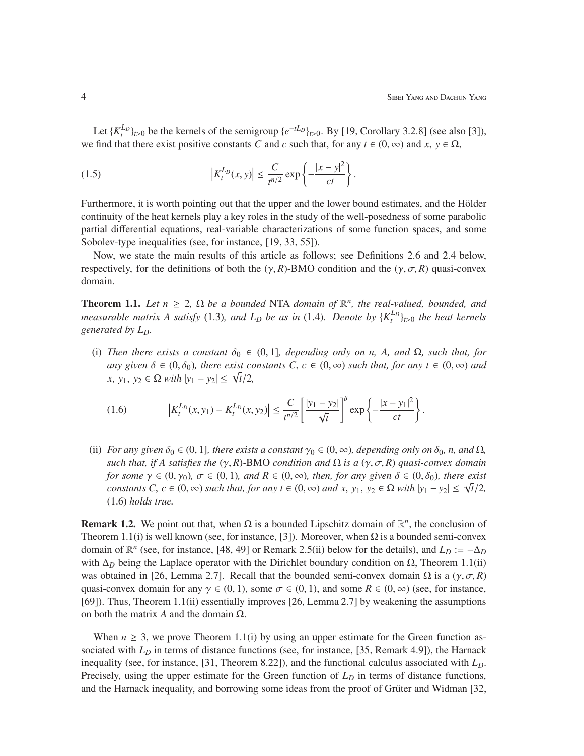Let $\{K_t^{L_D}\}_{t>0}$ be the kernels of the semigroup $\{e^{-tL_D}\}_{t>0}$. By [19, Corollary 3.2.8] (see also [3]), we find that there exist positive constants $C$ and $c$ such that, for any $t \in (0, \infty)$ and $x, y \in \Omega$,

$$
\left|K_t^{L_D}(x, y)\right| \le \frac{C}{t^{n/2}} \exp\left\{-\frac{|x-y|^2}{ct}\right\}. \tag{1.5}
$$

Furthermore, it is worth pointing out that the upper and the lower bound estimates, and the Hölder continuity of the heat kernels play a key roles in the study of the well-posedness of some parabolic partial differential equations, real-variable characterizations of some function spaces, and some Sobolev-type inequalities (see, for instance, [19, 33, 55]).

Now, we state the main results of this article as follows; see Definitions 2.6 and 2.4 below, respectively, for the definitions of both the $(\gamma, R)$-BMO condition and the $(\gamma, \sigma, R)$ quasi-convex domain.

**Theorem 1.1.** *Let $n \ge 2$, $\Omega$ be a bounded* NTA *domain of $\mathbb{R}^n$, the real-valued, bounded, and measurable matrix $A$ satisfy* (1.3)*, and $L_D$ be as in* (1.4)*. Denote by $\{K_t^{L_D}\}_{t>0}$ the heat kernels generated by $L_D$.*

- (i) *Then there exists a constant $\delta_0 \in (0, 1]$, depending only on n, A, and $\Omega$, such that, for any given $\delta \in (0, \delta_0)$, there exist constants $C$, $c \in (0, \infty)$ such that, for any $t \in (0, \infty)$ and $x$, $y_1$, $y_2 \in \Omega$ with $|y_1 - y_2| \le \sqrt{t}/2$,*

$$
\left|K_t^{L_D}(x, y_1) - K_t^{L_D}(x, y_2)\right| \le \frac{C}{t^{n/2}} \left[\frac{|y_1 - y_2|}{\sqrt{t}}\right]^{\delta} \exp\left\{-\frac{|x-y_1|^2}{ct}\right\}. \tag{1.6}
$$

- (ii) *For any given $\delta_0 \in (0, 1]$, there exists a constant $\gamma_0 \in (0, \infty)$, depending only on $\delta_0$, n, and $\Omega$, such that, if A satisfies the $(\gamma, R)$-BMO condition and $\Omega$ is a $(\gamma, \sigma, R)$ quasi-convex domain for some $\gamma \in (0, \gamma_0)$, $\sigma \in (0, 1)$, and $R \in (0, \infty)$, then, for any given $\delta \in (0, \delta_0)$, there exist constants $C$, $c \in (0, \infty)$ such that, for any $t \in (0, \infty)$ and $x$, $y_1$, $y_2 \in \Omega$ with $|y_1 - y_2| \le \sqrt{t}/2$,* (1.6) *holds true.*

**Remark 1.2.** We point out that, when $\Omega$ is a bounded Lipschitz domain of $\mathbb{R}^n$, the conclusion of Theorem 1.1(i) is well known (see, for instance, [3]). Moreover, when $\Omega$ is a bounded semi-convex domain of $\mathbb{R}^n$ (see, for instance, [48, 49] or Remark 2.5(ii) below for the details), and $L_D := -\Delta_D$ with $\Delta_D$ being the Laplace operator with the Dirichlet boundary condition on $\Omega$, Theorem 1.1(ii) was obtained in [26, Lemma 2.7]. Recall that the bounded semi-convex domain $\Omega$ is a $(\gamma, \sigma, R)$ quasi-convex domain for any $\gamma \in (0, 1)$, some $\sigma \in (0, 1)$, and some $R \in (0, \infty)$ (see, for instance, [69]). Thus, Theorem 1.1(ii) essentially improves [26, Lemma 2.7] by weakening the assumptions on both the matrix $A$ and the domain $\Omega$.

When $n \ge 3$, we prove Theorem 1.1(i) by using an upper estimate for the Green function associated with $L_D$ in terms of distance functions (see, for instance, [35, Remark 4.9]), the Harnack inequality (see, for instance, [31, Theorem 8.22]), and the functional calculus associated with $L_D$. Precisely, using the upper estimate for the Green function of $L_D$ in terms of distance functions, and the Harnack inequality, and borrowing some ideas from the proof of Grüter and Widman [32,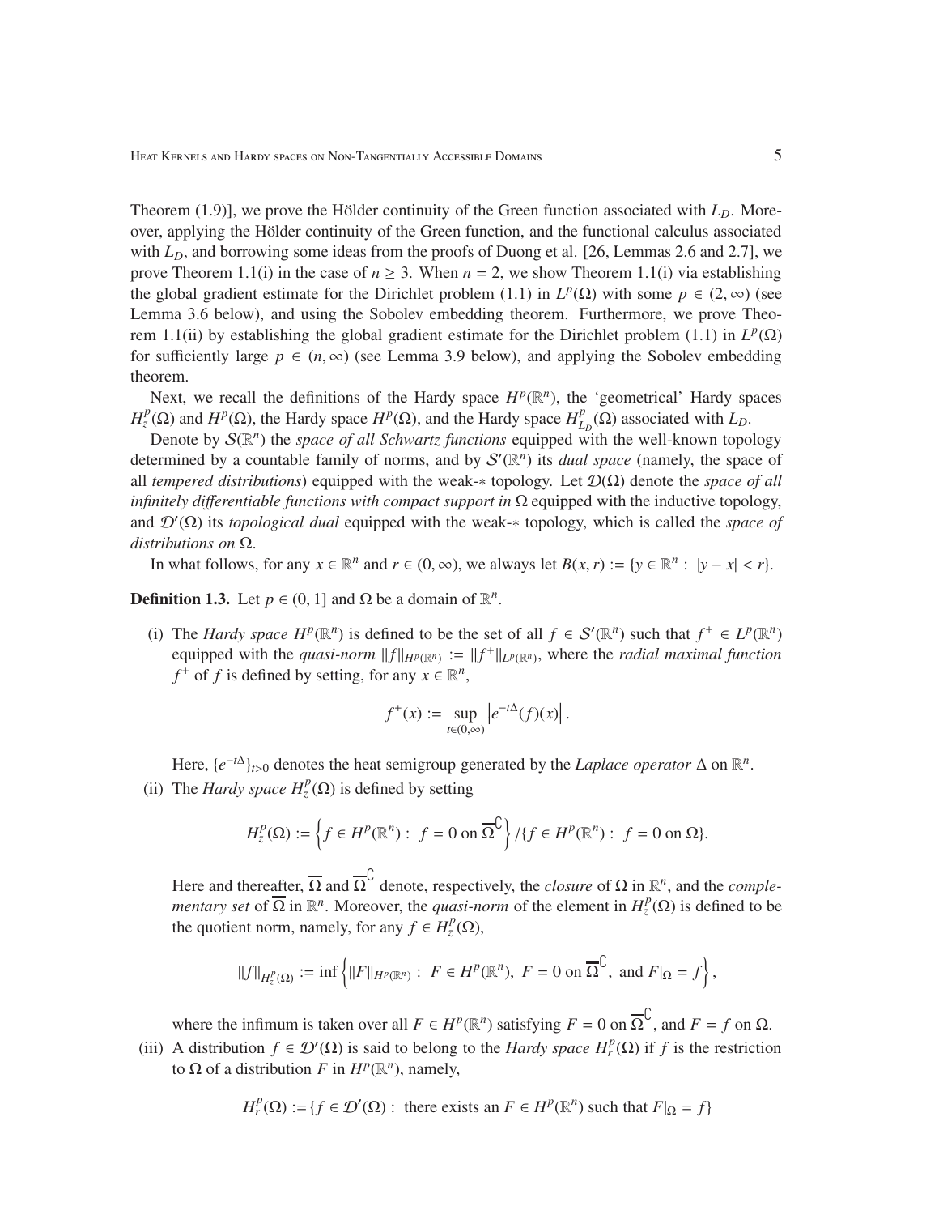Theorem (1.9)], we prove the Hölder continuity of the Green function associated with $L_D$. Moreover, applying the Hölder continuity of the Green function, and the functional calculus associated with $L_D$, and borrowing some ideas from the proofs of Duong et al. [26, Lemmas 2.6 and 2.7], we prove Theorem 1.1(i) in the case of $n \geq 3$. When $n = 2$, we show Theorem 1.1(i) via establishing the global gradient estimate for the Dirichlet problem (1.1) in $L^p(\Omega)$ with some $p \in (2, \infty)$ (see Lemma 3.6 below), and using the Sobolev embedding theorem. Furthermore, we prove Theorem 1.1(ii) by establishing the global gradient estimate for the Dirichlet problem (1.1) in $L^p(\Omega)$ for sufficiently large $p \in (n, \infty)$ (see Lemma 3.9 below), and applying the Sobolev embedding theorem.

Next, we recall the definitions of the Hardy space $H^p(\mathbb{R}^n)$, the 'geometrical' Hardy spaces $H^p_z(\Omega)$ and $H^p(\Omega)$, the Hardy space $H^p(\Omega)$, and the Hardy space $H^p_{L_D}(\Omega)$ associated with $L_D$.

Denote by $\mathcal{S}(\mathbb{R}^n)$ the *space of all Schwartz functions* equipped with the well-known topology determined by a countable family of norms, and by $\mathcal{S}'(\mathbb{R}^n)$ its *dual space* (namely, the space of all *tempered distributions*) equipped with the weak-$*$ topology. Let $\mathcal{D}(\Omega)$ denote the *space of all infinitely differentiable functions with compact support in* $\Omega$ equipped with the inductive topology, and $\mathcal{D}'(\Omega)$ its *topological dual* equipped with the weak-$*$ topology, which is called the *space of distributions on* $\Omega$.

In what follows, for any $x \in \mathbb{R}^n$ and $r \in (0, \infty)$, we always let $B(x, r) := \{y \in \mathbb{R}^n : |y - x| < r\}$.

**Definition 1.3.** Let $p \in (0, 1]$ and $\Omega$ be a domain of $\mathbb{R}^n$.

(i) The *Hardy space* $H^p(\mathbb{R}^n)$ is defined to be the set of all $f \in \mathcal{S}'(\mathbb{R}^n)$ such that $f^+ \in L^p(\mathbb{R}^n)$ equipped with the *quasi-norm* $\|f\|_{H^p(\mathbb{R}^n)} := \|f^+\|_{L^p(\mathbb{R}^n)}$, where the *radial maximal function* $f^+$ of $f$ is defined by setting, for any $x \in \mathbb{R}^n$,

$$f^+(x) := \sup_{t \in (0,\infty)} \left| e^{-t\Delta}(f)(x) \right|.$$

Here, $\{e^{-t\Delta}\}_{t>0}$ denotes the heat semigroup generated by the *Laplace operator* $\Delta$ on $\mathbb{R}^n$.

(ii) The *Hardy space* $H^p_z(\Omega)$ is defined by setting

$$H^p_z(\Omega) := \left\{ f \in H^p(\mathbb{R}^n) : \ f = 0 \text{ on } \overline{\Omega}^{\complement} \right\} / \{ f \in H^p(\mathbb{R}^n) : \ f = 0 \text{ on } \Omega \}.$$

Here and thereafter, $\overline{\Omega}$ and $\overline{\Omega}^{\complement}$ denote, respectively, the *closure* of $\Omega$ in $\mathbb{R}^n$, and the *complementary set* of $\overline{\Omega}$ in $\mathbb{R}^n$. Moreover, the *quasi-norm* of the element in $H^p_z(\Omega)$ is defined to be the quotient norm, namely, for any $f \in H^p_z(\Omega)$,

$$\|f\|_{H^p_z(\Omega)} := \inf \left\{ \|F\|_{H^p(\mathbb{R}^n)} : \ F \in H^p(\mathbb{R}^n), \ F = 0 \text{ on } \overline{\Omega}^{\complement}, \text{ and } F|_{\Omega} = f \right\},$$

where the infimum is taken over all $F \in H^p(\mathbb{R}^n)$ satisfying $F = 0$ on $\overline{\Omega}^{\complement}$, and $F = f$ on $\Omega$.

(iii) A distribution $f \in \mathcal{D}'(\Omega)$ is said to belong to the *Hardy space* $H^p_r(\Omega)$ if $f$ is the restriction to $\Omega$ of a distribution $F$ in $H^p(\mathbb{R}^n)$, namely,

$$H^p_r(\Omega) := \{ f \in \mathcal{D}'(\Omega) : \text{ there exists an } F \in H^p(\mathbb{R}^n) \text{ such that } F|_{\Omega} = f \}$$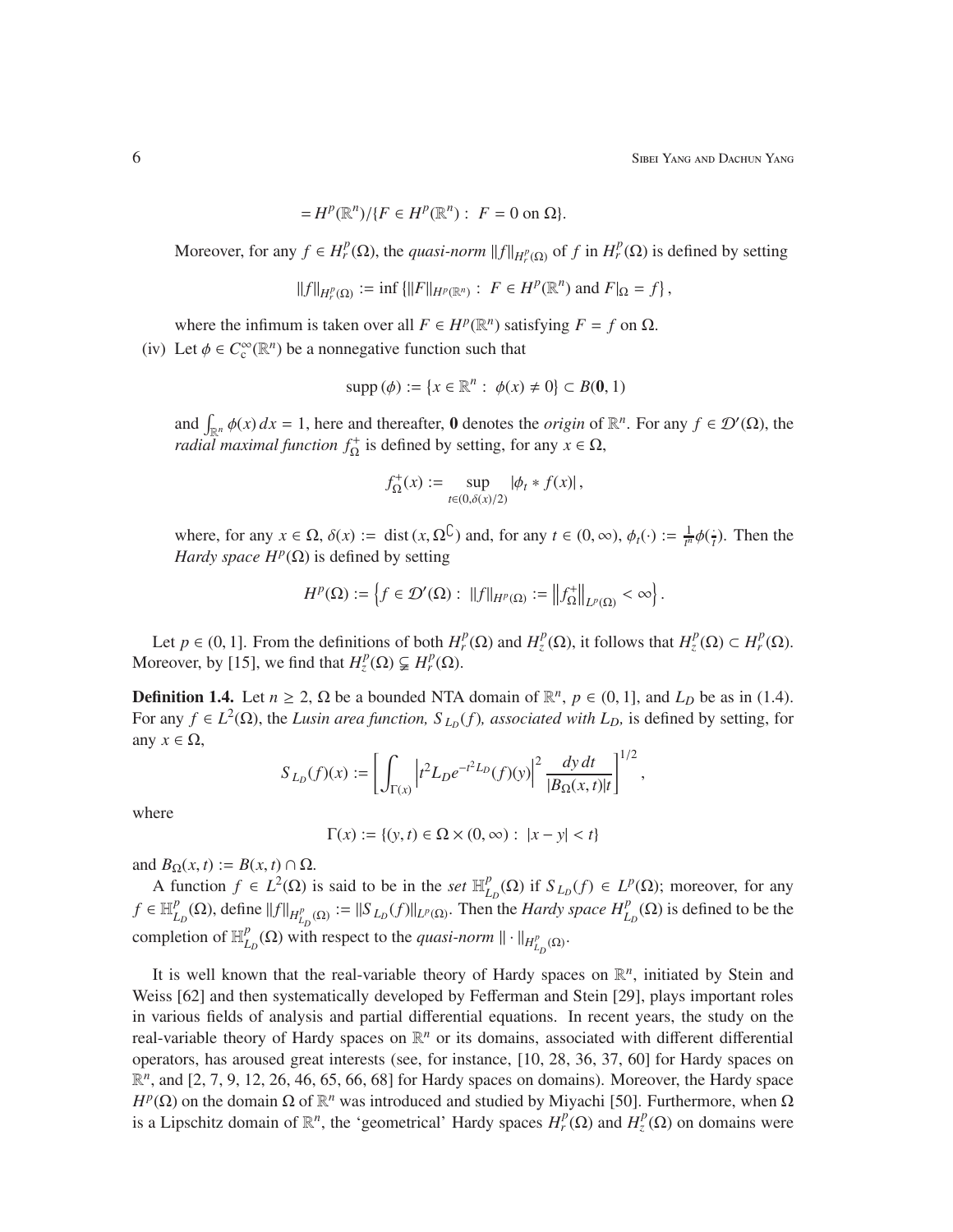$$= H^p(\mathbb{R}^n)/\{F \in H^p(\mathbb{R}^n) :\ F = 0 \text{ on } \Omega\}.$$

Moreover, for any $f \in H^p_r(\Omega)$, the *quasi-norm* $\|f\|_{H^p_r(\Omega)}$ of $f$ in $H^p_r(\Omega)$ is defined by setting

$$\|f\|_{H^p_r(\Omega)} := \inf\left\{\|F\|_{H^p(\mathbb{R}^n)} :\ F \in H^p(\mathbb{R}^n) \text{ and } F|_\Omega = f\right\},$$

where the infimum is taken over all $F \in H^p(\mathbb{R}^n)$ satisfying $F = f$ on $\Omega$.

(iv) Let $\phi \in C^\infty_c(\mathbb{R}^n)$ be a nonnegative function such that

$$\operatorname{supp}(\phi) := \{x \in \mathbb{R}^n :\ \phi(x) \neq 0\} \subset B(\mathbf{0}, 1)$$

and $\int_{\mathbb{R}^n} \phi(x)\,dx = 1$, here and thereafter, $\mathbf{0}$ denotes the *origin* of $\mathbb{R}^n$. For any $f \in \mathcal{D}'(\Omega)$, the *radial maximal function* $f^+_\Omega$ is defined by setting, for any $x \in \Omega$,

$$f^+_\Omega(x) := \sup_{t\in(0,\delta(x)/2)} |\phi_t * f(x)|,$$

where, for any $x \in \Omega$, $\delta(x) := \operatorname{dist}(x, \Omega^\complement)$ and, for any $t \in (0,\infty)$, $\phi_t(\cdot) := \frac{1}{t^n}\phi(\frac{\cdot}{t})$. Then the *Hardy space* $H^p(\Omega)$ is defined by setting

$$H^p(\Omega) := \left\{f \in \mathcal{D}'(\Omega) :\ \|f\|_{H^p(\Omega)} := \left\|f^+_\Omega\right\|_{L^p(\Omega)} < \infty\right\}.$$

Let $p \in (0, 1]$. From the definitions of both $H^p_r(\Omega)$ and $H^p_z(\Omega)$, it follows that $H^p_z(\Omega) \subset H^p_r(\Omega)$. Moreover, by [15], we find that $H^p_z(\Omega) \subsetneq H^p_r(\Omega)$.

**Definition 1.4.** Let $n \geq 2$, $\Omega$ be a bounded NTA domain of $\mathbb{R}^n$, $p \in (0, 1]$, and $L_D$ be as in (1.4). For any $f \in L^2(\Omega)$, the *Lusin area function, $S_{L_D}(f)$, associated with $L_D$,* is defined by setting, for any $x \in \Omega$,

$$S_{L_D}(f)(x) := \left[\int_{\Gamma(x)} \left|t^2 L_D e^{-t^2 L_D}(f)(y)\right|^2 \frac{dy\,dt}{|B_\Omega(x,t)|t}\right]^{1/2},$$

where

$$\Gamma(x) := \{(y,t) \in \Omega \times (0,\infty) :\ |x - y| < t\}$$

and $B_\Omega(x,t) := B(x,t) \cap \Omega$.

A function $f \in L^2(\Omega)$ is said to be in the *set* $\mathbb{H}^p_{L_D}(\Omega)$ if $S_{L_D}(f) \in L^p(\Omega)$; moreover, for any $f \in \mathbb{H}^p_{L_D}(\Omega)$, define $\|f\|_{H^p_{L_D}(\Omega)} := \|S_{L_D}(f)\|_{L^p(\Omega)}$. Then the *Hardy space* $H^p_{L_D}(\Omega)$ is defined to be the completion of $\mathbb{H}^p_{L_D}(\Omega)$ with respect to the *quasi-norm* $\|\cdot\|_{H^p_{L_D}(\Omega)}$.

It is well known that the real-variable theory of Hardy spaces on $\mathbb{R}^n$, initiated by Stein and Weiss [62] and then systematically developed by Fefferman and Stein [29], plays important roles in various fields of analysis and partial differential equations. In recent years, the study on the real-variable theory of Hardy spaces on $\mathbb{R}^n$ or its domains, associated with different differential operators, has aroused great interests (see, for instance, [10, 28, 36, 37, 60] for Hardy spaces on $\mathbb{R}^n$, and [2, 7, 9, 12, 26, 46, 65, 66, 68] for Hardy spaces on domains). Moreover, the Hardy space $H^p(\Omega)$ on the domain $\Omega$ of $\mathbb{R}^n$ was introduced and studied by Miyachi [50]. Furthermore, when $\Omega$ is a Lipschitz domain of $\mathbb{R}^n$, the 'geometrical' Hardy spaces $H^p_r(\Omega)$ and $H^p_z(\Omega)$ on domains were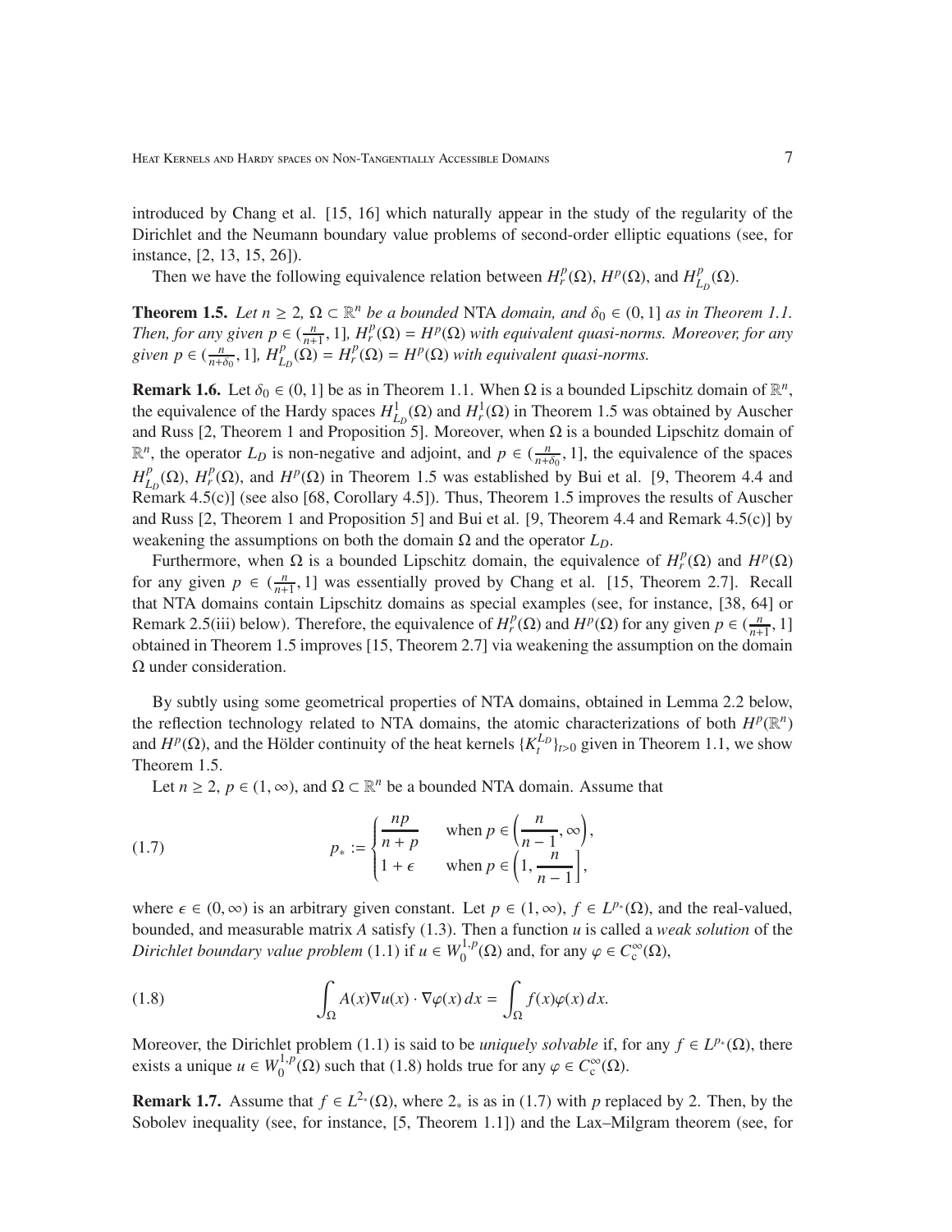introduced by Chang et al. [15, 16] which naturally appear in the study of the regularity of the Dirichlet and the Neumann boundary value problems of second-order elliptic equations (see, for instance, [2, 13, 15, 26]).

Then we have the following equivalence relation between $H^p_r(\Omega)$, $H^p(\Omega)$, and $H^p_{L_D}(\Omega)$.

**Theorem 1.5.** *Let $n \geq 2$, $\Omega \subset \mathbb{R}^n$ be a bounded* NTA *domain, and $\delta_0 \in (0,1]$ as in Theorem 1.1. Then, for any given $p \in (\frac{n}{n+1}, 1]$, $H^p_r(\Omega) = H^p(\Omega)$ with equivalent quasi-norms. Moreover, for any given $p \in (\frac{n}{n+\delta_0}, 1]$, $H^p_{L_D}(\Omega) = H^p_r(\Omega) = H^p(\Omega)$ with equivalent quasi-norms.*

**Remark 1.6.** Let $\delta_0 \in (0,1]$ be as in Theorem 1.1. When $\Omega$ is a bounded Lipschitz domain of $\mathbb{R}^n$, the equivalence of the Hardy spaces $H^1_{L_D}(\Omega)$ and $H^1_r(\Omega)$ in Theorem 1.5 was obtained by Auscher and Russ [2, Theorem 1 and Proposition 5]. Moreover, when $\Omega$ is a bounded Lipschitz domain of $\mathbb{R}^n$, the operator $L_D$ is non-negative and adjoint, and $p \in (\frac{n}{n+\delta_0}, 1]$, the equivalence of the spaces $H^p_{L_D}(\Omega)$, $H^p_r(\Omega)$, and $H^p(\Omega)$ in Theorem 1.5 was established by Bui et al. [9, Theorem 4.4 and Remark 4.5(c)] (see also [68, Corollary 4.5]). Thus, Theorem 1.5 improves the results of Auscher and Russ [2, Theorem 1 and Proposition 5] and Bui et al. [9, Theorem 4.4 and Remark 4.5(c)] by weakening the assumptions on both the domain $\Omega$ and the operator $L_D$.

Furthermore, when $\Omega$ is a bounded Lipschitz domain, the equivalence of $H^p_r(\Omega)$ and $H^p(\Omega)$ for any given $p \in (\frac{n}{n+1}, 1]$ was essentially proved by Chang et al. [15, Theorem 2.7]. Recall that NTA domains contain Lipschitz domains as special examples (see, for instance, [38, 64] or Remark 2.5(iii) below). Therefore, the equivalence of $H^p_r(\Omega)$ and $H^p(\Omega)$ for any given $p \in (\frac{n}{n+1}, 1]$ obtained in Theorem 1.5 improves [15, Theorem 2.7] via weakening the assumption on the domain $\Omega$ under consideration.

By subtly using some geometrical properties of NTA domains, obtained in Lemma 2.2 below, the reflection technology related to NTA domains, the atomic characterizations of both $H^p(\mathbb{R}^n)$ and $H^p(\Omega)$, and the Hölder continuity of the heat kernels $\{K^{L_D}_t\}_{t>0}$ given in Theorem 1.1, we show Theorem 1.5.

Let $n \geq 2$, $p \in (1, \infty)$, and $\Omega \subset \mathbb{R}^n$ be a bounded NTA domain. Assume that

$$p_* := \begin{cases} \dfrac{np}{n+p} & \text{when } p \in \left(\dfrac{n}{n-1}, \infty\right), \\ 1+\epsilon & \text{when } p \in \left(1, \dfrac{n}{n-1}\right], \end{cases} \tag{1.7}$$

where $\epsilon \in (0, \infty)$ is an arbitrary given constant. Let $p \in (1, \infty)$, $f \in L^{p_*}(\Omega)$, and the real-valued, bounded, and measurable matrix $A$ satisfy (1.3). Then a function $u$ is called a *weak solution* of the *Dirichlet boundary value problem* (1.1) if $u \in W^{1,p}_0(\Omega)$ and, for any $\varphi \in C^\infty_c(\Omega)$,

$$\int_\Omega A(x)\nabla u(x) \cdot \nabla\varphi(x)\, dx = \int_\Omega f(x)\varphi(x)\, dx. \tag{1.8}$$

Moreover, the Dirichlet problem (1.1) is said to be *uniquely solvable* if, for any $f \in L^{p_*}(\Omega)$, there exists a unique $u \in W^{1,p}_0(\Omega)$ such that (1.8) holds true for any $\varphi \in C^\infty_c(\Omega)$.

**Remark 1.7.** Assume that $f \in L^{2_*}(\Omega)$, where $2_*$ is as in (1.7) with $p$ replaced by 2. Then, by the Sobolev inequality (see, for instance, [5, Theorem 1.1]) and the Lax–Milgram theorem (see, for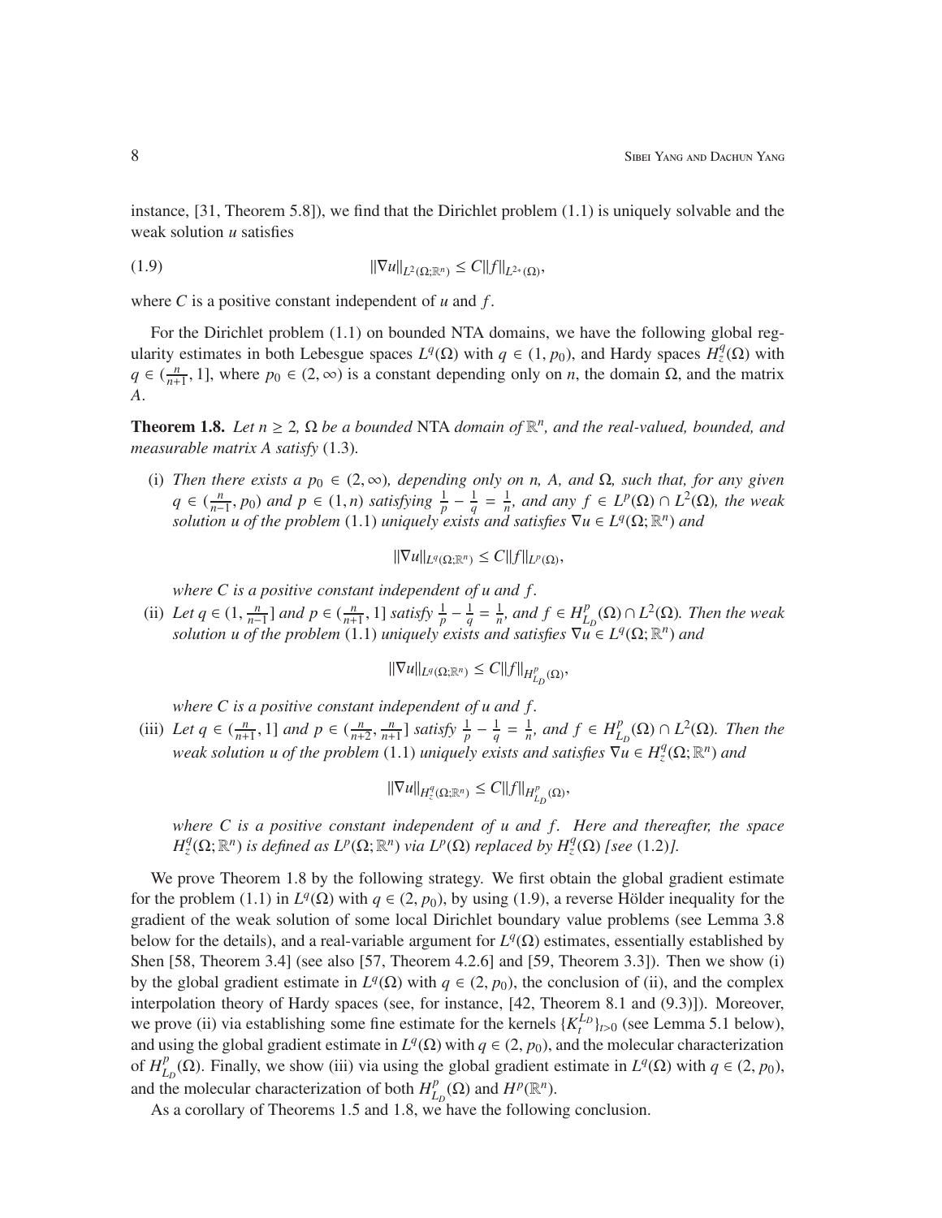instance, [31, Theorem 5.8]), we find that the Dirichlet problem (1.1) is uniquely solvable and the weak solution $u$ satisfies

$$\|\nabla u\|_{L^2(\Omega;\mathbb{R}^n)} \le C\|f\|_{L^{2_*}(\Omega)}, \tag{1.9}$$

where $C$ is a positive constant independent of $u$ and $f$.

For the Dirichlet problem (1.1) on bounded NTA domains, we have the following global regularity estimates in both Lebesgue spaces $L^q(\Omega)$ with $q \in (1, p_0)$, and Hardy spaces $H^q_z(\Omega)$ with $q \in (\frac{n}{n+1}, 1]$, where $p_0 \in (2, \infty)$ is a constant depending only on $n$, the domain $\Omega$, and the matrix $A$.

**Theorem 1.8.** *Let $n \ge 2$, $\Omega$ be a bounded* NTA *domain of $\mathbb{R}^n$, and the real-valued, bounded, and measurable matrix $A$ satisfy* (1.3).

(i) *Then there exists a $p_0 \in (2, \infty)$, depending only on n, A, and $\Omega$, such that, for any given $q \in (\frac{n}{n-1}, p_0)$ and $p \in (1, n)$ satisfying $\frac{1}{p} - \frac{1}{q} = \frac{1}{n}$, and any $f \in L^p(\Omega) \cap L^2(\Omega)$, the weak solution u of the problem* (1.1) *uniquely exists and satisfies $\nabla u \in L^q(\Omega;\mathbb{R}^n)$ and*

$$\|\nabla u\|_{L^q(\Omega;\mathbb{R}^n)} \le C\|f\|_{L^p(\Omega)},$$

*where $C$ is a positive constant independent of $u$ and $f$.*

(ii) *Let $q \in (1, \frac{n}{n-1}]$ and $p \in (\frac{n}{n+1}, 1]$ satisfy $\frac{1}{p} - \frac{1}{q} = \frac{1}{n}$, and $f \in H^p_{L_D}(\Omega) \cap L^2(\Omega)$. Then the weak solution u of the problem* (1.1) *uniquely exists and satisfies $\nabla u \in L^q(\Omega;\mathbb{R}^n)$ and*

$$\|\nabla u\|_{L^q(\Omega;\mathbb{R}^n)} \le C\|f\|_{H^p_{L_D}(\Omega)},$$

*where $C$ is a positive constant independent of $u$ and $f$.*

(iii) *Let $q \in (\frac{n}{n+1}, 1]$ and $p \in (\frac{n}{n+2}, \frac{n}{n+1}]$ satisfy $\frac{1}{p} - \frac{1}{q} = \frac{1}{n}$, and $f \in H^p_{L_D}(\Omega) \cap L^2(\Omega)$. Then the weak solution u of the problem* (1.1) *uniquely exists and satisfies $\nabla u \in H^q_z(\Omega;\mathbb{R}^n)$ and*

$$\|\nabla u\|_{H^q_z(\Omega;\mathbb{R}^n)} \le C\|f\|_{H^p_{L_D}(\Omega)},$$

*where $C$ is a positive constant independent of $u$ and $f$. Here and thereafter, the space $H^q_z(\Omega;\mathbb{R}^n)$ is defined as $L^p(\Omega;\mathbb{R}^n)$ via $L^p(\Omega)$ replaced by $H^q_z(\Omega)$ [see* (1.2)*].*

We prove Theorem 1.8 by the following strategy. We first obtain the global gradient estimate for the problem (1.1) in $L^q(\Omega)$ with $q \in (2, p_0)$, by using (1.9), a reverse Hölder inequality for the gradient of the weak solution of some local Dirichlet boundary value problems (see Lemma 3.8 below for the details), and a real-variable argument for $L^q(\Omega)$ estimates, essentially established by Shen [58, Theorem 3.4] (see also [57, Theorem 4.2.6] and [59, Theorem 3.3]). Then we show (i) by the global gradient estimate in $L^q(\Omega)$ with $q \in (2, p_0)$, the conclusion of (ii), and the complex interpolation theory of Hardy spaces (see, for instance, [42, Theorem 8.1 and (9.3)]). Moreover, we prove (ii) via establishing some fine estimate for the kernels $\{K^{L_D}_t\}_{t>0}$ (see Lemma 5.1 below), and using the global gradient estimate in $L^q(\Omega)$ with $q \in (2, p_0)$, and the molecular characterization of $H^p_{L_D}(\Omega)$. Finally, we show (iii) via using the global gradient estimate in $L^q(\Omega)$ with $q \in (2, p_0)$, and the molecular characterization of both $H^p_{L_D}(\Omega)$ and $H^p(\mathbb{R}^n)$.

As a corollary of Theorems 1.5 and 1.8, we have the following conclusion.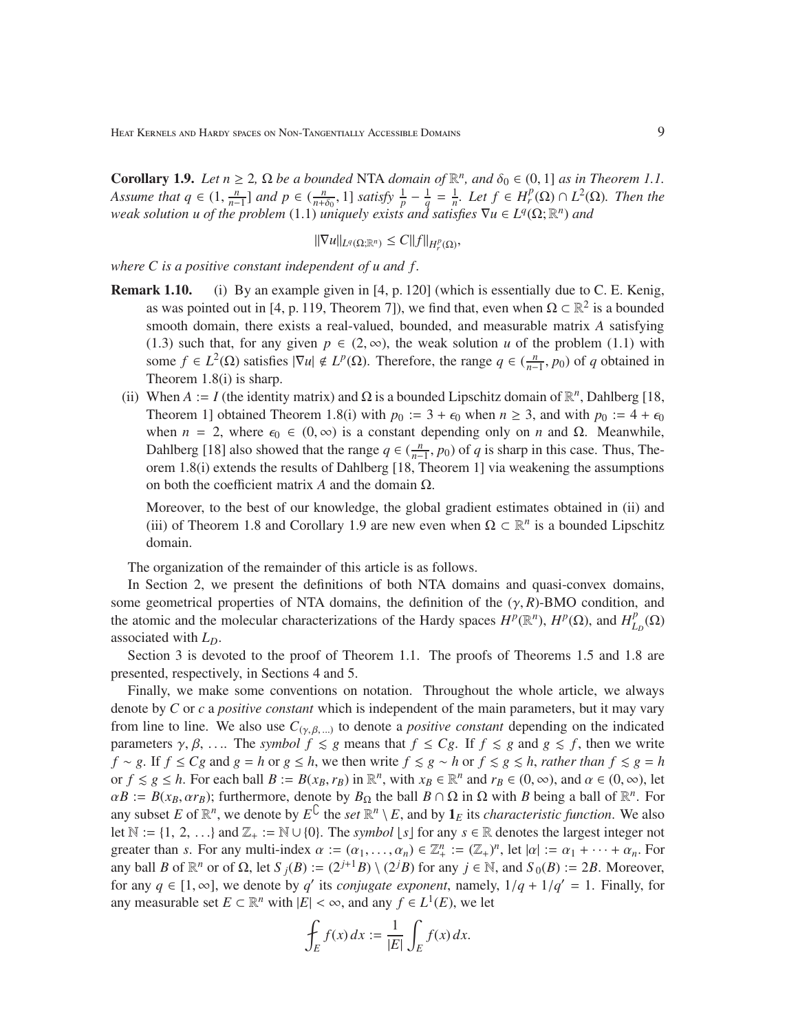**Corollary 1.9.** *Let $n \geq 2$, $\Omega$ be a bounded* NTA *domain of $\mathbb{R}^n$, and $\delta_0 \in (0, 1]$ as in Theorem 1.1. Assume that $q \in (1, \frac{n}{n-1}]$ and $p \in (\frac{n}{n+\delta_0}, 1]$ satisfy $\frac{1}{p} - \frac{1}{q} = \frac{1}{n}$. Let $f \in H^p_r(\Omega) \cap L^2(\Omega)$. Then the weak solution $u$ of the problem* (1.1) *uniquely exists and satisfies $\nabla u \in L^q(\Omega; \mathbb{R}^n)$ and*

$$\|\nabla u\|_{L^q(\Omega;\mathbb{R}^n)} \leq C\|f\|_{H^p_r(\Omega)},$$

*where $C$ is a positive constant independent of $u$ and $f$.*

**Remark 1.10.** (i) By an example given in [4, p. 120] (which is essentially due to C. E. Kenig, as was pointed out in [4, p. 119, Theorem 7]), we find that, even when $\Omega \subset \mathbb{R}^2$ is a bounded smooth domain, there exists a real-valued, bounded, and measurable matrix $A$ satisfying (1.3) such that, for any given $p \in (2, \infty)$, the weak solution $u$ of the problem (1.1) with some $f \in L^2(\Omega)$ satisfies $|\nabla u| \notin L^p(\Omega)$. Therefore, the range $q \in (\frac{n}{n-1}, p_0)$ of $q$ obtained in Theorem 1.8(i) is sharp.

(ii) When $A := I$ (the identity matrix) and $\Omega$ is a bounded Lipschitz domain of $\mathbb{R}^n$, Dahlberg [18, Theorem 1] obtained Theorem 1.8(i) with $p_0 := 3 + \epsilon_0$ when $n \geq 3$, and with $p_0 := 4 + \epsilon_0$ when $n = 2$, where $\epsilon_0 \in (0, \infty)$ is a constant depending only on $n$ and $\Omega$. Meanwhile, Dahlberg [18] also showed that the range $q \in (\frac{n}{n-1}, p_0)$ of $q$ is sharp in this case. Thus, Theorem 1.8(i) extends the results of Dahlberg [18, Theorem 1] via weakening the assumptions on both the coefficient matrix $A$ and the domain $\Omega$.

Moreover, to the best of our knowledge, the global gradient estimates obtained in (ii) and (iii) of Theorem 1.8 and Corollary 1.9 are new even when $\Omega \subset \mathbb{R}^n$ is a bounded Lipschitz domain.

The organization of the remainder of this article is as follows.

In Section 2, we present the definitions of both NTA domains and quasi-convex domains, some geometrical properties of NTA domains, the definition of the $(\gamma, R)$-BMO condition, and the atomic and the molecular characterizations of the Hardy spaces $H^p(\mathbb{R}^n)$, $H^p(\Omega)$, and $H^p_{L_D}(\Omega)$ associated with $L_D$.

Section 3 is devoted to the proof of Theorem 1.1. The proofs of Theorems 1.5 and 1.8 are presented, respectively, in Sections 4 and 5.

Finally, we make some conventions on notation. Throughout the whole article, we always denote by $C$ or $c$ a *positive constant* which is independent of the main parameters, but it may vary from line to line. We also use $C_{(\gamma,\beta,\ldots)}$ to denote a *positive constant* depending on the indicated parameters $\gamma, \beta, \ldots$. The *symbol* $f \lesssim g$ means that $f \leq Cg$. If $f \lesssim g$ and $g \lesssim f$, then we write $f \sim g$. If $f \leq Cg$ and $g = h$ or $g \leq h$, we then write $f \lesssim g \sim h$ or $f \lesssim g \lesssim h$, *rather than* $f \lesssim g = h$ or $f \lesssim g \leq h$. For each ball $B := B(x_B, r_B)$ in $\mathbb{R}^n$, with $x_B \in \mathbb{R}^n$ and $r_B \in (0, \infty)$, and $\alpha \in (0, \infty)$, let $\alpha B := B(x_B, \alpha r_B)$; furthermore, denote by $B_\Omega$ the ball $B \cap \Omega$ in $\Omega$ with $B$ being a ball of $\mathbb{R}^n$. For any subset $E$ of $\mathbb{R}^n$, we denote by $E^{\complement}$ the *set* $\mathbb{R}^n \setminus E$, and by $\mathbf{1}_E$ its *characteristic function*. We also let $\mathbb{N} := \{1, 2, \ldots\}$ and $\mathbb{Z}_+ := \mathbb{N} \cup \{0\}$. The *symbol* $\lfloor s \rfloor$ for any $s \in \mathbb{R}$ denotes the largest integer not greater than $s$. For any multi-index $\alpha := (\alpha_1, \ldots, \alpha_n) \in \mathbb{Z}^n_+ := (\mathbb{Z}_+)^n$, let $|\alpha| := \alpha_1 + \cdots + \alpha_n$. For any ball $B$ of $\mathbb{R}^n$ or of $\Omega$, let $S_j(B) := (2^{j+1}B) \setminus (2^j B)$ for any $j \in \mathbb{N}$, and $S_0(B) := 2B$. Moreover, for any $q \in [1, \infty]$, we denote by $q'$ its *conjugate exponent*, namely, $1/q + 1/q' = 1$. Finally, for any measurable set $E \subset \mathbb{R}^n$ with $|E| < \infty$, and any $f \in L^1(E)$, we let

$$⨍_E f(x)\,dx := \frac{1}{|E|}\int_E f(x)\,dx.$$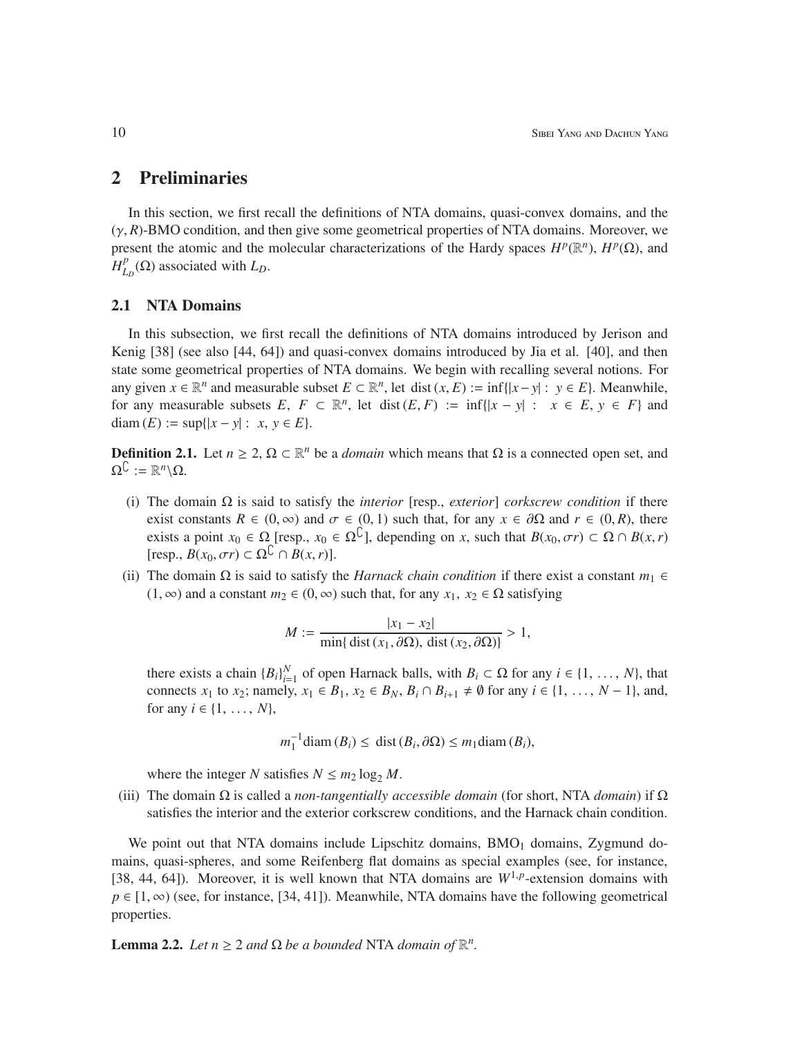## 2 Preliminaries

In this section, we first recall the definitions of NTA domains, quasi-convex domains, and the $(\gamma, R)$-BMO condition, and then give some geometrical properties of NTA domains. Moreover, we present the atomic and the molecular characterizations of the Hardy spaces $H^p(\mathbb{R}^n)$, $H^p(\Omega)$, and $H^p_{L_D}(\Omega)$ associated with $L_D$.

### 2.1 NTA Domains

In this subsection, we first recall the definitions of NTA domains introduced by Jerison and Kenig [38] (see also [44, 64]) and quasi-convex domains introduced by Jia et al. [40], and then state some geometrical properties of NTA domains. We begin with recalling several notions. For any given $x \in \mathbb{R}^n$ and measurable subset $E \subset \mathbb{R}^n$, let $\operatorname{dist}(x, E) := \inf\{|x-y| : y \in E\}$. Meanwhile, for any measurable subsets $E, F \subset \mathbb{R}^n$, let $\operatorname{dist}(E, F) := \inf\{|x-y| : x \in E, y \in F\}$ and $\operatorname{diam}(E) := \sup\{|x-y| : x, y \in E\}$.

**Definition 2.1.** Let $n \geq 2$, $\Omega \subset \mathbb{R}^n$ be a *domain* which means that $\Omega$ is a connected open set, and $\Omega^{\complement} := \mathbb{R}^n \setminus \Omega$.

(i) The domain $\Omega$ is said to satisfy the *interior* [resp., *exterior*] *corkscrew condition* if there exist constants $R \in (0, \infty)$ and $\sigma \in (0, 1)$ such that, for any $x \in \partial\Omega$ and $r \in (0, R)$, there exists a point $x_0 \in \Omega$ [resp., $x_0 \in \Omega^{\complement}$], depending on $x$, such that $B(x_0, \sigma r) \subset \Omega \cap B(x, r)$ [resp., $B(x_0, \sigma r) \subset \Omega^{\complement} \cap B(x, r)$].

(ii) The domain $\Omega$ is said to satisfy the *Harnack chain condition* if there exist a constant $m_1 \in (1, \infty)$ and a constant $m_2 \in (0, \infty)$ such that, for any $x_1, x_2 \in \Omega$ satisfying

$$M := \frac{|x_1 - x_2|}{\min\{\operatorname{dist}(x_1, \partial\Omega), \operatorname{dist}(x_2, \partial\Omega)\}} > 1,$$

there exists a chain $\{B_i\}_{i=1}^N$ of open Harnack balls, with $B_i \subset \Omega$ for any $i \in \{1, \ldots, N\}$, that connects $x_1$ to $x_2$; namely, $x_1 \in B_1$, $x_2 \in B_N$, $B_i \cap B_{i+1} \neq \emptyset$ for any $i \in \{1, \ldots, N-1\}$, and, for any $i \in \{1, \ldots, N\}$,

$$m_1^{-1} \operatorname{diam}(B_i) \leq \operatorname{dist}(B_i, \partial\Omega) \leq m_1 \operatorname{diam}(B_i),$$

where the integer $N$ satisfies $N \leq m_2 \log_2 M$.

(iii) The domain $\Omega$ is called a *non-tangentially accessible domain* (for short, NTA *domain*) if $\Omega$ satisfies the interior and the exterior corkscrew conditions, and the Harnack chain condition.

We point out that NTA domains include Lipschitz domains, $\mathrm{BMO}_1$ domains, Zygmund domains, quasi-spheres, and some Reifenberg flat domains as special examples (see, for instance, [38, 44, 64]). Moreover, it is well known that NTA domains are $W^{1,p}$-extension domains with $p \in [1, \infty)$ (see, for instance, [34, 41]). Meanwhile, NTA domains have the following geometrical properties.

**Lemma 2.2.** *Let $n \geq 2$ and $\Omega$ be a bounded* NTA *domain of $\mathbb{R}^n$.*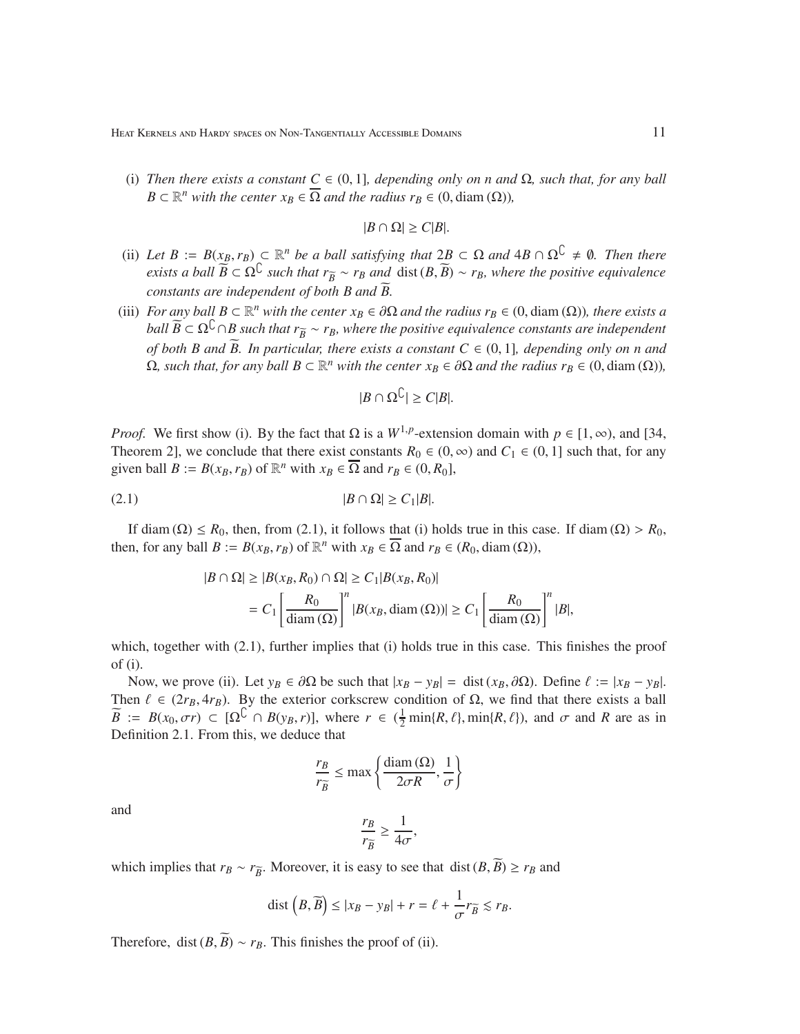(i) *Then there exists a constant $C \in (0,1]$, depending only on $n$ and $\Omega$, such that, for any ball $B \subset \mathbb{R}^n$ with the center $x_B \in \overline{\Omega}$ and the radius $r_B \in (0, \operatorname{diam}(\Omega))$,*

$$|B \cap \Omega| \geq C|B|.$$

(ii) *Let $B := B(x_B, r_B) \subset \mathbb{R}^n$ be a ball satisfying that $2B \subset \Omega$ and $4B \cap \Omega^\complement \neq \emptyset$. Then there exists a ball $\widetilde{B} \subset \Omega^\complement$ such that $r_{\widetilde{B}} \sim r_B$ and $\operatorname{dist}(B, \widetilde{B}) \sim r_B$, where the positive equivalence constants are independent of both $B$ and $\widetilde{B}$.*

(iii) *For any ball $B \subset \mathbb{R}^n$ with the center $x_B \in \partial\Omega$ and the radius $r_B \in (0, \operatorname{diam}(\Omega))$, there exists a ball $\widetilde{B} \subset \Omega^\complement \cap B$ such that $r_{\widetilde{B}} \sim r_B$, where the positive equivalence constants are independent of both $B$ and $\widetilde{B}$. In particular, there exists a constant $C \in (0,1]$, depending only on $n$ and $\Omega$, such that, for any ball $B \subset \mathbb{R}^n$ with the center $x_B \in \partial\Omega$ and the radius $r_B \in (0, \operatorname{diam}(\Omega))$,*

$$|B \cap \Omega^\complement| \geq C|B|.$$

*Proof.* We first show (i). By the fact that $\Omega$ is a $W^{1,p}$-extension domain with $p \in [1, \infty)$, and [34, Theorem 2], we conclude that there exist constants $R_0 \in (0, \infty)$ and $C_1 \in (0, 1]$ such that, for any given ball $B := B(x_B, r_B)$ of $\mathbb{R}^n$ with $x_B \in \overline{\Omega}$ and $r_B \in (0, R_0]$,

$$|B \cap \Omega| \geq C_1|B|. \tag{2.1}$$

If $\operatorname{diam}(\Omega) \leq R_0$, then, from (2.1), it follows that (i) holds true in this case. If $\operatorname{diam}(\Omega) > R_0$, then, for any ball $B := B(x_B, r_B)$ of $\mathbb{R}^n$ with $x_B \in \overline{\Omega}$ and $r_B \in (R_0, \operatorname{diam}(\Omega))$,

$$\begin{aligned}
|B \cap \Omega| &\geq |B(x_B, R_0) \cap \Omega| \geq C_1 |B(x_B, R_0)| \\
&= C_1 \left[\frac{R_0}{\operatorname{diam}(\Omega)}\right]^n |B(x_B, \operatorname{diam}(\Omega))| \geq C_1 \left[\frac{R_0}{\operatorname{diam}(\Omega)}\right]^n |B|,
\end{aligned}$$

which, together with (2.1), further implies that (i) holds true in this case. This finishes the proof of (i).

Now, we prove (ii). Let $y_B \in \partial\Omega$ be such that $|x_B - y_B| = \operatorname{dist}(x_B, \partial\Omega)$. Define $\ell := |x_B - y_B|$. Then $\ell \in (2r_B, 4r_B)$. By the exterior corkscrew condition of $\Omega$, we find that there exists a ball $\widetilde{B} := B(x_0, \sigma r) \subset [\Omega^\complement \cap B(y_B, r)]$, where $r \in (\frac{1}{2}\min\{R, \ell\}, \min\{R, \ell\})$, and $\sigma$ and $R$ are as in Definition 2.1. From this, we deduce that

$$\frac{r_B}{r_{\widetilde{B}}} \leq \max\left\{\frac{\operatorname{diam}(\Omega)}{2\sigma R}, \frac{1}{\sigma}\right\}$$

and

$$\frac{r_B}{r_{\widetilde{B}}} \geq \frac{1}{4\sigma},$$

which implies that $r_B \sim r_{\widetilde{B}}$. Moreover, it is easy to see that $\operatorname{dist}(B, \widetilde{B}) \geq r_B$ and

$$\operatorname{dist}\left(B, \widetilde{B}\right) \leq |x_B - y_B| + r = \ell + \frac{1}{\sigma} r_{\widetilde{B}} \lesssim r_B.$$

Therefore, $\operatorname{dist}(B, \widetilde{B}) \sim r_B$. This finishes the proof of (ii).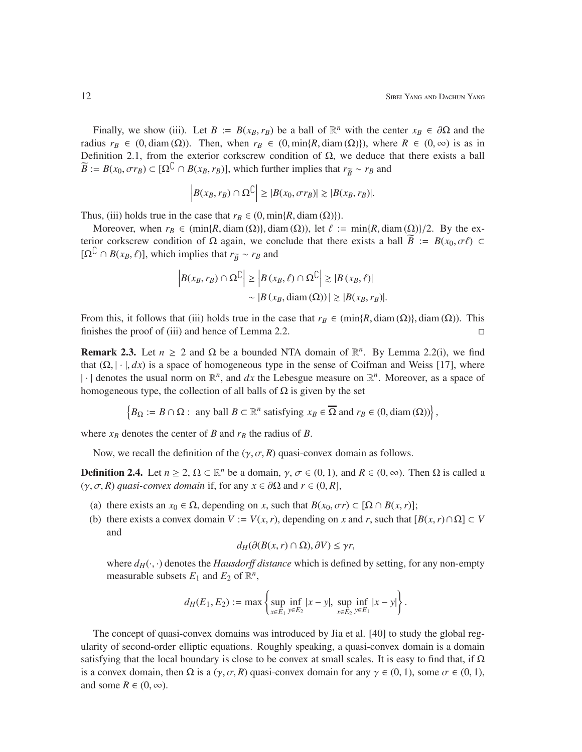Finally, we show (iii). Let $B := B(x_B, r_B)$ be a ball of $\mathbb{R}^n$ with the center $x_B \in \partial\Omega$ and the radius $r_B \in (0, \operatorname{diam}(\Omega))$. Then, when $r_B \in (0, \min\{R, \operatorname{diam}(\Omega)\})$, where $R \in (0, \infty)$ is as in Definition 2.1, from the exterior corkscrew condition of $\Omega$, we deduce that there exists a ball $\widetilde{B} := B(x_0, \sigma r_B) \subset [\Omega^{\complement} \cap B(x_B, r_B)]$, which further implies that $r_{\widetilde{B}} \sim r_B$ and

$$\left|B(x_B, r_B) \cap \Omega^{\complement}\right| \geq |B(x_0, \sigma r_B)| \gtrsim |B(x_B, r_B)|.$$

Thus, (iii) holds true in the case that $r_B \in (0, \min\{R, \operatorname{diam}(\Omega)\})$.

Moreover, when $r_B \in (\min\{R, \operatorname{diam}(\Omega)\}, \operatorname{diam}(\Omega))$, let $\ell := \min\{R, \operatorname{diam}(\Omega)\}/2$. By the exterior corkscrew condition of $\Omega$ again, we conclude that there exists a ball $\widetilde{B} := B(x_0, \sigma\ell) \subset [\Omega^{\complement} \cap B(x_B, \ell)]$, which implies that $r_{\widetilde{B}} \sim r_B$ and

$$\begin{aligned}
\left|B(x_B, r_B) \cap \Omega^{\complement}\right| &\geq \left|B(x_B, \ell) \cap \Omega^{\complement}\right| \gtrsim |B(x_B, \ell)| \\
&\sim |B(x_B, \operatorname{diam}(\Omega))| \gtrsim |B(x_B, r_B)|.
\end{aligned}$$

From this, it follows that (iii) holds true in the case that $r_B \in (\min\{R, \operatorname{diam}(\Omega)\}, \operatorname{diam}(\Omega))$. This finishes the proof of (iii) and hence of Lemma 2.2. $\square$

**Remark 2.3.** Let $n \geq 2$ and $\Omega$ be a bounded NTA domain of $\mathbb{R}^n$. By Lemma 2.2(i), we find that $(\Omega, |\cdot|, dx)$ is a space of homogeneous type in the sense of Coifman and Weiss [17], where $|\cdot|$ denotes the usual norm on $\mathbb{R}^n$, and $dx$ the Lebesgue measure on $\mathbb{R}^n$. Moreover, as a space of homogeneous type, the collection of all balls of $\Omega$ is given by the set

$$\left\{B_\Omega := B \cap \Omega : \text{ any ball } B \subset \mathbb{R}^n \text{ satisfying } x_B \in \overline{\Omega} \text{ and } r_B \in (0, \operatorname{diam}(\Omega))\right\},$$

where $x_B$ denotes the center of $B$ and $r_B$ the radius of $B$.

Now, we recall the definition of the $(\gamma, \sigma, R)$ quasi-convex domain as follows.

**Definition 2.4.** Let $n \geq 2$, $\Omega \subset \mathbb{R}^n$ be a domain, $\gamma, \sigma \in (0, 1)$, and $R \in (0, \infty)$. Then $\Omega$ is called a $(\gamma, \sigma, R)$ *quasi-convex domain* if, for any $x \in \partial\Omega$ and $r \in (0, R]$,

(a) there exists an $x_0 \in \Omega$, depending on $x$, such that $B(x_0, \sigma r) \subset [\Omega \cap B(x, r)]$;

(b) there exists a convex domain $V := V(x, r)$, depending on $x$ and $r$, such that $[B(x, r) \cap \Omega] \subset V$ and

$$d_H(\partial(B(x, r) \cap \Omega), \partial V) \leq \gamma r,$$

where $d_H(\cdot, \cdot)$ denotes the *Hausdorff distance* which is defined by setting, for any non-empty measurable subsets $E_1$ and $E_2$ of $\mathbb{R}^n$,

$$d_H(E_1, E_2) := \max\left\{\sup_{x \in E_1} \inf_{y \in E_2} |x - y|, \sup_{x \in E_2} \inf_{y \in E_1} |x - y|\right\}.$$

The concept of quasi-convex domains was introduced by Jia et al. [40] to study the global regularity of second-order elliptic equations. Roughly speaking, a quasi-convex domain is a domain satisfying that the local boundary is close to be convex at small scales. It is easy to find that, if $\Omega$ is a convex domain, then $\Omega$ is a $(\gamma, \sigma, R)$ quasi-convex domain for any $\gamma \in (0, 1)$, some $\sigma \in (0, 1)$, and some $R \in (0, \infty)$.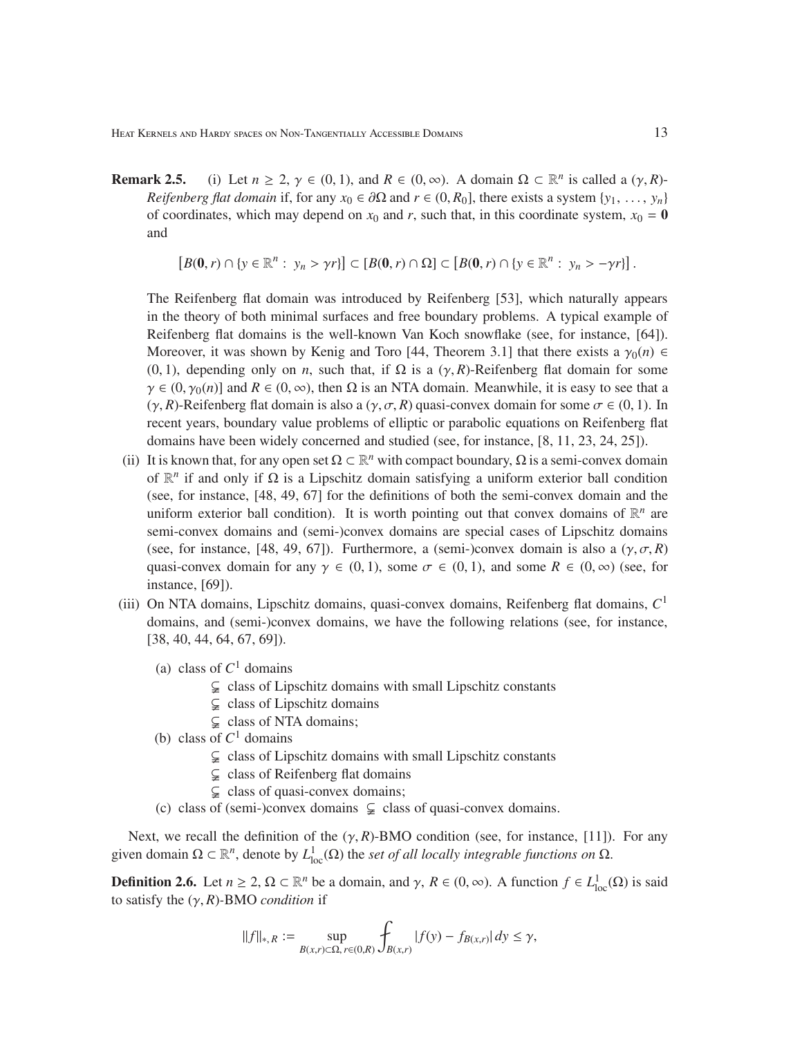**Remark 2.5.** (i) Let $n \geq 2$, $\gamma \in (0,1)$, and $R \in (0,\infty)$. A domain $\Omega \subset \mathbb{R}^n$ is called a $(\gamma, R)$-*Reifenberg flat domain* if, for any $x_0 \in \partial\Omega$ and $r \in (0, R_0]$, there exists a system $\{y_1, \ldots, y_n\}$ of coordinates, which may depend on $x_0$ and $r$, such that, in this coordinate system, $x_0 = \mathbf{0}$ and

$$[B(\mathbf{0}, r) \cap \{y \in \mathbb{R}^n : \ y_n > \gamma r\}] \subset [B(\mathbf{0}, r) \cap \Omega] \subset [B(\mathbf{0}, r) \cap \{y \in \mathbb{R}^n : \ y_n > -\gamma r\}].$$

The Reifenberg flat domain was introduced by Reifenberg [53], which naturally appears in the theory of both minimal surfaces and free boundary problems. A typical example of Reifenberg flat domains is the well-known Van Koch snowflake (see, for instance, [64]). Moreover, it was shown by Kenig and Toro [44, Theorem 3.1] that there exists a $\gamma_0(n) \in (0,1)$, depending only on $n$, such that, if $\Omega$ is a $(\gamma, R)$-Reifenberg flat domain for some $\gamma \in (0, \gamma_0(n)]$ and $R \in (0,\infty)$, then $\Omega$ is an NTA domain. Meanwhile, it is easy to see that a $(\gamma, R)$-Reifenberg flat domain is also a $(\gamma, \sigma, R)$ quasi-convex domain for some $\sigma \in (0,1)$. In recent years, boundary value problems of elliptic or parabolic equations on Reifenberg flat domains have been widely concerned and studied (see, for instance, [8, 11, 23, 24, 25]).

(ii) It is known that, for any open set $\Omega \subset \mathbb{R}^n$ with compact boundary, $\Omega$ is a semi-convex domain of $\mathbb{R}^n$ if and only if $\Omega$ is a Lipschitz domain satisfying a uniform exterior ball condition (see, for instance, [48, 49, 67] for the definitions of both the semi-convex domain and the uniform exterior ball condition). It is worth pointing out that convex domains of $\mathbb{R}^n$ are semi-convex domains and (semi-)convex domains are special cases of Lipschitz domains (see, for instance, [48, 49, 67]). Furthermore, a (semi-)convex domain is also a $(\gamma, \sigma, R)$ quasi-convex domain for any $\gamma \in (0,1)$, some $\sigma \in (0,1)$, and some $R \in (0,\infty)$ (see, for instance, [69]).

(iii) On NTA domains, Lipschitz domains, quasi-convex domains, Reifenberg flat domains, $C^1$ domains, and (semi-)convex domains, we have the following relations (see, for instance, [38, 40, 44, 64, 67, 69]).

(a) class of $C^1$ domains
  $\subsetneq$ class of Lipschitz domains with small Lipschitz constants
  $\subsetneq$ class of Lipschitz domains
  $\subsetneq$ class of NTA domains;

(b) class of $C^1$ domains
  $\subsetneq$ class of Lipschitz domains with small Lipschitz constants
  $\subsetneq$ class of Reifenberg flat domains
  $\subsetneq$ class of quasi-convex domains;

(c) class of (semi-)convex domains $\subsetneq$ class of quasi-convex domains.

Next, we recall the definition of the $(\gamma, R)$-BMO condition (see, for instance, [11]). For any given domain $\Omega \subset \mathbb{R}^n$, denote by $L^1_{\mathrm{loc}}(\Omega)$ the *set of all locally integrable functions on* $\Omega$.

**Definition 2.6.** Let $n \geq 2$, $\Omega \subset \mathbb{R}^n$ be a domain, and $\gamma$, $R \in (0,\infty)$. A function $f \in L^1_{\mathrm{loc}}(\Omega)$ is said to satisfy the $(\gamma, R)$-BMO *condition* if

$$\|f\|_{*,R} := \sup_{B(x,r) \subset \Omega,\, r \in (0,R)} \fint_{B(x,r)} |f(y) - f_{B(x,r)}|\, dy \leq \gamma,$$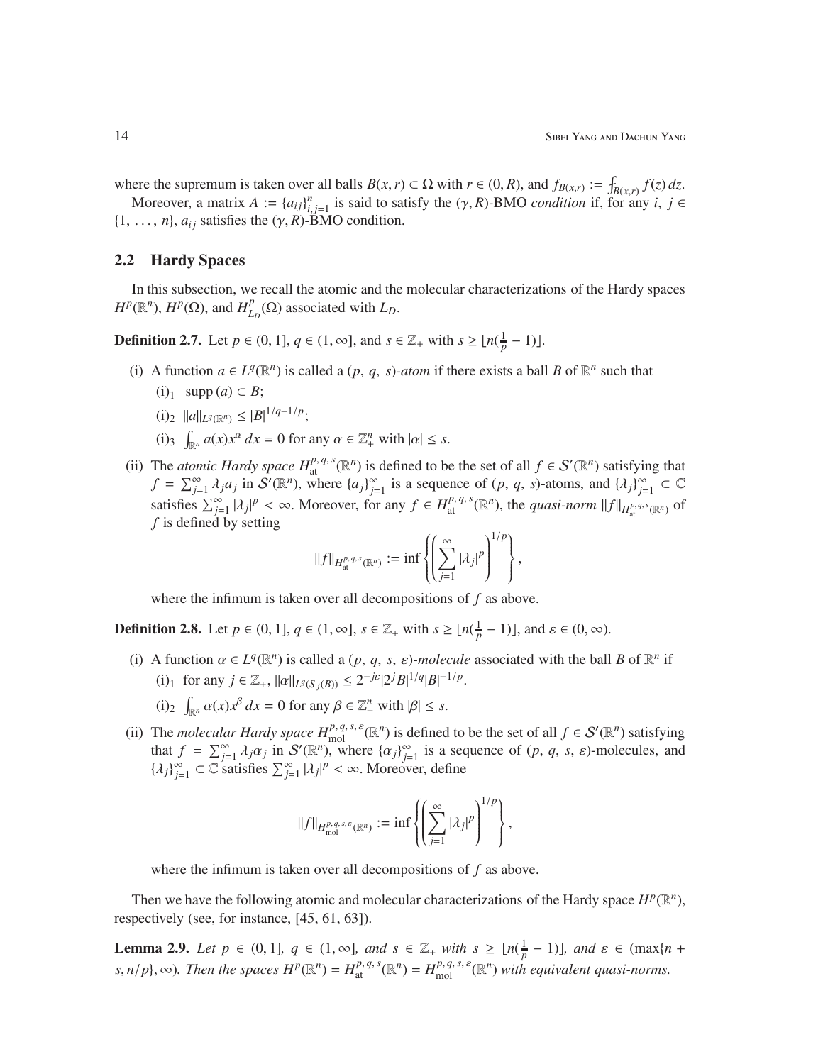where the supremum is taken over all balls $B(x,r) \subset \Omega$ with $r \in (0,R)$, and $f_{B(x,r)} := \fint_{B(x,r)} f(z)\,dz$.

Moreover, a matrix $A := \{a_{ij}\}_{i,j=1}^n$ is said to satisfy the $(\gamma, R)$-BMO *condition* if, for any $i,\ j \in \{1,\ \ldots,\ n\}$, $a_{ij}$ satisfies the $(\gamma, R)$-BMO condition.

## 2.2 Hardy Spaces

In this subsection, we recall the atomic and the molecular characterizations of the Hardy spaces $H^p(\mathbb{R}^n)$, $H^p(\Omega)$, and $H^p_{L_D}(\Omega)$ associated with $L_D$.

**Definition 2.7.** Let $p \in (0, 1]$, $q \in (1, \infty]$, and $s \in \mathbb{Z}_+$ with $s \geq \lfloor n(\frac{1}{p} - 1)\rfloor$.

(i) A function $a \in L^q(\mathbb{R}^n)$ is called a $(p,\ q,\ s)$-*atom* if there exists a ball $B$ of $\mathbb{R}^n$ such that

(i)$_1$ $\operatorname{supp}(a) \subset B$;

(i)$_2$ $\|a\|_{L^q(\mathbb{R}^n)} \leq |B|^{1/q-1/p}$;

(i)$_3$ $\int_{\mathbb{R}^n} a(x)x^\alpha\,dx = 0$ for any $\alpha \in \mathbb{Z}_+^n$ with $|\alpha| \leq s$.

(ii) The *atomic Hardy space* $H^{p,\,q,\,s}_{\mathrm{at}}(\mathbb{R}^n)$ is defined to be the set of all $f \in \mathcal{S}'(\mathbb{R}^n)$ satisfying that $f = \sum_{j=1}^\infty \lambda_j a_j$ in $\mathcal{S}'(\mathbb{R}^n)$, where $\{a_j\}_{j=1}^\infty$ is a sequence of $(p,\ q,\ s)$-atoms, and $\{\lambda_j\}_{j=1}^\infty \subset \mathbb{C}$ satisfies $\sum_{j=1}^\infty |\lambda_j|^p < \infty$. Moreover, for any $f \in H^{p,\,q,\,s}_{\mathrm{at}}(\mathbb{R}^n)$, the *quasi-norm* $\|f\|_{H^{p,\,q,\,s}_{\mathrm{at}}(\mathbb{R}^n)}$ of $f$ is defined by setting

$$\|f\|_{H^{p,\,q,\,s}_{\mathrm{at}}(\mathbb{R}^n)} := \inf\left\{\left(\sum_{j=1}^\infty |\lambda_j|^p\right)^{1/p}\right\},$$

where the infimum is taken over all decompositions of $f$ as above.

**Definition 2.8.** Let $p \in (0, 1]$, $q \in (1, \infty]$, $s \in \mathbb{Z}_+$ with $s \geq \lfloor n(\frac{1}{p} - 1)\rfloor$, and $\varepsilon \in (0, \infty)$.

(i) A function $\alpha \in L^q(\mathbb{R}^n)$ is called a $(p,\ q,\ s,\ \varepsilon)$-*molecule* associated with the ball $B$ of $\mathbb{R}^n$ if

(i)$_1$ for any $j \in \mathbb{Z}_+$, $\|\alpha\|_{L^q(S_j(B))} \leq 2^{-j\varepsilon}|2^jB|^{1/q}|B|^{-1/p}$.

(i)$_2$ $\int_{\mathbb{R}^n} \alpha(x)x^\beta\,dx = 0$ for any $\beta \in \mathbb{Z}_+^n$ with $|\beta| \leq s$.

(ii) The *molecular Hardy space* $H^{p,\,q,\,s,\,\varepsilon}_{\mathrm{mol}}(\mathbb{R}^n)$ is defined to be the set of all $f \in \mathcal{S}'(\mathbb{R}^n)$ satisfying that $f = \sum_{j=1}^\infty \lambda_j\alpha_j$ in $\mathcal{S}'(\mathbb{R}^n)$, where $\{\alpha_j\}_{j=1}^\infty$ is a sequence of $(p,\ q,\ s,\ \varepsilon)$-molecules, and $\{\lambda_j\}_{j=1}^\infty \subset \mathbb{C}$ satisfies $\sum_{j=1}^\infty |\lambda_j|^p < \infty$. Moreover, define

$$\|f\|_{H^{p,\,q,\,s,\,\varepsilon}_{\mathrm{mol}}(\mathbb{R}^n)} := \inf\left\{\left(\sum_{j=1}^\infty |\lambda_j|^p\right)^{1/p}\right\},$$

where the infimum is taken over all decompositions of $f$ as above.

Then we have the following atomic and molecular characterizations of the Hardy space $H^p(\mathbb{R}^n)$, respectively (see, for instance, [45, 61, 63]).

**Lemma 2.9.** *Let $p \in (0, 1]$, $q \in (1, \infty]$, and $s \in \mathbb{Z}_+$ with $s \geq \lfloor n(\frac{1}{p} - 1)\rfloor$, and $\varepsilon \in (\max\{n + s, n/p\}, \infty)$. Then the spaces $H^p(\mathbb{R}^n) = H^{p,\,q,\,s}_{\mathrm{at}}(\mathbb{R}^n) = H^{p,\,q,\,s,\,\varepsilon}_{\mathrm{mol}}(\mathbb{R}^n)$ with equivalent quasi-norms.*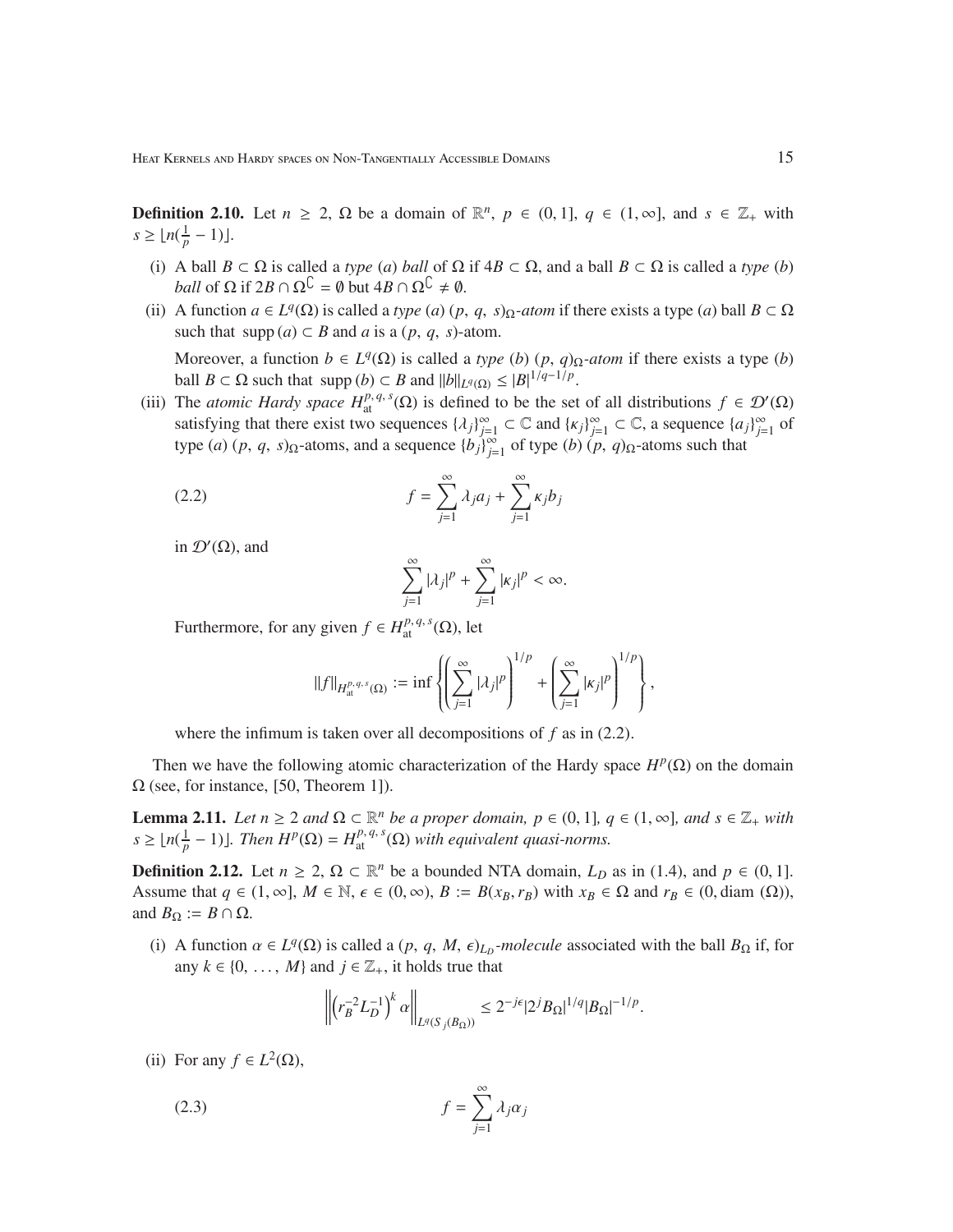**Definition 2.10.** Let $n \geq 2$, $\Omega$ be a domain of $\mathbb{R}^n$, $p \in (0, 1]$, $q \in (1, \infty]$, and $s \in \mathbb{Z}_+$ with $s \geq \lfloor n(\frac{1}{p} - 1) \rfloor$.

(i) A ball $B \subset \Omega$ is called a *type* (*a*) *ball* of $\Omega$ if $4B \subset \Omega$, and a ball $B \subset \Omega$ is called a *type* (*b*) *ball* of $\Omega$ if $2B \cap \Omega^{\complement} = \emptyset$ but $4B \cap \Omega^{\complement} \neq \emptyset$.

(ii) A function $a \in L^q(\Omega)$ is called a *type* (*a*) $(p, q, s)_\Omega$*-atom* if there exists a type (*a*) ball $B \subset \Omega$ such that $\operatorname{supp}(a) \subset B$ and $a$ is a $(p, q, s)$-atom.

Moreover, a function $b \in L^q(\Omega)$ is called a *type* (*b*) $(p, q)_\Omega$*-atom* if there exists a type (*b*) ball $B \subset \Omega$ such that $\operatorname{supp}(b) \subset B$ and $\|b\|_{L^q(\Omega)} \leq |B|^{1/q - 1/p}$.

(iii) The *atomic Hardy space* $H^{p,q,s}_{\mathrm{at}}(\Omega)$ is defined to be the set of all distributions $f \in \mathcal{D}'(\Omega)$ satisfying that there exist two sequences $\{\lambda_j\}_{j=1}^\infty \subset \mathbb{C}$ and $\{\kappa_j\}_{j=1}^\infty \subset \mathbb{C}$, a sequence $\{a_j\}_{j=1}^\infty$ of type (*a*) $(p, q, s)_\Omega$-atoms, and a sequence $\{b_j\}_{j=1}^\infty$ of type (*b*) $(p, q)_\Omega$-atoms such that

$$f = \sum_{j=1}^{\infty} \lambda_j a_j + \sum_{j=1}^{\infty} \kappa_j b_j \tag{2.2}$$

in $\mathcal{D}'(\Omega)$, and

$$\sum_{j=1}^{\infty} |\lambda_j|^p + \sum_{j=1}^{\infty} |\kappa_j|^p < \infty.$$

Furthermore, for any given $f \in H^{p,q,s}_{\mathrm{at}}(\Omega)$, let

$$\|f\|_{H^{p,q,s}_{\mathrm{at}}(\Omega)} := \inf \left\{ \left( \sum_{j=1}^{\infty} |\lambda_j|^p \right)^{1/p} + \left( \sum_{j=1}^{\infty} |\kappa_j|^p \right)^{1/p} \right\},$$

where the infimum is taken over all decompositions of $f$ as in (2.2).

Then we have the following atomic characterization of the Hardy space $H^p(\Omega)$ on the domain $\Omega$ (see, for instance, [50, Theorem 1]).

**Lemma 2.11.** *Let $n \geq 2$ and $\Omega \subset \mathbb{R}^n$ be a proper domain, $p \in (0, 1]$, $q \in (1, \infty]$, and $s \in \mathbb{Z}_+$ with $s \geq \lfloor n(\frac{1}{p} - 1) \rfloor$. Then $H^p(\Omega) = H^{p,q,s}_{\mathrm{at}}(\Omega)$ with equivalent quasi-norms.*

**Definition 2.12.** Let $n \geq 2$, $\Omega \subset \mathbb{R}^n$ be a bounded NTA domain, $L_D$ as in (1.4), and $p \in (0, 1]$. Assume that $q \in (1, \infty]$, $M \in \mathbb{N}$, $\epsilon \in (0, \infty)$, $B := B(x_B, r_B)$ with $x_B \in \Omega$ and $r_B \in (0, \operatorname{diam}(\Omega))$, and $B_\Omega := B \cap \Omega$.

(i) A function $\alpha \in L^q(\Omega)$ is called a $(p, q, M, \epsilon)_{L_D}$*-molecule* associated with the ball $B_\Omega$ if, for any $k \in \{0, \ldots, M\}$ and $j \in \mathbb{Z}_+$, it holds true that

$$\left\| \left( r_B^{-2} L_D^{-1} \right)^k \alpha \right\|_{L^q(S_j(B_\Omega))} \leq 2^{-j\epsilon} |2^j B_\Omega|^{1/q} |B_\Omega|^{-1/p}.$$

(ii) For any $f \in L^2(\Omega)$,

$$f = \sum_{j=1}^{\infty} \lambda_j \alpha_j \tag{2.3}$$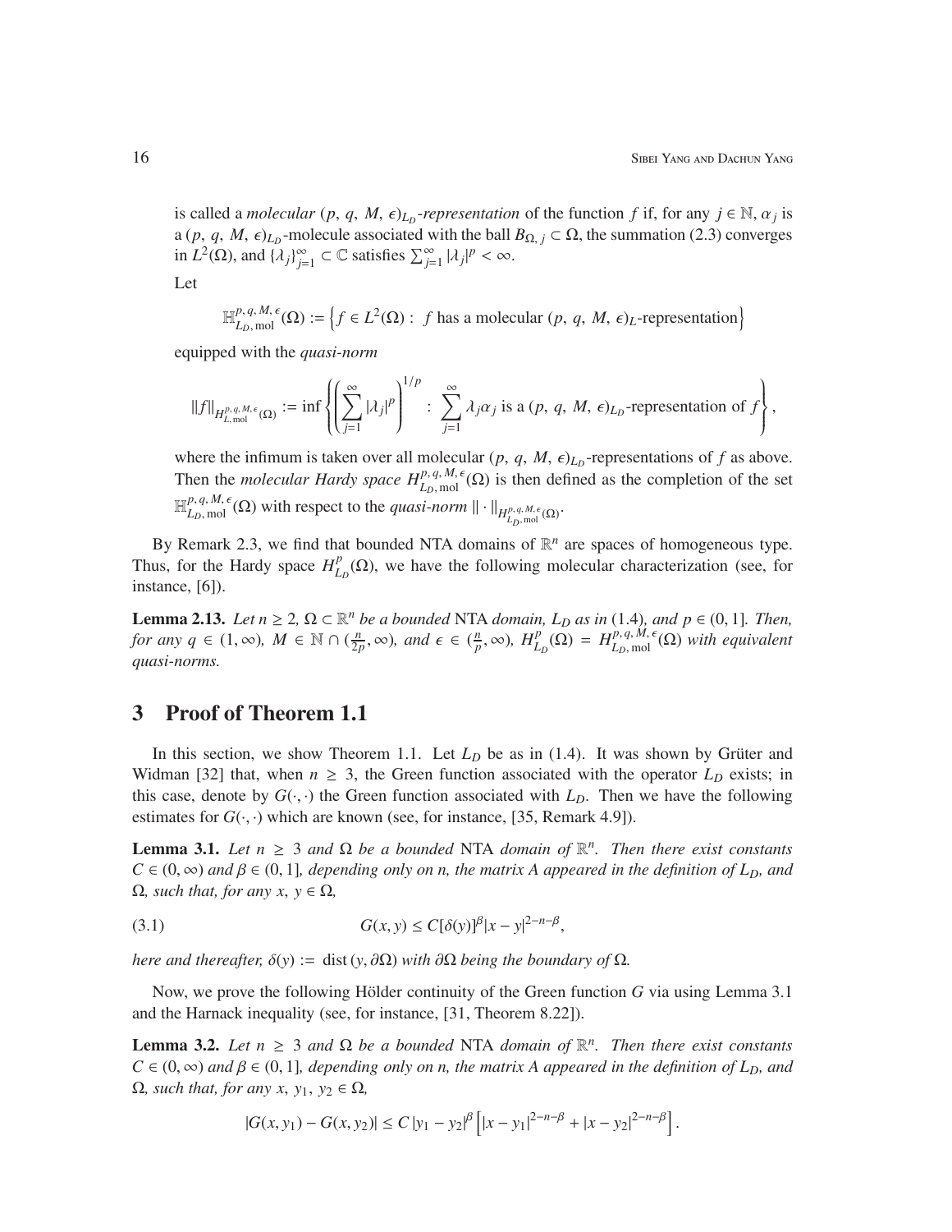is called a *molecular* $(p, q, M, \epsilon)_{L_D}$*-representation* of the function $f$ if, for any $j \in \mathbb{N}$, $\alpha_j$ is a $(p, q, M, \epsilon)_{L_D}$-molecule associated with the ball $B_{\Omega, j} \subset \Omega$, the summation (2.3) converges in $L^2(\Omega)$, and $\{\lambda_j\}_{j=1}^\infty \subset \mathbb{C}$ satisfies $\sum_{j=1}^\infty |\lambda_j|^p < \infty$.

Let

$$\mathbb{H}^{p,q,M,\epsilon}_{L_D,\mathrm{mol}}(\Omega) := \left\{ f \in L^2(\Omega) : f \text{ has a molecular } (p, q, M, \epsilon)_L\text{-representation} \right\}$$

equipped with the *quasi-norm*

$$\|f\|_{H^{p,q,M,\epsilon}_{L,\mathrm{mol}}(\Omega)} := \inf \left\{ \left( \sum_{j=1}^\infty |\lambda_j|^p \right)^{1/p} : \sum_{j=1}^\infty \lambda_j \alpha_j \text{ is a } (p, q, M, \epsilon)_{L_D}\text{-representation of } f \right\},$$

where the infimum is taken over all molecular $(p, q, M, \epsilon)_{L_D}$-representations of $f$ as above. Then the *molecular Hardy space* $H^{p,q,M,\epsilon}_{L_D,\mathrm{mol}}(\Omega)$ is then defined as the completion of the set $\mathbb{H}^{p,q,M,\epsilon}_{L_D,\mathrm{mol}}(\Omega)$ with respect to the *quasi-norm* $\|\cdot\|_{H^{p,q,M,\epsilon}_{L_D,\mathrm{mol}}(\Omega)}$.

By Remark 2.3, we find that bounded NTA domains of $\mathbb{R}^n$ are spaces of homogeneous type. Thus, for the Hardy space $H^p_{L_D}(\Omega)$, we have the following molecular characterization (see, for instance, [6]).

**Lemma 2.13.** *Let $n \geq 2$, $\Omega \subset \mathbb{R}^n$ be a bounded* NTA *domain, $L_D$ as in* (1.4)*, and $p \in (0, 1]$. Then, for any $q \in (1, \infty)$, $M \in \mathbb{N} \cap (\frac{n}{2p}, \infty)$, and $\epsilon \in (\frac{n}{p}, \infty)$, $H^p_{L_D}(\Omega) = H^{p,q,M,\epsilon}_{L_D,\mathrm{mol}}(\Omega)$ with equivalent quasi-norms.*

# 3 Proof of Theorem 1.1

In this section, we show Theorem 1.1. Let $L_D$ be as in (1.4). It was shown by Grüter and Widman [32] that, when $n \geq 3$, the Green function associated with the operator $L_D$ exists; in this case, denote by $G(\cdot, \cdot)$ the Green function associated with $L_D$. Then we have the following estimates for $G(\cdot, \cdot)$ which are known (see, for instance, [35, Remark 4.9]).

**Lemma 3.1.** *Let $n \geq 3$ and $\Omega$ be a bounded* NTA *domain of $\mathbb{R}^n$. Then there exist constants $C \in (0, \infty)$ and $\beta \in (0, 1]$, depending only on n, the matrix A appeared in the definition of $L_D$, and $\Omega$, such that, for any $x, y \in \Omega$,*

$$G(x, y) \leq C[\delta(y)]^\beta |x - y|^{2-n-\beta}, \tag{3.1}$$

*here and thereafter, $\delta(y) :=$ dist $(y, \partial\Omega)$ with $\partial\Omega$ being the boundary of $\Omega$.*

Now, we prove the following Hölder continuity of the Green function $G$ via using Lemma 3.1 and the Harnack inequality (see, for instance, [31, Theorem 8.22]).

**Lemma 3.2.** *Let $n \geq 3$ and $\Omega$ be a bounded* NTA *domain of $\mathbb{R}^n$. Then there exist constants $C \in (0, \infty)$ and $\beta \in (0, 1]$, depending only on n, the matrix A appeared in the definition of $L_D$, and $\Omega$, such that, for any $x, y_1, y_2 \in \Omega$,*

$$|G(x, y_1) - G(x, y_2)| \leq C |y_1 - y_2|^\beta \left[ |x - y_1|^{2-n-\beta} + |x - y_2|^{2-n-\beta} \right].$$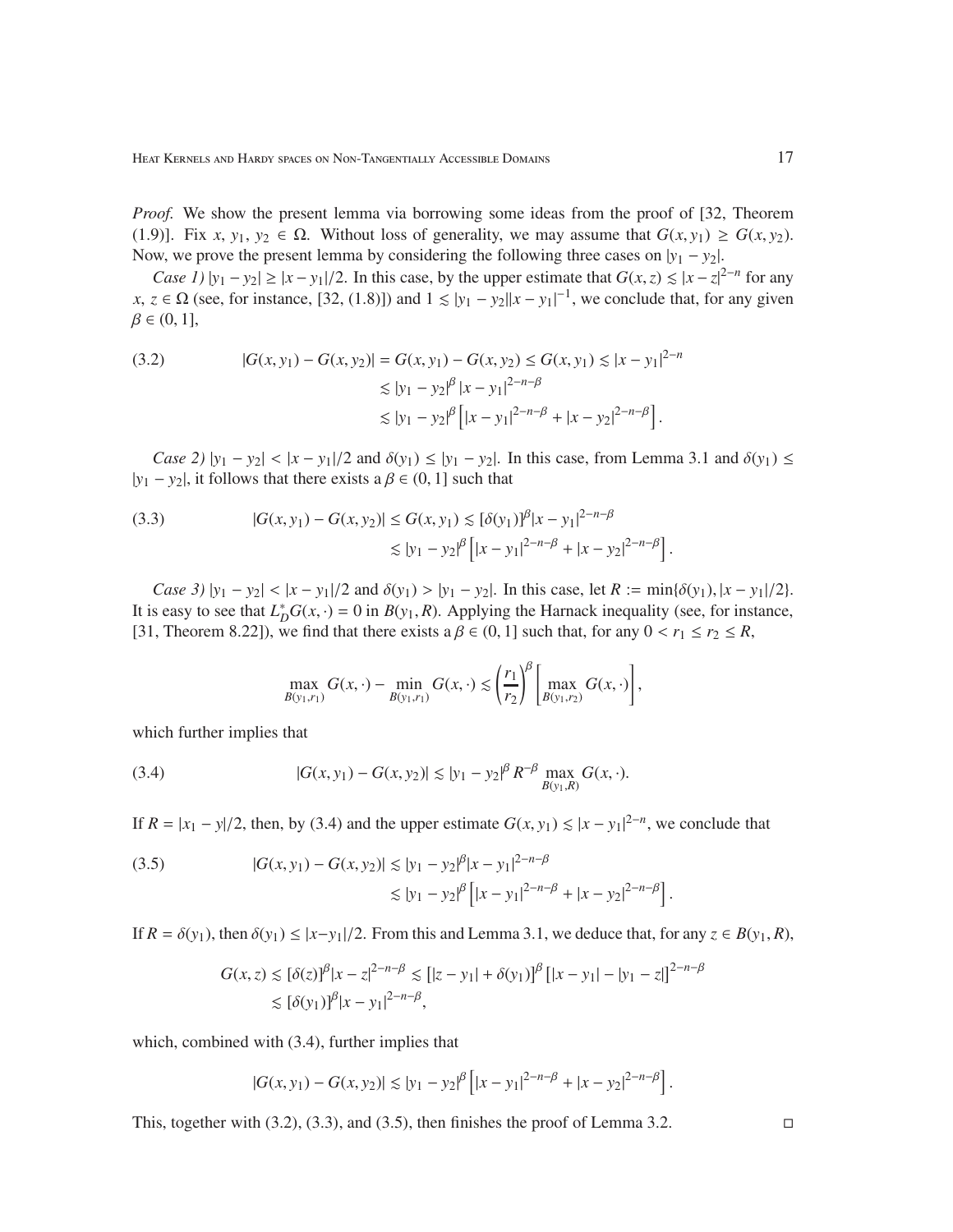*Proof.* We show the present lemma via borrowing some ideas from the proof of [32, Theorem (1.9)]. Fix $x, y_1, y_2 \in \Omega$. Without loss of generality, we may assume that $G(x, y_1) \geq G(x, y_2)$. Now, we prove the present lemma by considering the following three cases on $|y_1 - y_2|$.

*Case 1)* $|y_1 - y_2| \geq |x - y_1|/2$. In this case, by the upper estimate that $G(x, z) \lesssim |x - z|^{2-n}$ for any $x, z \in \Omega$ (see, for instance, [32, (1.8)]) and $1 \lesssim |y_1 - y_2||x - y_1|^{-1}$, we conclude that, for any given $\beta \in (0, 1]$,

$$
\begin{aligned}
|G(x, y_1) - G(x, y_2)| &= G(x, y_1) - G(x, y_2) \leq G(x, y_1) \lesssim |x - y_1|^{2-n} \\
&\lesssim |y_1 - y_2|^{\beta} |x - y_1|^{2-n-\beta} \\
&\lesssim |y_1 - y_2|^{\beta} \left[ |x - y_1|^{2-n-\beta} + |x - y_2|^{2-n-\beta} \right].
\end{aligned} \tag{3.2}
$$

*Case 2)* $|y_1 - y_2| < |x - y_1|/2$ and $\delta(y_1) \leq |y_1 - y_2|$. In this case, from Lemma 3.1 and $\delta(y_1) \leq |y_1 - y_2|$, it follows that there exists a $\beta \in (0, 1]$ such that

$$
\begin{aligned}
|G(x, y_1) - G(x, y_2)| &\leq G(x, y_1) \lesssim [\delta(y_1)]^{\beta} |x - y_1|^{2-n-\beta} \\
&\lesssim |y_1 - y_2|^{\beta} \left[ |x - y_1|^{2-n-\beta} + |x - y_2|^{2-n-\beta} \right].
\end{aligned} \tag{3.3}
$$

*Case 3)* $|y_1 - y_2| < |x - y_1|/2$ and $\delta(y_1) > |y_1 - y_2|$. In this case, let $R := \min\{\delta(y_1), |x - y_1|/2\}$. It is easy to see that $L_D^* G(x, \cdot) = 0$ in $B(y_1, R)$. Applying the Harnack inequality (see, for instance, [31, Theorem 8.22]), we find that there exists a $\beta \in (0, 1]$ such that, for any $0 < r_1 \leq r_2 \leq R$,

$$
\max_{B(y_1, r_1)} G(x, \cdot) - \min_{B(y_1, r_1)} G(x, \cdot) \lesssim \left( \frac{r_1}{r_2} \right)^{\beta} \left[ \max_{B(y_1, r_2)} G(x, \cdot) \right],
$$

which further implies that

$$
|G(x, y_1) - G(x, y_2)| \lesssim |y_1 - y_2|^{\beta} R^{-\beta} \max_{B(y_1, R)} G(x, \cdot). \tag{3.4}
$$

If $R = |x_1 - y|/2$, then, by (3.4) and the upper estimate $G(x, y_1) \lesssim |x - y_1|^{2-n}$, we conclude that

$$
\begin{aligned}
|G(x, y_1) - G(x, y_2)| &\lesssim |y_1 - y_2|^{\beta} |x - y_1|^{2-n-\beta} \\
&\lesssim |y_1 - y_2|^{\beta} \left[ |x - y_1|^{2-n-\beta} + |x - y_2|^{2-n-\beta} \right].
\end{aligned} \tag{3.5}
$$

If $R = \delta(y_1)$, then $\delta(y_1) \leq |x - y_1|/2$. From this and Lemma 3.1, we deduce that, for any $z \in B(y_1, R)$,

$$
\begin{aligned}
G(x, z) &\lesssim [\delta(z)]^{\beta} |x - z|^{2-n-\beta} \lesssim \left[ |z - y_1| + \delta(y_1) \right]^{\beta} \left[ |x - y_1| - |y_1 - z| \right]^{2-n-\beta} \\
&\lesssim [\delta(y_1)]^{\beta} |x - y_1|^{2-n-\beta},
\end{aligned}
$$

which, combined with (3.4), further implies that

$$
|G(x, y_1) - G(x, y_2)| \lesssim |y_1 - y_2|^{\beta} \left[ |x - y_1|^{2-n-\beta} + |x - y_2|^{2-n-\beta} \right].
$$

This, together with (3.2), (3.3), and (3.5), then finishes the proof of Lemma 3.2. $\square$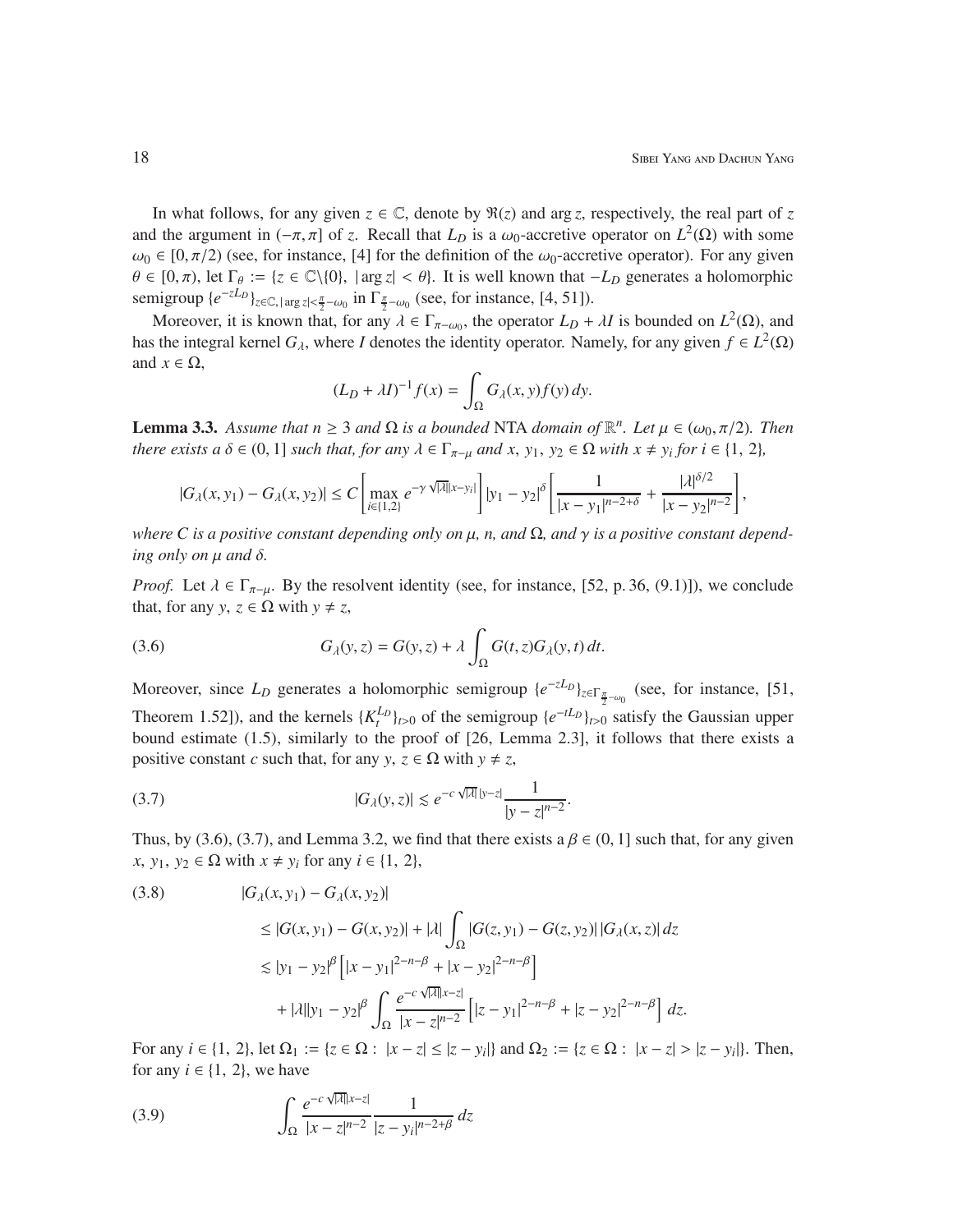In what follows, for any given $z \in \mathbb{C}$, denote by $\Re(z)$ and $\arg z$, respectively, the real part of $z$ and the argument in $(-\pi, \pi]$ of $z$. Recall that $L_D$ is a $\omega_0$-accretive operator on $L^2(\Omega)$ with some $\omega_0 \in [0, \pi/2)$ (see, for instance, [4] for the definition of the $\omega_0$-accretive operator). For any given $\theta \in [0, \pi)$, let $\Gamma_\theta := \{z \in \mathbb{C}\setminus\{0\},\ |\arg z| < \theta\}$. It is well known that $-L_D$ generates a holomorphic semigroup $\{e^{-zL_D}\}_{z\in\mathbb{C},\,|\arg z|<\frac{\pi}{2}-\omega_0}$ in $\Gamma_{\frac{\pi}{2}-\omega_0}$ (see, for instance, [4, 51]).

Moreover, it is known that, for any $\lambda \in \Gamma_{\pi-\omega_0}$, the operator $L_D + \lambda I$ is bounded on $L^2(\Omega)$, and has the integral kernel $G_\lambda$, where $I$ denotes the identity operator. Namely, for any given $f \in L^2(\Omega)$ and $x \in \Omega$,

$$(L_D + \lambda I)^{-1} f(x) = \int_\Omega G_\lambda(x, y) f(y)\, dy.$$

**Lemma 3.3.** *Assume that $n \geq 3$ and $\Omega$ is a bounded* NTA *domain of $\mathbb{R}^n$. Let $\mu \in (\omega_0, \pi/2)$. Then there exists a $\delta \in (0, 1]$ such that, for any $\lambda \in \Gamma_{\pi-\mu}$ and $x,\ y_1,\ y_2 \in \Omega$ with $x \neq y_i$ for $i \in \{1,\ 2\}$,*

$$|G_\lambda(x, y_1) - G_\lambda(x, y_2)| \leq C\left[\max_{i\in\{1,2\}} e^{-\gamma\sqrt{|\lambda|}|x-y_i|}\right]|y_1 - y_2|^\delta\left[\frac{1}{|x - y_1|^{n-2+\delta}} + \frac{|\lambda|^{\delta/2}}{|x - y_2|^{n-2}}\right],$$

*where $C$ is a positive constant depending only on $\mu$, $n$, and $\Omega$, and $\gamma$ is a positive constant depending only on $\mu$ and $\delta$.*

*Proof.* Let $\lambda \in \Gamma_{\pi-\mu}$. By the resolvent identity (see, for instance, [52, p. 36, (9.1)]), we conclude that, for any $y,\ z \in \Omega$ with $y \neq z$,

$$G_\lambda(y, z) = G(y, z) + \lambda \int_\Omega G(t, z) G_\lambda(y, t)\, dt. \tag{3.6}$$

Moreover, since $L_D$ generates a holomorphic semigroup $\{e^{-zL_D}\}_{z\in\Gamma_{\frac{\pi}{2}-\omega_0}}$ (see, for instance, [51, Theorem 1.52]), and the kernels $\{K_t^{L_D}\}_{t>0}$ of the semigroup $\{e^{-tL_D}\}_{t>0}$ satisfy the Gaussian upper bound estimate (1.5), similarly to the proof of [26, Lemma 2.3], it follows that there exists a positive constant $c$ such that, for any $y,\ z \in \Omega$ with $y \neq z$,

$$|G_\lambda(y, z)| \lesssim e^{-c\sqrt{|\lambda|}\,|y-z|}\frac{1}{|y - z|^{n-2}}. \tag{3.7}$$

Thus, by (3.6), (3.7), and Lemma 3.2, we find that there exists a $\beta \in (0, 1]$ such that, for any given $x,\ y_1,\ y_2 \in \Omega$ with $x \neq y_i$ for any $i \in \{1,\ 2\}$,

$$\begin{aligned}
&|G_\lambda(x, y_1) - G_\lambda(x, y_2)| \\
&\quad\leq |G(x, y_1) - G(x, y_2)| + |\lambda| \int_\Omega |G(z, y_1) - G(z, y_2)|\, |G_\lambda(x, z)|\, dz \\
&\quad\lesssim |y_1 - y_2|^\beta \left[|x - y_1|^{2-n-\beta} + |x - y_2|^{2-n-\beta}\right] \\
&\qquad + |\lambda||y_1 - y_2|^\beta \int_\Omega \frac{e^{-c\sqrt{|\lambda|}|x-z|}}{|x - z|^{n-2}}\left[|z - y_1|^{2-n-\beta} + |z - y_2|^{2-n-\beta}\right] dz.
\end{aligned} \tag{3.8}$$

For any $i \in \{1,\ 2\}$, let $\Omega_1 := \{z \in \Omega :\ |x - z| \leq |z - y_i|\}$ and $\Omega_2 := \{z \in \Omega :\ |x - z| > |z - y_i|\}$. Then, for any $i \in \{1,\ 2\}$, we have

$$\int_\Omega \frac{e^{-c\sqrt{|\lambda|}|x-z|}}{|x - z|^{n-2}} \frac{1}{|z - y_i|^{n-2+\beta}}\, dz \tag{3.9}$$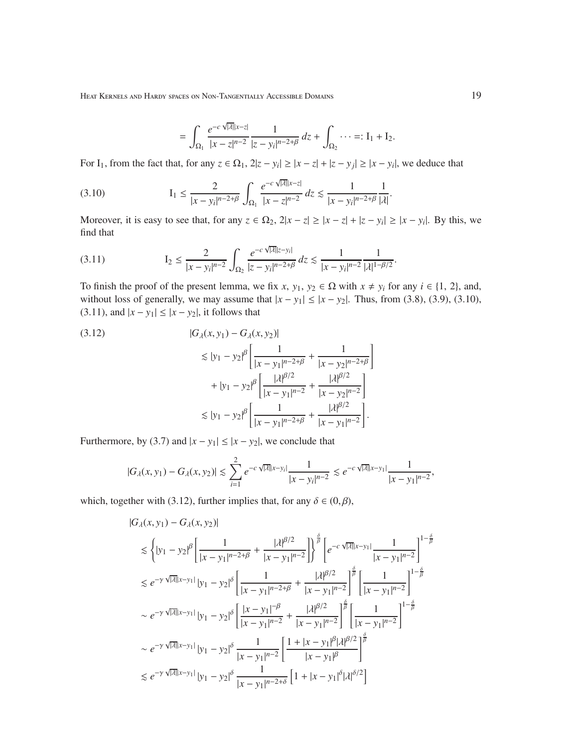$$= \int_{\Omega_1} \frac{e^{-c\sqrt{|\lambda|}|x-z|}}{|x-z|^{n-2}} \frac{1}{|z-y_i|^{n-2+\beta}}\,dz + \int_{\Omega_2} \cdots =: \mathrm{I}_1 + \mathrm{I}_2.$$

For $\mathrm{I}_1$, from the fact that, for any $z \in \Omega_1$, $2|z-y_i| \geq |x-z| + |z-y_j| \geq |x-y_i|$, we deduce that

$$\mathrm{I}_1 \leq \frac{2}{|x-y_i|^{n-2+\beta}} \int_{\Omega_1} \frac{e^{-c\sqrt{|\lambda|}|x-z|}}{|x-z|^{n-2}}\,dz \lesssim \frac{1}{|x-y_i|^{n-2+\beta}} \frac{1}{|\lambda|}. \tag{3.10}$$

Moreover, it is easy to see that, for any $z \in \Omega_2$, $2|x-z| \geq |x-z| + |z-y_i| \geq |x-y_i|$. By this, we find that

$$\mathrm{I}_2 \leq \frac{2}{|x-y_i|^{n-2}} \int_{\Omega_2} \frac{e^{-c\sqrt{|\lambda|}|z-y_i|}}{|z-y_i|^{n-2+\beta}}\,dz \lesssim \frac{1}{|x-y_i|^{n-2}} \frac{1}{|\lambda|^{1-\beta/2}}. \tag{3.11}$$

To finish the proof of the present lemma, we fix $x$, $y_1$, $y_2 \in \Omega$ with $x \neq y_i$ for any $i \in \{1, 2\}$, and, without loss of generally, we may assume that $|x-y_1| \leq |x-y_2|$. Thus, from (3.8), (3.9), (3.10), (3.11), and $|x-y_1| \leq |x-y_2|$, it follows that

$$\begin{aligned}
&|G_\lambda(x,y_1) - G_\lambda(x,y_2)| \\
&\quad\lesssim |y_1-y_2|^\beta \left[\frac{1}{|x-y_1|^{n-2+\beta}} + \frac{1}{|x-y_2|^{n-2+\beta}}\right] \\
&\qquad + |y_1-y_2|^\beta \left[\frac{|\lambda|^{\beta/2}}{|x-y_1|^{n-2}} + \frac{|\lambda|^{\beta/2}}{|x-y_2|^{n-2}}\right] \\
&\quad\lesssim |y_1-y_2|^\beta \left[\frac{1}{|x-y_1|^{n-2+\beta}} + \frac{|\lambda|^{\beta/2}}{|x-y_1|^{n-2}}\right].
\end{aligned} \tag{3.12}$$

Furthermore, by (3.7) and $|x-y_1| \leq |x-y_2|$, we conclude that

$$|G_\lambda(x,y_1) - G_\lambda(x,y_2)| \lesssim \sum_{i=1}^{2} e^{-c\sqrt{|\lambda|}|x-y_i|} \frac{1}{|x-y_i|^{n-2}} \lesssim e^{-c\sqrt{|\lambda|}|x-y_1|} \frac{1}{|x-y_1|^{n-2}},$$

which, together with (3.12), further implies that, for any $\delta \in (0,\beta)$,

$$\begin{aligned}
&|G_\lambda(x,y_1) - G_\lambda(x,y_2)| \\
&\quad\lesssim \left\{|y_1-y_2|^\beta \left[\frac{1}{|x-y_1|^{n-2+\beta}} + \frac{|\lambda|^{\beta/2}}{|x-y_1|^{n-2}}\right]\right\}^{\frac{\delta}{\beta}} \left[e^{-c\sqrt{|\lambda|}|x-y_1|} \frac{1}{|x-y_1|^{n-2}}\right]^{1-\frac{\delta}{\beta}} \\
&\quad\lesssim e^{-\gamma\sqrt{|\lambda|}|x-y_1|} |y_1-y_2|^\delta \left[\frac{1}{|x-y_1|^{n-2+\beta}} + \frac{|\lambda|^{\beta/2}}{|x-y_1|^{n-2}}\right]^{\frac{\delta}{\beta}} \left[\frac{1}{|x-y_1|^{n-2}}\right]^{1-\frac{\delta}{\beta}} \\
&\quad\sim e^{-\gamma\sqrt{|\lambda|}|x-y_1|} |y_1-y_2|^\delta \left[\frac{|x-y_1|^{-\beta}}{|x-y_1|^{n-2}} + \frac{|\lambda|^{\beta/2}}{|x-y_1|^{n-2}}\right]^{\frac{\delta}{\beta}} \left[\frac{1}{|x-y_1|^{n-2}}\right]^{1-\frac{\delta}{\beta}} \\
&\quad\sim e^{-\gamma\sqrt{|\lambda|}|x-y_1|} |y_1-y_2|^\delta \frac{1}{|x-y_1|^{n-2}} \left[\frac{1+|x-y_1|^\beta|\lambda|^{\beta/2}}{|x-y_1|^\beta}\right]^{\frac{\delta}{\beta}} \\
&\quad\lesssim e^{-\gamma\sqrt{|\lambda|}|x-y_1|} |y_1-y_2|^\delta \frac{1}{|x-y_1|^{n-2+\delta}} \left[1+|x-y_1|^\delta|\lambda|^{\delta/2}\right]
\end{aligned}$$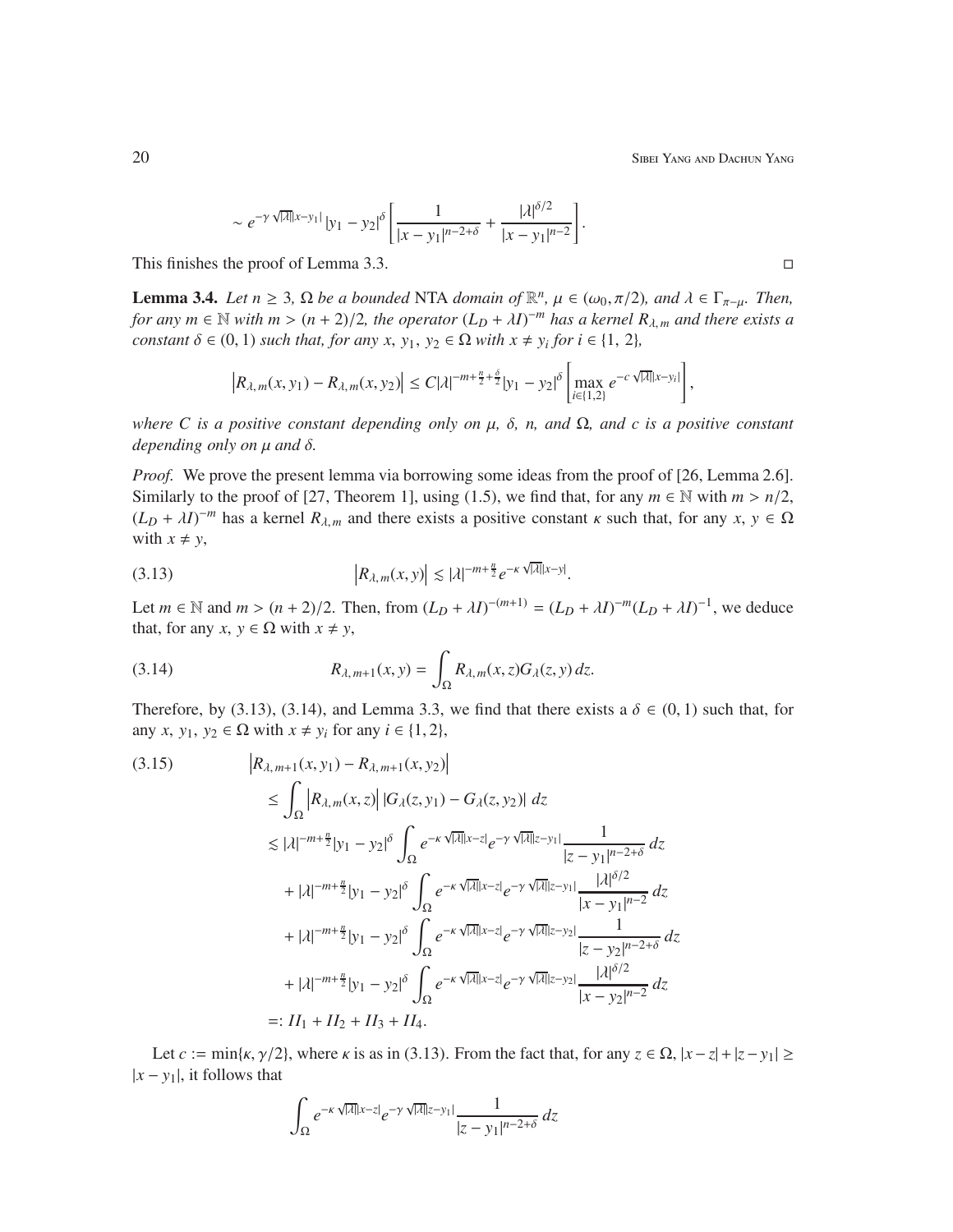$$\sim e^{-\gamma\sqrt{|\lambda|}|x-y_1|}|y_1-y_2|^\delta\left[\frac{1}{|x-y_1|^{n-2+\delta}}+\frac{|\lambda|^{\delta/2}}{|x-y_1|^{n-2}}\right].$$

This finishes the proof of Lemma 3.3. □

**Lemma 3.4.** *Let $n \geq 3$, $\Omega$ be a bounded* NTA *domain of $\mathbb{R}^n$, $\mu \in (\omega_0, \pi/2)$, and $\lambda \in \Gamma_{\pi-\mu}$. Then, for any $m \in \mathbb{N}$ with $m > (n+2)/2$, the operator $(L_D + \lambda I)^{-m}$ has a kernel $R_{\lambda,m}$ and there exists a constant $\delta \in (0,1)$ such that, for any $x$, $y_1$, $y_2 \in \Omega$ with $x \neq y_i$ for $i \in \{1, 2\}$,*

$$\left|R_{\lambda,m}(x,y_1)-R_{\lambda,m}(x,y_2)\right| \leq C|\lambda|^{-m+\frac{n}{2}+\frac{\delta}{2}}|y_1-y_2|^\delta\left[\max_{i\in\{1,2\}} e^{-c\sqrt{|\lambda|}|x-y_i|}\right],$$

*where $C$ is a positive constant depending only on $\mu$, $\delta$, $n$, and $\Omega$, and $c$ is a positive constant depending only on $\mu$ and $\delta$.*

*Proof.* We prove the present lemma via borrowing some ideas from the proof of [26, Lemma 2.6]. Similarly to the proof of [27, Theorem 1], using (1.5), we find that, for any $m \in \mathbb{N}$ with $m > n/2$, $(L_D + \lambda I)^{-m}$ has a kernel $R_{\lambda,m}$ and there exists a positive constant $\kappa$ such that, for any $x$, $y \in \Omega$ with $x \neq y$,

$$\left|R_{\lambda,m}(x,y)\right| \lesssim |\lambda|^{-m+\frac{n}{2}}e^{-\kappa\sqrt{|\lambda|}|x-y|}. \tag{3.13}$$

Let $m \in \mathbb{N}$ and $m > (n+2)/2$. Then, from $(L_D + \lambda I)^{-(m+1)} = (L_D + \lambda I)^{-m}(L_D + \lambda I)^{-1}$, we deduce that, for any $x$, $y \in \Omega$ with $x \neq y$,

$$R_{\lambda,m+1}(x,y) = \int_\Omega R_{\lambda,m}(x,z)G_\lambda(z,y)\,dz. \tag{3.14}$$

Therefore, by (3.13), (3.14), and Lemma 3.3, we find that there exists a $\delta \in (0,1)$ such that, for any $x$, $y_1$, $y_2 \in \Omega$ with $x \neq y_i$ for any $i \in \{1, 2\}$,

$$\begin{aligned}
&\left|R_{\lambda,m+1}(x,y_1)-R_{\lambda,m+1}(x,y_2)\right| \\
&\quad\leq \int_\Omega \left|R_{\lambda,m}(x,z)\right| |G_\lambda(z,y_1)-G_\lambda(z,y_2)|\,dz \\
&\quad\lesssim |\lambda|^{-m+\frac{n}{2}}|y_1-y_2|^\delta \int_\Omega e^{-\kappa\sqrt{|\lambda|}|x-z|}e^{-\gamma\sqrt{|\lambda|}|z-y_1|}\frac{1}{|z-y_1|^{n-2+\delta}}\,dz \\
&\quad\quad+ |\lambda|^{-m+\frac{n}{2}}|y_1-y_2|^\delta \int_\Omega e^{-\kappa\sqrt{|\lambda|}|x-z|}e^{-\gamma\sqrt{|\lambda|}|z-y_1|}\frac{|\lambda|^{\delta/2}}{|x-y_1|^{n-2}}\,dz \\
&\quad\quad+ |\lambda|^{-m+\frac{n}{2}}|y_1-y_2|^\delta \int_\Omega e^{-\kappa\sqrt{|\lambda|}|x-z|}e^{-\gamma\sqrt{|\lambda|}|z-y_2|}\frac{1}{|z-y_2|^{n-2+\delta}}\,dz \\
&\quad\quad+ |\lambda|^{-m+\frac{n}{2}}|y_1-y_2|^\delta \int_\Omega e^{-\kappa\sqrt{|\lambda|}|x-z|}e^{-\gamma\sqrt{|\lambda|}|z-y_2|}\frac{|\lambda|^{\delta/2}}{|x-y_2|^{n-2}}\,dz \\
&\quad=: II_1 + II_2 + II_3 + II_4.
\end{aligned} \tag{3.15}$$

Let $c := \min\{\kappa, \gamma/2\}$, where $\kappa$ is as in (3.13). From the fact that, for any $z \in \Omega$, $|x-z|+|z-y_1| \geq |x-y_1|$, it follows that

$$\int_\Omega e^{-\kappa\sqrt{|\lambda|}|x-z|}e^{-\gamma\sqrt{|\lambda|}|z-y_1|}\frac{1}{|z-y_1|^{n-2+\delta}}\,dz$$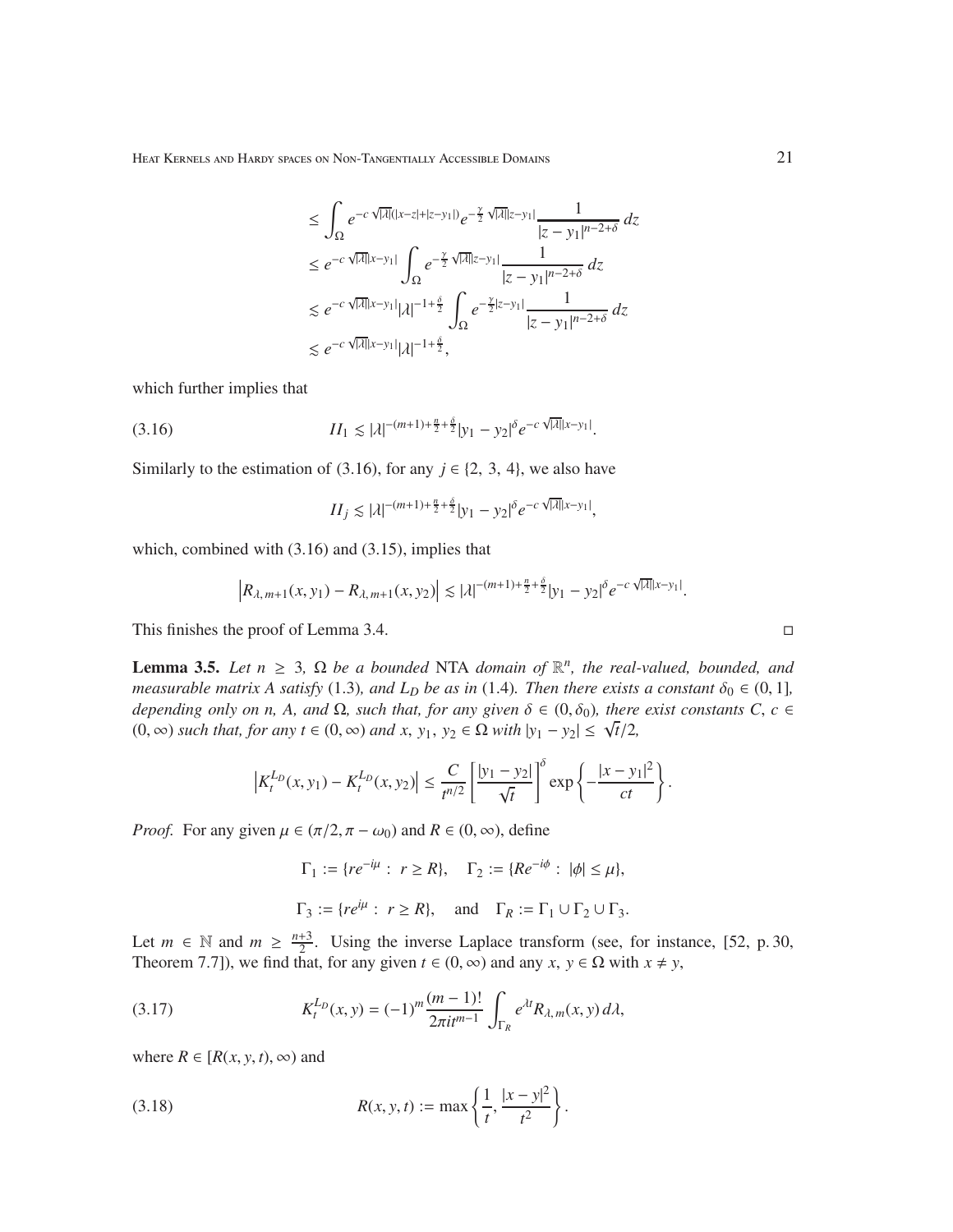$$
\begin{aligned}
&\leq \int_\Omega e^{-c\sqrt{|\lambda|}(|x-z|+|z-y_1|)} e^{-\frac{\gamma}{2}\sqrt{|\lambda|}|z-y_1|} \frac{1}{|z-y_1|^{n-2+\delta}}\,dz \\
&\leq e^{-c\sqrt{|\lambda|}|x-y_1|} \int_\Omega e^{-\frac{\gamma}{2}\sqrt{|\lambda|}|z-y_1|} \frac{1}{|z-y_1|^{n-2+\delta}}\,dz \\
&\lesssim e^{-c\sqrt{|\lambda|}|x-y_1|} |\lambda|^{-1+\frac{\delta}{2}} \int_\Omega e^{-\frac{\gamma}{2}|z-y_1|} \frac{1}{|z-y_1|^{n-2+\delta}}\,dz \\
&\lesssim e^{-c\sqrt{|\lambda|}|x-y_1|} |\lambda|^{-1+\frac{\delta}{2}},
\end{aligned}
$$

which further implies that

$$
II_1 \lesssim |\lambda|^{-(m+1)+\frac{n}{2}+\frac{\delta}{2}} |y_1-y_2|^\delta e^{-c\sqrt{|\lambda|}|x-y_1|}. \tag{3.16}
$$

Similarly to the estimation of (3.16), for any $j \in \{2, 3, 4\}$, we also have

$$
II_j \lesssim |\lambda|^{-(m+1)+\frac{n}{2}+\frac{\delta}{2}} |y_1-y_2|^\delta e^{-c\sqrt{|\lambda|}|x-y_1|},
$$

which, combined with (3.16) and (3.15), implies that

$$
\left|R_{\lambda, m+1}(x, y_1) - R_{\lambda, m+1}(x, y_2)\right| \lesssim |\lambda|^{-(m+1)+\frac{n}{2}+\frac{\delta}{2}} |y_1-y_2|^\delta e^{-c\sqrt{|\lambda|}|x-y_1|}.
$$

This finishes the proof of Lemma 3.4. $\square$

**Lemma 3.5.** *Let $n \geq 3$, $\Omega$ be a bounded* NTA *domain of $\mathbb{R}^n$, the real-valued, bounded, and measurable matrix $A$ satisfy* (1.3)*, and $L_D$ be as in* (1.4)*. Then there exists a constant $\delta_0 \in (0, 1]$, depending only on $n$, $A$, and $\Omega$, such that, for any given $\delta \in (0, \delta_0)$, there exist constants $C, c \in (0, \infty)$ such that, for any $t \in (0, \infty)$ and $x, y_1, y_2 \in \Omega$ with $|y_1 - y_2| \leq \sqrt{t}/2$,*

$$
\left|K_t^{L_D}(x, y_1) - K_t^{L_D}(x, y_2)\right| \leq \frac{C}{t^{n/2}} \left[\frac{|y_1-y_2|}{\sqrt{t}}\right]^\delta \exp\left\{-\frac{|x-y_1|^2}{ct}\right\}.
$$

*Proof.* For any given $\mu \in (\pi/2, \pi - \omega_0)$ and $R \in (0, \infty)$, define

$$
\Gamma_1 := \{re^{-i\mu} : r \geq R\}, \quad \Gamma_2 := \{Re^{-i\phi} : |\phi| \leq \mu\},
$$

$$
\Gamma_3 := \{re^{i\mu} : r \geq R\}, \quad \text{and} \quad \Gamma_R := \Gamma_1 \cup \Gamma_2 \cup \Gamma_3.
$$

Let $m \in \mathbb{N}$ and $m \geq \frac{n+3}{2}$. Using the inverse Laplace transform (see, for instance, [52, p. 30, Theorem 7.7]), we find that, for any given $t \in (0, \infty)$ and any $x, y \in \Omega$ with $x \neq y$,

$$
K_t^{L_D}(x, y) = (-1)^m \frac{(m-1)!}{2\pi i t^{m-1}} \int_{\Gamma_R} e^{\lambda t} R_{\lambda, m}(x, y)\,d\lambda, \tag{3.17}
$$

where $R \in [R(x, y, t), \infty)$ and

$$
R(x, y, t) := \max\left\{\frac{1}{t}, \frac{|x-y|^2}{t^2}\right\}. \tag{3.18}
$$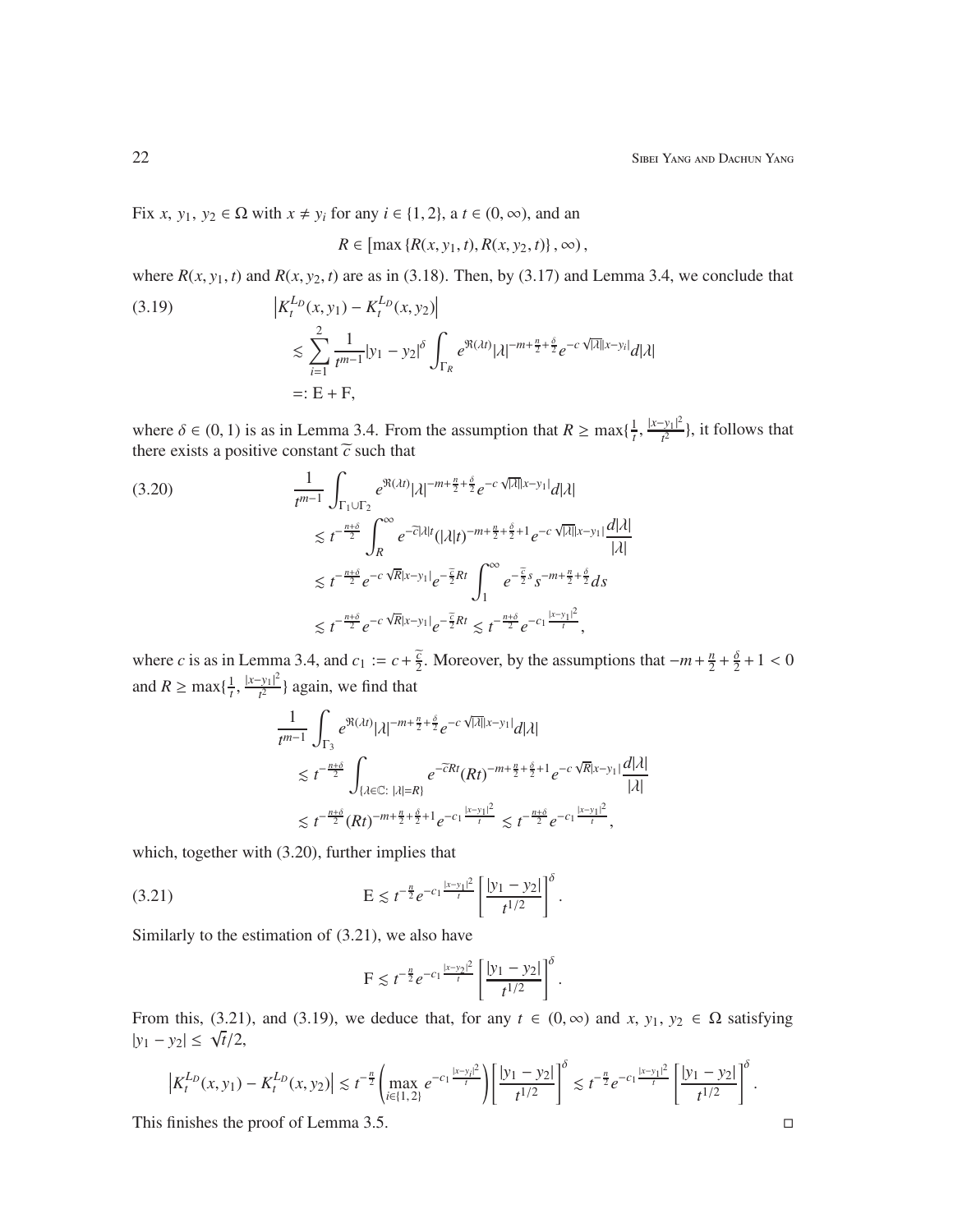Fix $x,\, y_1,\, y_2 \in \Omega$ with $x \neq y_i$ for any $i \in \{1,2\}$, a $t \in (0,\infty)$, and an

$$R \in \left[\max\left\{R(x, y_1, t), R(x, y_2, t)\right\}, \infty\right),$$

where $R(x, y_1, t)$ and $R(x, y_2, t)$ are as in (3.18). Then, by (3.17) and Lemma 3.4, we conclude that

$$\begin{aligned}
&\left|K_t^{L_D}(x, y_1) - K_t^{L_D}(x, y_2)\right| \\
&\quad\lesssim \sum_{i=1}^{2} \frac{1}{t^{m-1}} |y_1 - y_2|^\delta \int_{\Gamma_R} e^{\Re(\lambda t)} |\lambda|^{-m+\frac{n}{2}+\frac{\delta}{2}} e^{-c\sqrt{|\lambda|}|x-y_i|} d|\lambda| \\
&\quad=: \mathrm{E} + \mathrm{F},
\end{aligned} \tag{3.19}$$

where $\delta \in (0,1)$ is as in Lemma 3.4. From the assumption that $R \geq \max\{\frac{1}{t}, \frac{|x-y_1|^2}{t^2}\}$, it follows that there exists a positive constant $\widetilde{c}$ such that

$$\begin{aligned}
&\frac{1}{t^{m-1}} \int_{\Gamma_1 \cup \Gamma_2} e^{\Re(\lambda t)} |\lambda|^{-m+\frac{n}{2}+\frac{\delta}{2}} e^{-c\sqrt{|\lambda|}|x-y_1|} d|\lambda| \\
&\quad\lesssim t^{-\frac{n+\delta}{2}} \int_R^\infty e^{-\widetilde{c}|\lambda| t} (|\lambda| t)^{-m+\frac{n}{2}+\frac{\delta}{2}+1} e^{-c\sqrt{|\lambda|}|x-y_1|} \frac{d|\lambda|}{|\lambda|} \\
&\quad\lesssim t^{-\frac{n+\delta}{2}} e^{-c\sqrt{R}|x-y_1|} e^{-\frac{\widetilde{c}}{2}Rt} \int_1^\infty e^{-\frac{\widetilde{c}}{2}s} s^{-m+\frac{n}{2}+\frac{\delta}{2}} ds \\
&\quad\lesssim t^{-\frac{n+\delta}{2}} e^{-c\sqrt{R}|x-y_1|} e^{-\frac{\widetilde{c}}{2}Rt} \lesssim t^{-\frac{n+\delta}{2}} e^{-c_1\frac{|x-y_1|^2}{t}},
\end{aligned} \tag{3.20}$$

where $c$ is as in Lemma 3.4, and $c_1 := c + \frac{\widetilde{c}}{2}$. Moreover, by the assumptions that $-m + \frac{n}{2} + \frac{\delta}{2} + 1 < 0$ and $R \geq \max\{\frac{1}{t}, \frac{|x-y_1|^2}{t^2}\}$ again, we find that

$$\begin{aligned}
&\frac{1}{t^{m-1}} \int_{\Gamma_3} e^{\Re(\lambda t)} |\lambda|^{-m+\frac{n}{2}+\frac{\delta}{2}} e^{-c\sqrt{|\lambda|}|x-y_1|} d|\lambda| \\
&\quad\lesssim t^{-\frac{n+\delta}{2}} \int_{\{\lambda\in\mathbb{C}:\ |\lambda|=R\}} e^{-\widetilde{c}Rt} (Rt)^{-m+\frac{n}{2}+\frac{\delta}{2}+1} e^{-c\sqrt{R}|x-y_1|} \frac{d|\lambda|}{|\lambda|} \\
&\quad\lesssim t^{-\frac{n+\delta}{2}} (Rt)^{-m+\frac{n}{2}+\frac{\delta}{2}+1} e^{-c_1\frac{|x-y_1|^2}{t}} \lesssim t^{-\frac{n+\delta}{2}} e^{-c_1\frac{|x-y_1|^2}{t}},
\end{aligned}$$

which, together with (3.20), further implies that

$$\mathrm{E} \lesssim t^{-\frac{n}{2}} e^{-c_1\frac{|x-y_1|^2}{t}} \left[\frac{|y_1 - y_2|}{t^{1/2}}\right]^\delta. \tag{3.21}$$

Similarly to the estimation of (3.21), we also have

$$\mathrm{F} \lesssim t^{-\frac{n}{2}} e^{-c_1\frac{|x-y_2|^2}{t}} \left[\frac{|y_1 - y_2|}{t^{1/2}}\right]^\delta.$$

From this, (3.21), and (3.19), we deduce that, for any $t \in (0,\infty)$ and $x,\, y_1,\, y_2 \in \Omega$ satisfying $|y_1 - y_2| \leq \sqrt{t}/2$,

$$\left|K_t^{L_D}(x, y_1) - K_t^{L_D}(x, y_2)\right| \lesssim t^{-\frac{n}{2}} \left(\max_{i\in\{1,2\}} e^{-c_1\frac{|x-y_i|^2}{t}}\right) \left[\frac{|y_1 - y_2|}{t^{1/2}}\right]^\delta \lesssim t^{-\frac{n}{2}} e^{-c_1\frac{|x-y_1|^2}{t}} \left[\frac{|y_1 - y_2|}{t^{1/2}}\right]^\delta.$$

This finishes the proof of Lemma 3.5. $\square$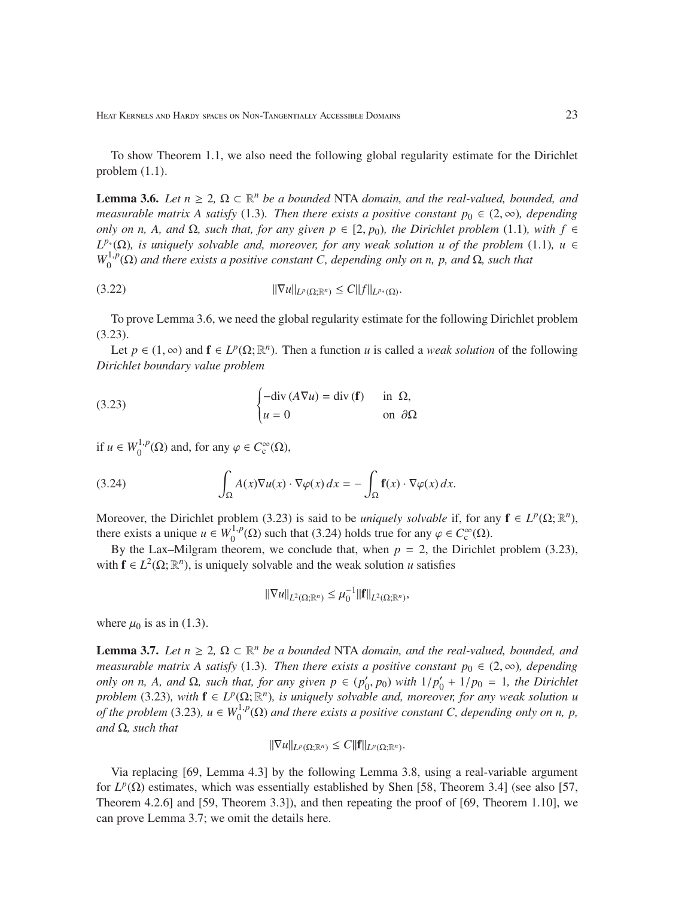To show Theorem 1.1, we also need the following global regularity estimate for the Dirichlet problem (1.1).

**Lemma 3.6.** *Let $n \geq 2$, $\Omega \subset \mathbb{R}^n$ be a bounded* NTA *domain, and the real-valued, bounded, and measurable matrix $A$ satisfy* (1.3)*. Then there exists a positive constant $p_0 \in (2, \infty)$, depending only on $n$, $A$, and $\Omega$, such that, for any given $p \in [2, p_0)$, the Dirichlet problem* (1.1)*, with $f \in L^{p_*}(\Omega)$, is uniquely solvable and, moreover, for any weak solution $u$ of the problem* (1.1)*, $u \in W_0^{1,p}(\Omega)$ and there exists a positive constant $C$, depending only on $n$, $p$, and $\Omega$, such that*

$$\|\nabla u\|_{L^p(\Omega;\mathbb{R}^n)} \leq C\|f\|_{L^{p_*}(\Omega)}. \tag{3.22}$$

To prove Lemma 3.6, we need the global regularity estimate for the following Dirichlet problem (3.23).

Let $p \in (1, \infty)$ and $\mathbf{f} \in L^p(\Omega;\mathbb{R}^n)$. Then a function $u$ is called a *weak solution* of the following *Dirichlet boundary value problem*

$$\begin{cases} -\mathrm{div}\,(A\nabla u) = \mathrm{div}\,(\mathbf{f}) & \text{in } \Omega, \\ u = 0 & \text{on } \partial\Omega \end{cases} \tag{3.23}$$

if $u \in W_0^{1,p}(\Omega)$ and, for any $\varphi \in C_c^\infty(\Omega)$,

$$\int_\Omega A(x)\nabla u(x) \cdot \nabla\varphi(x)\,dx = -\int_\Omega \mathbf{f}(x) \cdot \nabla\varphi(x)\,dx. \tag{3.24}$$

Moreover, the Dirichlet problem (3.23) is said to be *uniquely solvable* if, for any $\mathbf{f} \in L^p(\Omega;\mathbb{R}^n)$, there exists a unique $u \in W_0^{1,p}(\Omega)$ such that (3.24) holds true for any $\varphi \in C_c^\infty(\Omega)$.

By the Lax–Milgram theorem, we conclude that, when $p = 2$, the Dirichlet problem (3.23), with $\mathbf{f} \in L^2(\Omega;\mathbb{R}^n)$, is uniquely solvable and the weak solution $u$ satisfies

$$\|\nabla u\|_{L^2(\Omega;\mathbb{R}^n)} \leq \mu_0^{-1}\|\mathbf{f}\|_{L^2(\Omega;\mathbb{R}^n)},$$

where $\mu_0$ is as in (1.3).

**Lemma 3.7.** *Let $n \geq 2$, $\Omega \subset \mathbb{R}^n$ be a bounded* NTA *domain, and the real-valued, bounded, and measurable matrix $A$ satisfy* (1.3)*. Then there exists a positive constant $p_0 \in (2, \infty)$, depending only on $n$, $A$, and $\Omega$, such that, for any given $p \in (p_0', p_0)$ with $1/p_0' + 1/p_0 = 1$, the Dirichlet problem* (3.23)*, with $\mathbf{f} \in L^p(\Omega;\mathbb{R}^n)$, is uniquely solvable and, moreover, for any weak solution $u$ of the problem* (3.23)*, $u \in W_0^{1,p}(\Omega)$ and there exists a positive constant $C$, depending only on $n$, $p$, and $\Omega$, such that*

$$\|\nabla u\|_{L^p(\Omega;\mathbb{R}^n)} \leq C\|\mathbf{f}\|_{L^p(\Omega;\mathbb{R}^n)}.$$

Via replacing [69, Lemma 4.3] by the following Lemma 3.8, using a real-variable argument for $L^p(\Omega)$ estimates, which was essentially established by Shen [58, Theorem 3.4] (see also [57, Theorem 4.2.6] and [59, Theorem 3.3]), and then repeating the proof of [69, Theorem 1.10], we can prove Lemma 3.7; we omit the details here.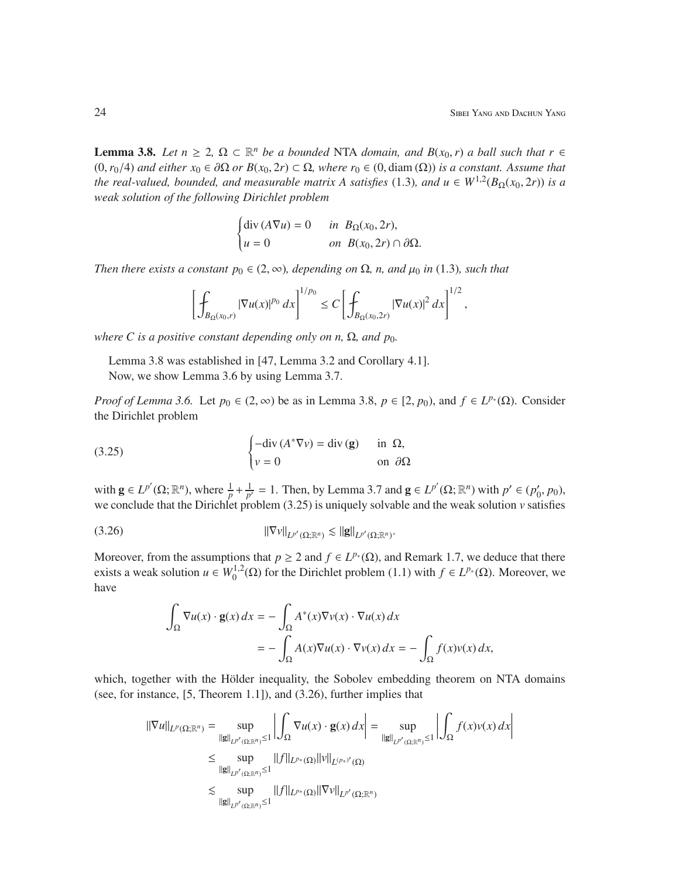**Lemma 3.8.** *Let $n \ge 2$, $\Omega \subset \mathbb{R}^n$ be a bounded* NTA *domain, and $B(x_0, r)$ a ball such that $r \in (0, r_0/4)$ and either $x_0 \in \partial\Omega$ or $B(x_0, 2r) \subset \Omega$, where $r_0 \in (0, \mathrm{diam}\,(\Omega))$ is a constant. Assume that the real-valued, bounded, and measurable matrix $A$ satisfies* (1.3)*, and $u \in W^{1,2}(B_\Omega(x_0, 2r))$ is a weak solution of the following Dirichlet problem*

$$\begin{cases} \mathrm{div}\,(A\nabla u) = 0 & \text{in } B_\Omega(x_0, 2r), \\ u = 0 & \text{on } B(x_0, 2r) \cap \partial\Omega. \end{cases}$$

*Then there exists a constant $p_0 \in (2, \infty)$, depending on $\Omega$, $n$, and $\mu_0$ in* (1.3)*, such that*

$$\left[ \fint_{B_\Omega(x_0,r)} |\nabla u(x)|^{p_0}\, dx \right]^{1/p_0} \le C \left[ \fint_{B_\Omega(x_0,2r)} |\nabla u(x)|^2\, dx \right]^{1/2},$$

*where $C$ is a positive constant depending only on $n$, $\Omega$, and $p_0$.*

Lemma 3.8 was established in [47, Lemma 3.2 and Corollary 4.1].

Now, we show Lemma 3.6 by using Lemma 3.7.

*Proof of Lemma 3.6.* Let $p_0 \in (2, \infty)$ be as in Lemma 3.8, $p \in [2, p_0)$, and $f \in L^{p_*}(\Omega)$. Consider the Dirichlet problem

$$\begin{cases} -\mathrm{div}\,(A^*\nabla v) = \mathrm{div}\,(\mathbf{g}) & \text{in } \Omega, \\ v = 0 & \text{on } \partial\Omega \end{cases} \tag{3.25}$$

with $\mathbf{g} \in L^{p'}(\Omega; \mathbb{R}^n)$, where $\frac{1}{p} + \frac{1}{p'} = 1$. Then, by Lemma 3.7 and $\mathbf{g} \in L^{p'}(\Omega; \mathbb{R}^n)$ with $p' \in (p_0', p_0)$, we conclude that the Dirichlet problem (3.25) is uniquely solvable and the weak solution $v$ satisfies

$$\|\nabla v\|_{L^{p'}(\Omega;\mathbb{R}^n)} \lesssim \|\mathbf{g}\|_{L^{p'}(\Omega;\mathbb{R}^n)}. \tag{3.26}$$

Moreover, from the assumptions that $p \ge 2$ and $f \in L^{p_*}(\Omega)$, and Remark 1.7, we deduce that there exists a weak solution $u \in W_0^{1,2}(\Omega)$ for the Dirichlet problem (1.1) with $f \in L^{p_*}(\Omega)$. Moreover, we have

$$\begin{aligned} \int_\Omega \nabla u(x) \cdot \mathbf{g}(x)\, dx &= -\int_\Omega A^*(x)\nabla v(x) \cdot \nabla u(x)\, dx \\ &= -\int_\Omega A(x)\nabla u(x) \cdot \nabla v(x)\, dx = -\int_\Omega f(x)v(x)\, dx, \end{aligned}$$

which, together with the Hölder inequality, the Sobolev embedding theorem on NTA domains (see, for instance, [5, Theorem 1.1]), and (3.26), further implies that

$$\begin{aligned} \|\nabla u\|_{L^p(\Omega;\mathbb{R}^n)} &= \sup_{\|\mathbf{g}\|_{L^{p'}(\Omega;\mathbb{R}^n)} \le 1} \left| \int_\Omega \nabla u(x) \cdot \mathbf{g}(x)\, dx \right| = \sup_{\|\mathbf{g}\|_{L^{p'}(\Omega;\mathbb{R}^n)} \le 1} \left| \int_\Omega f(x)v(x)\, dx \right| \\ &\le \sup_{\|\mathbf{g}\|_{L^{p'}(\Omega;\mathbb{R}^n)} \le 1} \|f\|_{L^{p_*}(\Omega)} \|v\|_{L^{(p_*)'}(\Omega)} \\ &\lesssim \sup_{\|\mathbf{g}\|_{L^{p'}(\Omega;\mathbb{R}^n)} \le 1} \|f\|_{L^{p_*}(\Omega)} \|\nabla v\|_{L^{p'}(\Omega;\mathbb{R}^n)} \end{aligned}$$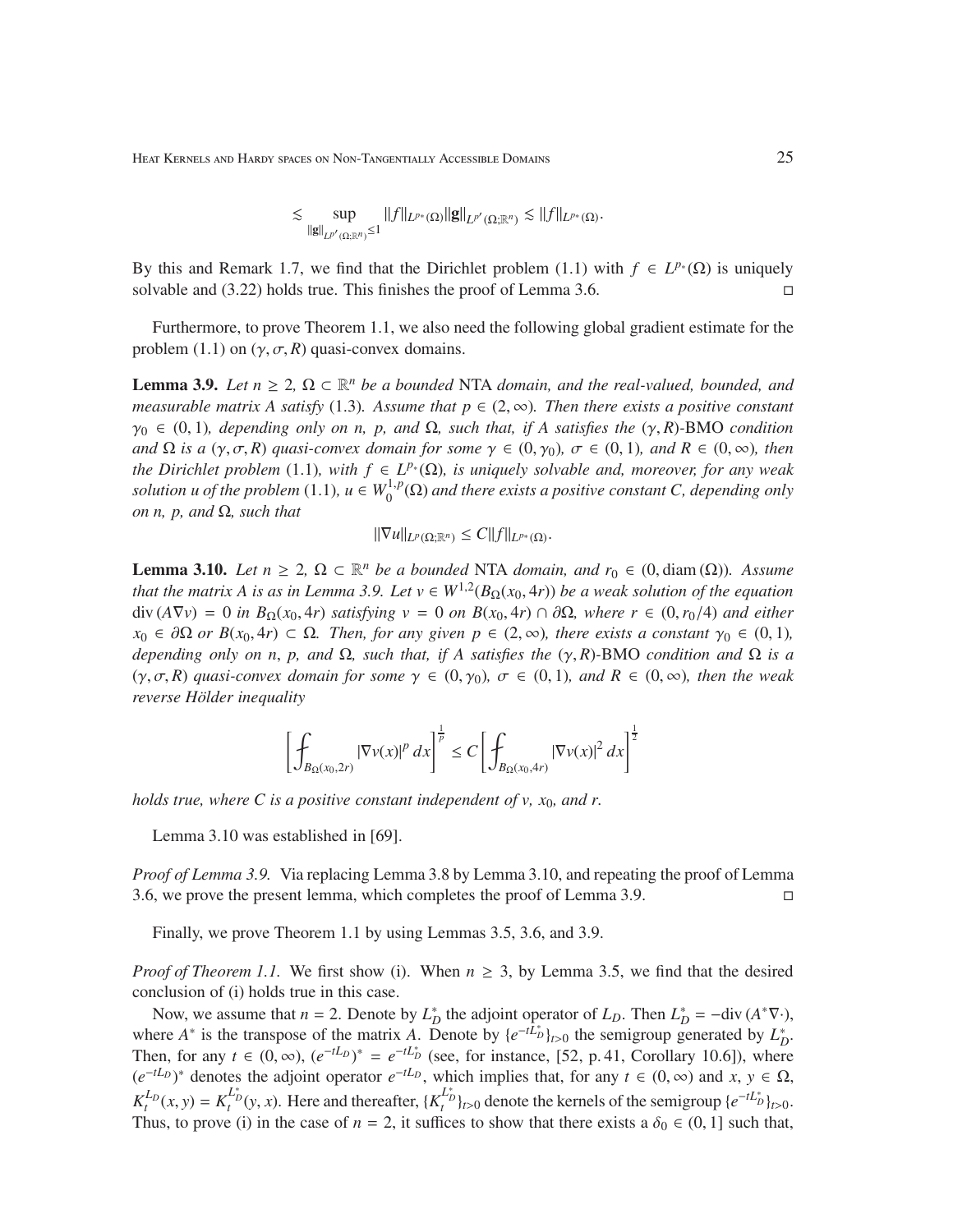$$\lesssim \sup_{\|\mathbf{g}\|_{L^{p'}(\Omega;\mathbb{R}^n)}\le 1} \|f\|_{L^{p_*}(\Omega)}\|\mathbf{g}\|_{L^{p'}(\Omega;\mathbb{R}^n)} \lesssim \|f\|_{L^{p_*}(\Omega)}.$$

By this and Remark 1.7, we find that the Dirichlet problem (1.1) with $f \in L^{p_*}(\Omega)$ is uniquely solvable and (3.22) holds true. This finishes the proof of Lemma 3.6. □

Furthermore, to prove Theorem 1.1, we also need the following global gradient estimate for the problem (1.1) on $(\gamma, \sigma, R)$ quasi-convex domains.

**Lemma 3.9.** *Let $n \ge 2$, $\Omega \subset \mathbb{R}^n$ be a bounded* NTA *domain, and the real-valued, bounded, and measurable matrix $A$ satisfy* (1.3)*. Assume that $p \in (2, \infty)$. Then there exists a positive constant $\gamma_0 \in (0, 1)$, depending only on $n$, $p$, and $\Omega$, such that, if $A$ satisfies the $(\gamma, R)$-*BMO *condition and $\Omega$ is a $(\gamma, \sigma, R)$ quasi-convex domain for some $\gamma \in (0, \gamma_0)$, $\sigma \in (0, 1)$, and $R \in (0, \infty)$, then the Dirichlet problem* (1.1)*, with $f \in L^{p_*}(\Omega)$, is uniquely solvable and, moreover, for any weak solution $u$ of the problem* (1.1)*, $u \in W_0^{1,p}(\Omega)$ and there exists a positive constant $C$, depending only on $n$, $p$, and $\Omega$, such that*

$$\|\nabla u\|_{L^p(\Omega;\mathbb{R}^n)} \le C\|f\|_{L^{p_*}(\Omega)}.$$

**Lemma 3.10.** *Let $n \ge 2$, $\Omega \subset \mathbb{R}^n$ be a bounded* NTA *domain, and $r_0 \in (0, \operatorname{diam}(\Omega))$. Assume that the matrix $A$ is as in Lemma 3.9. Let $v \in W^{1,2}(B_\Omega(x_0, 4r))$ be a weak solution of the equation $\operatorname{div}(A\nabla v) = 0$ in $B_\Omega(x_0, 4r)$ satisfying $v = 0$ on $B(x_0, 4r) \cap \partial\Omega$, where $r \in (0, r_0/4)$ and either $x_0 \in \partial\Omega$ or $B(x_0, 4r) \subset \Omega$. Then, for any given $p \in (2, \infty)$, there exists a constant $\gamma_0 \in (0, 1)$, depending only on $n$, $p$, and $\Omega$, such that, if $A$ satisfies the $(\gamma, R)$-*BMO *condition and $\Omega$ is a $(\gamma, \sigma, R)$ quasi-convex domain for some $\gamma \in (0, \gamma_0)$, $\sigma \in (0, 1)$, and $R \in (0, \infty)$, then the weak reverse Hölder inequality*

$$\left[\fint_{B_\Omega(x_0,2r)} |\nabla v(x)|^p \, dx\right]^{\frac{1}{p}} \le C\left[\fint_{B_\Omega(x_0,4r)} |\nabla v(x)|^2 \, dx\right]^{\frac{1}{2}}$$

*holds true, where $C$ is a positive constant independent of $v$, $x_0$, and $r$.*

Lemma 3.10 was established in [69].

*Proof of Lemma 3.9.* Via replacing Lemma 3.8 by Lemma 3.10, and repeating the proof of Lemma 3.6, we prove the present lemma, which completes the proof of Lemma 3.9. □

Finally, we prove Theorem 1.1 by using Lemmas 3.5, 3.6, and 3.9.

*Proof of Theorem 1.1.* We first show (i). When $n \ge 3$, by Lemma 3.5, we find that the desired conclusion of (i) holds true in this case.

Now, we assume that $n = 2$. Denote by $L_D^*$ the adjoint operator of $L_D$. Then $L_D^* = -\operatorname{div}(A^*\nabla\cdot)$, where $A^*$ is the transpose of the matrix $A$. Denote by $\{e^{-tL_D^*}\}_{t>0}$ the semigroup generated by $L_D^*$. Then, for any $t \in (0, \infty)$, $(e^{-tL_D})^* = e^{-tL_D^*}$ (see, for instance, [52, p. 41, Corollary 10.6]), where $(e^{-tL_D})^*$ denotes the adjoint operator $e^{-tL_D}$, which implies that, for any $t \in (0, \infty)$ and $x, y \in \Omega$, $K_t^{L_D}(x, y) = K_t^{L_D^*}(y, x)$. Here and thereafter, $\{K_t^{L_D^*}\}_{t>0}$ denote the kernels of the semigroup $\{e^{-tL_D^*}\}_{t>0}$. Thus, to prove (i) in the case of $n = 2$, it suffices to show that there exists a $\delta_0 \in (0, 1]$ such that,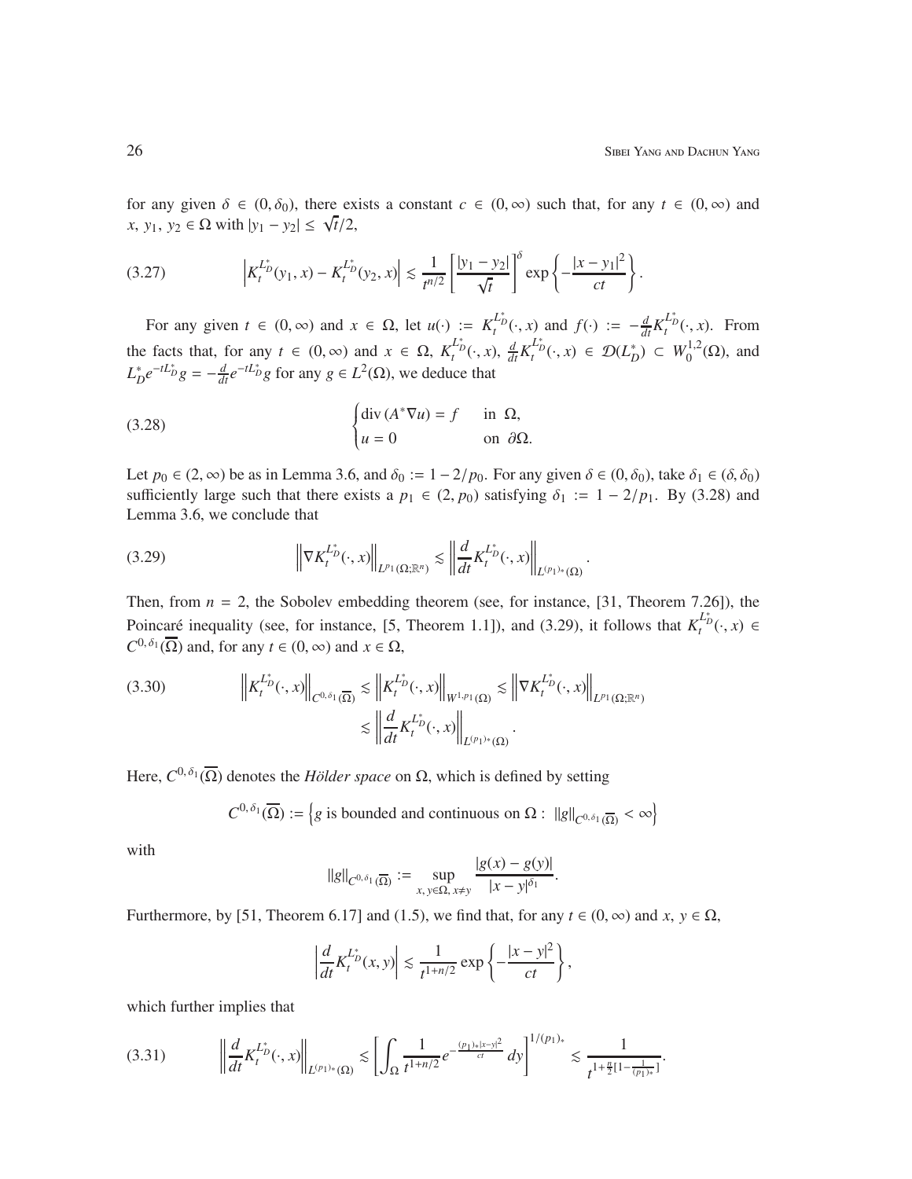for any given $\delta \in (0, \delta_0)$, there exists a constant $c \in (0, \infty)$ such that, for any $t \in (0, \infty)$ and $x$, $y_1$, $y_2 \in \Omega$ with $|y_1 - y_2| \leq \sqrt{t}/2$,

$$\left| K_t^{L_D^*}(y_1, x) - K_t^{L_D^*}(y_2, x) \right| \lesssim \frac{1}{t^{n/2}} \left[ \frac{|y_1 - y_2|}{\sqrt{t}} \right]^{\delta} \exp\left\{ -\frac{|x - y_1|^2}{ct} \right\}. \tag{3.27}$$

For any given $t \in (0, \infty)$ and $x \in \Omega$, let $u(\cdot) := K_t^{L_D^*}(\cdot, x)$ and $f(\cdot) := -\frac{d}{dt} K_t^{L_D^*}(\cdot, x)$. From the facts that, for any $t \in (0, \infty)$ and $x \in \Omega$, $K_t^{L_D^*}(\cdot, x)$, $\frac{d}{dt} K_t^{L_D^*}(\cdot, x) \in \mathcal{D}(L_D^*) \subset W_0^{1,2}(\Omega)$, and $L_D^* e^{-tL_D^*} g = -\frac{d}{dt} e^{-tL_D^*} g$ for any $g \in L^2(\Omega)$, we deduce that

$$\begin{cases} \operatorname{div}(A^* \nabla u) = f & \text{in } \Omega, \\ u = 0 & \text{on } \partial\Omega. \end{cases} \tag{3.28}$$

Let $p_0 \in (2, \infty)$ be as in Lemma 3.6, and $\delta_0 := 1 - 2/p_0$. For any given $\delta \in (0, \delta_0)$, take $\delta_1 \in (\delta, \delta_0)$ sufficiently large such that there exists a $p_1 \in (2, p_0)$ satisfying $\delta_1 := 1 - 2/p_1$. By (3.28) and Lemma 3.6, we conclude that

$$\left\| \nabla K_t^{L_D^*}(\cdot, x) \right\|_{L^{p_1}(\Omega;\mathbb{R}^n)} \lesssim \left\| \frac{d}{dt} K_t^{L_D^*}(\cdot, x) \right\|_{L^{(p_1)_*}(\Omega)}. \tag{3.29}$$

Then, from $n = 2$, the Sobolev embedding theorem (see, for instance, [31, Theorem 7.26]), the Poincaré inequality (see, for instance, [5, Theorem 1.1]), and (3.29), it follows that $K_t^{L_D^*}(\cdot, x) \in C^{0,\delta_1}(\overline{\Omega})$ and, for any $t \in (0, \infty)$ and $x \in \Omega$,

$$\begin{aligned} \left\| K_t^{L_D^*}(\cdot, x) \right\|_{C^{0,\delta_1}(\overline{\Omega})} &\lesssim \left\| K_t^{L_D^*}(\cdot, x) \right\|_{W^{1,p_1}(\Omega)} \lesssim \left\| \nabla K_t^{L_D^*}(\cdot, x) \right\|_{L^{p_1}(\Omega;\mathbb{R}^n)} \\ &\lesssim \left\| \frac{d}{dt} K_t^{L_D^*}(\cdot, x) \right\|_{L^{(p_1)_*}(\Omega)}. \end{aligned} \tag{3.30}$$

Here, $C^{0,\delta_1}(\overline{\Omega})$ denotes the *Hölder space* on $\Omega$, which is defined by setting

$$C^{0,\delta_1}(\overline{\Omega}) := \left\{ g \text{ is bounded and continuous on } \Omega : \ \|g\|_{C^{0,\delta_1}(\overline{\Omega})} < \infty \right\}$$

with

$$\|g\|_{C^{0,\delta_1}(\overline{\Omega})} := \sup_{x,\, y \in \Omega,\, x \neq y} \frac{|g(x) - g(y)|}{|x - y|^{\delta_1}}.$$

Furthermore, by [51, Theorem 6.17] and (1.5), we find that, for any $t \in (0, \infty)$ and $x$, $y \in \Omega$,

$$\left| \frac{d}{dt} K_t^{L_D^*}(x, y) \right| \lesssim \frac{1}{t^{1+n/2}} \exp\left\{ -\frac{|x - y|^2}{ct} \right\},$$

which further implies that

$$\left\| \frac{d}{dt} K_t^{L_D^*}(\cdot, x) \right\|_{L^{(p_1)_*}(\Omega)} \lesssim \left[ \int_\Omega \frac{1}{t^{1+n/2}} e^{-\frac{(p_1)_* |x-y|^2}{ct}} \, dy \right]^{1/(p_1)_*} \lesssim \frac{1}{t^{1+\frac{n}{2}[1-\frac{1}{(p_1)_*}]}}. \tag{3.31}$$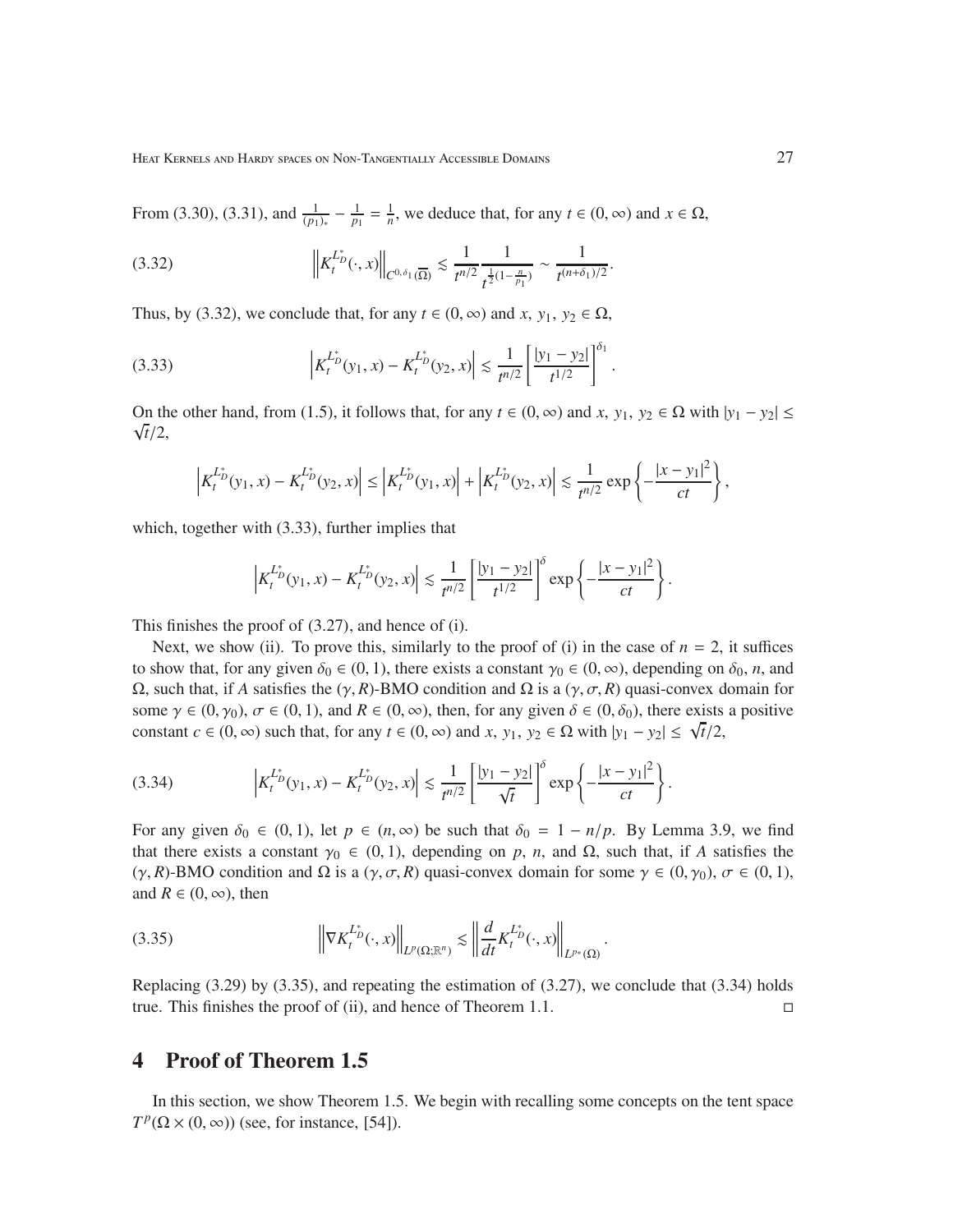From (3.30), (3.31), and $\frac{1}{(p_1)_*} - \frac{1}{p_1} = \frac{1}{n}$, we deduce that, for any $t \in (0, \infty)$ and $x \in \Omega$,

$$\left\| K_t^{L_D^*}(\cdot, x) \right\|_{C^{0,\delta_1}(\overline{\Omega})} \lesssim \frac{1}{t^{n/2}} \frac{1}{t^{\frac{1}{2}(1-\frac{n}{p_1})}} \sim \frac{1}{t^{(n+\delta_1)/2}}. \tag{3.32}$$

Thus, by (3.32), we conclude that, for any $t \in (0, \infty)$ and $x$, $y_1$, $y_2 \in \Omega$,

$$\left| K_t^{L_D^*}(y_1, x) - K_t^{L_D^*}(y_2, x) \right| \lesssim \frac{1}{t^{n/2}} \left[ \frac{|y_1 - y_2|}{t^{1/2}} \right]^{\delta_1}. \tag{3.33}$$

On the other hand, from (1.5), it follows that, for any $t \in (0, \infty)$ and $x$, $y_1$, $y_2 \in \Omega$ with $|y_1 - y_2| \le \sqrt{t}/2$,

$$\left| K_t^{L_D^*}(y_1, x) - K_t^{L_D^*}(y_2, x) \right| \le \left| K_t^{L_D^*}(y_1, x) \right| + \left| K_t^{L_D^*}(y_2, x) \right| \lesssim \frac{1}{t^{n/2}} \exp\left\{ -\frac{|x - y_1|^2}{ct} \right\},$$

which, together with (3.33), further implies that

$$\left| K_t^{L_D^*}(y_1, x) - K_t^{L_D^*}(y_2, x) \right| \lesssim \frac{1}{t^{n/2}} \left[ \frac{|y_1 - y_2|}{t^{1/2}} \right]^{\delta} \exp\left\{ -\frac{|x - y_1|^2}{ct} \right\}.$$

This finishes the proof of (3.27), and hence of (i).

Next, we show (ii). To prove this, similarly to the proof of (i) in the case of $n = 2$, it suffices to show that, for any given $\delta_0 \in (0, 1)$, there exists a constant $\gamma_0 \in (0, \infty)$, depending on $\delta_0$, $n$, and $\Omega$, such that, if $A$ satisfies the $(\gamma, R)$-BMO condition and $\Omega$ is a $(\gamma, \sigma, R)$ quasi-convex domain for some $\gamma \in (0, \gamma_0)$, $\sigma \in (0, 1)$, and $R \in (0, \infty)$, then, for any given $\delta \in (0, \delta_0)$, there exists a positive constant $c \in (0, \infty)$ such that, for any $t \in (0, \infty)$ and $x$, $y_1$, $y_2 \in \Omega$ with $|y_1 - y_2| \le \sqrt{t}/2$,

$$\left| K_t^{L_D^*}(y_1, x) - K_t^{L_D^*}(y_2, x) \right| \lesssim \frac{1}{t^{n/2}} \left[ \frac{|y_1 - y_2|}{\sqrt{t}} \right]^{\delta} \exp\left\{ -\frac{|x - y_1|^2}{ct} \right\}. \tag{3.34}$$

For any given $\delta_0 \in (0, 1)$, let $p \in (n, \infty)$ be such that $\delta_0 = 1 - n/p$. By Lemma 3.9, we find that there exists a constant $\gamma_0 \in (0, 1)$, depending on $p$, $n$, and $\Omega$, such that, if $A$ satisfies the $(\gamma, R)$-BMO condition and $\Omega$ is a $(\gamma, \sigma, R)$ quasi-convex domain for some $\gamma \in (0, \gamma_0)$, $\sigma \in (0, 1)$, and $R \in (0, \infty)$, then

$$\left\| \nabla K_t^{L_D^*}(\cdot, x) \right\|_{L^p(\Omega; \mathbb{R}^n)} \lesssim \left\| \frac{d}{dt} K_t^{L_D^*}(\cdot, x) \right\|_{L^{p_*}(\Omega)}. \tag{3.35}$$

Replacing (3.29) by (3.35), and repeating the estimation of (3.27), we conclude that (3.34) holds true. This finishes the proof of (ii), and hence of Theorem 1.1. □

# 4 Proof of Theorem 1.5

In this section, we show Theorem 1.5. We begin with recalling some concepts on the tent space $T^p(\Omega \times (0, \infty))$ (see, for instance, [54]).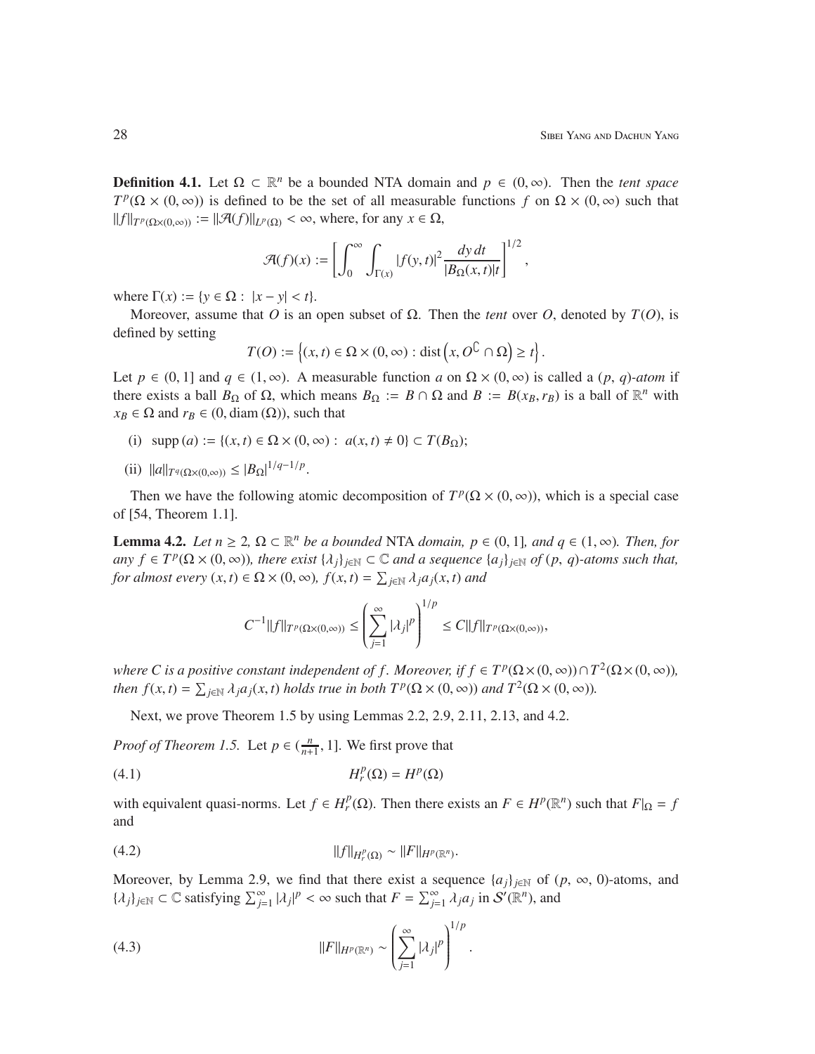**Definition 4.1.** Let $\Omega \subset \mathbb{R}^n$ be a bounded NTA domain and $p \in (0, \infty)$. Then the *tent space* $T^p(\Omega \times (0, \infty))$ is defined to be the set of all measurable functions $f$ on $\Omega \times (0, \infty)$ such that $\|f\|_{T^p(\Omega\times(0,\infty))} := \|\mathcal{A}(f)\|_{L^p(\Omega)} < \infty$, where, for any $x \in \Omega$,

$$\mathcal{A}(f)(x) := \left[\int_0^\infty \int_{\Gamma(x)} |f(y,t)|^2 \frac{dy\,dt}{|B_\Omega(x,t)|t}\right]^{1/2},$$

where $\Gamma(x) := \{y \in \Omega : \ |x - y| < t\}$.

Moreover, assume that $O$ is an open subset of $\Omega$. Then the *tent* over $O$, denoted by $T(O)$, is defined by setting

$$T(O) := \left\{(x,t) \in \Omega \times (0,\infty) : \operatorname{dist}\left(x, O^{\complement} \cap \Omega\right) \geq t\right\}.$$

Let $p \in (0, 1]$ and $q \in (1, \infty)$. A measurable function $a$ on $\Omega \times (0, \infty)$ is called a $(p, q)$-*atom* if there exists a ball $B_\Omega$ of $\Omega$, which means $B_\Omega := B \cap \Omega$ and $B := B(x_B, r_B)$ is a ball of $\mathbb{R}^n$ with $x_B \in \Omega$ and $r_B \in (0, \operatorname{diam}(\Omega))$, such that

(i) $\operatorname{supp}(a) := \{(x,t) \in \Omega \times (0, \infty) : \ a(x,t) \neq 0\} \subset T(B_\Omega)$;

(ii) $\|a\|_{T^q(\Omega\times(0,\infty))} \leq |B_\Omega|^{1/q-1/p}$.

Then we have the following atomic decomposition of $T^p(\Omega \times (0, \infty))$, which is a special case of [54, Theorem 1.1].

**Lemma 4.2.** *Let $n \geq 2$, $\Omega \subset \mathbb{R}^n$ be a bounded* NTA *domain, $p \in (0, 1]$, and $q \in (1, \infty)$. Then, for any $f \in T^p(\Omega \times (0, \infty))$, there exist $\{\lambda_j\}_{j\in\mathbb{N}} \subset \mathbb{C}$ and a sequence $\{a_j\}_{j\in\mathbb{N}}$ of $(p, q)$-atoms such that, for almost every $(x,t) \in \Omega \times (0, \infty)$, $f(x,t) = \sum_{j\in\mathbb{N}} \lambda_j a_j(x,t)$ and*

$$C^{-1}\|f\|_{T^p(\Omega\times(0,\infty))} \leq \left(\sum_{j=1}^\infty |\lambda_j|^p\right)^{1/p} \leq C\|f\|_{T^p(\Omega\times(0,\infty))},$$

*where $C$ is a positive constant independent of $f$. Moreover, if $f \in T^p(\Omega\times(0,\infty))\cap T^2(\Omega\times(0,\infty))$, then $f(x,t) = \sum_{j\in\mathbb{N}} \lambda_j a_j(x,t)$ holds true in both $T^p(\Omega \times (0, \infty))$ and $T^2(\Omega \times (0, \infty))$.*

Next, we prove Theorem 1.5 by using Lemmas 2.2, 2.9, 2.11, 2.13, and 4.2.

*Proof of Theorem 1.5.* Let $p \in (\frac{n}{n+1}, 1]$. We first prove that

$$H^p_r(\Omega) = H^p(\Omega) \tag{4.1}$$

with equivalent quasi-norms. Let $f \in H^p_r(\Omega)$. Then there exists an $F \in H^p(\mathbb{R}^n)$ such that $F|_\Omega = f$ and

$$\|f\|_{H^p_r(\Omega)} \sim \|F\|_{H^p(\mathbb{R}^n)}. \tag{4.2}$$

Moreover, by Lemma 2.9, we find that there exist a sequence $\{a_j\}_{j\in\mathbb{N}}$ of $(p, \infty, 0)$-atoms, and $\{\lambda_j\}_{j\in\mathbb{N}} \subset \mathbb{C}$ satisfying $\sum_{j=1}^\infty |\lambda_j|^p < \infty$ such that $F = \sum_{j=1}^\infty \lambda_j a_j$ in $\mathcal{S}'(\mathbb{R}^n)$, and

$$\|F\|_{H^p(\mathbb{R}^n)} \sim \left(\sum_{j=1}^\infty |\lambda_j|^p\right)^{1/p}. \tag{4.3}$$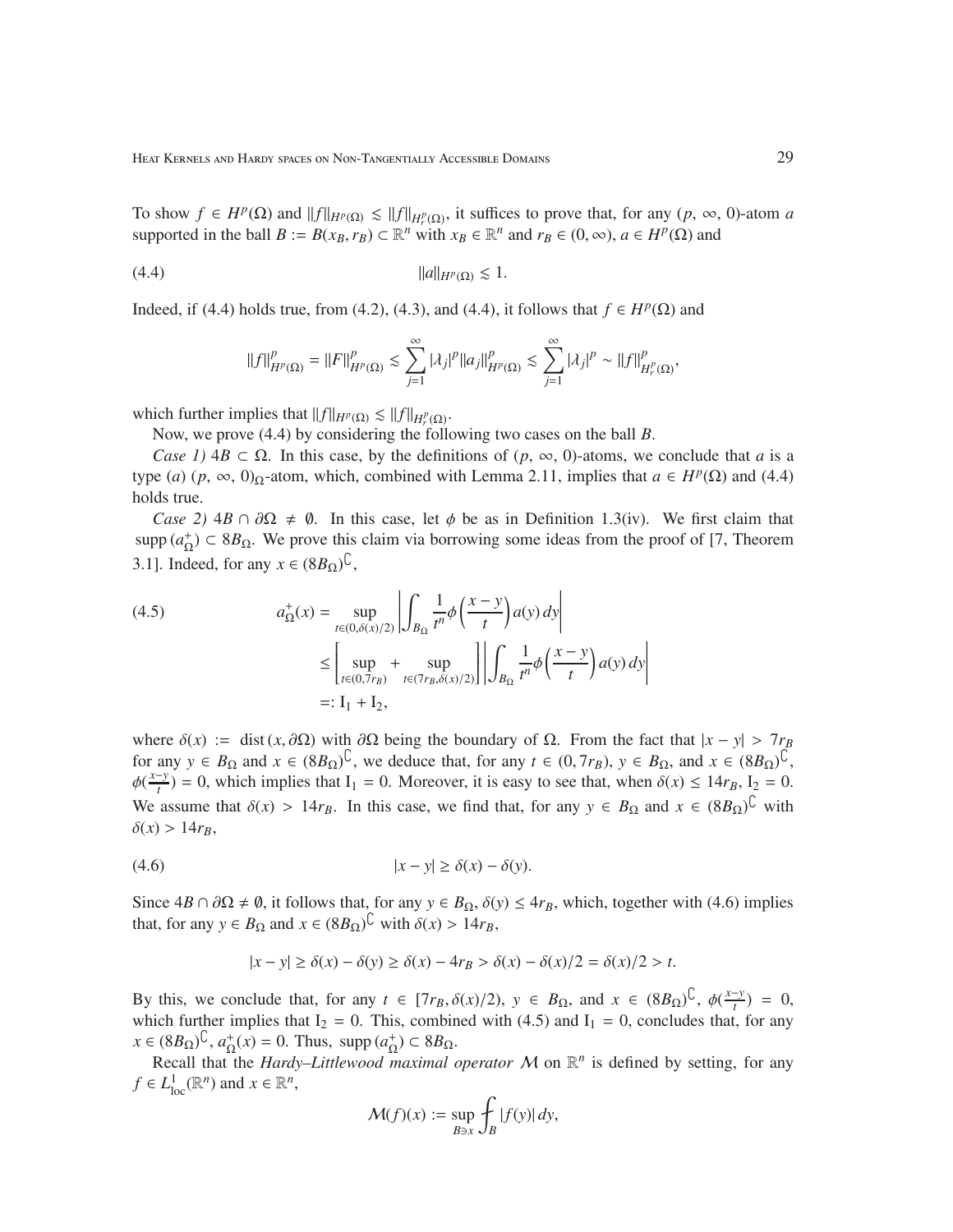To show $f \in H^p(\Omega)$ and $\|f\|_{H^p(\Omega)} \lesssim \|f\|_{H^p_r(\Omega)}$, it suffices to prove that, for any $(p, \infty, 0)$-atom $a$ supported in the ball $B := B(x_B, r_B) \subset \mathbb{R}^n$ with $x_B \in \mathbb{R}^n$ and $r_B \in (0, \infty)$, $a \in H^p(\Omega)$ and

$$\|a\|_{H^p(\Omega)} \lesssim 1. \tag{4.4}$$

Indeed, if (4.4) holds true, from (4.2), (4.3), and (4.4), it follows that $f \in H^p(\Omega)$ and

$$\|f\|^p_{H^p(\Omega)} = \|F\|^p_{H^p(\Omega)} \lesssim \sum_{j=1}^{\infty} |\lambda_j|^p \|a_j\|^p_{H^p(\Omega)} \lesssim \sum_{j=1}^{\infty} |\lambda_j|^p \sim \|f\|^p_{H^p_r(\Omega)},$$

which further implies that $\|f\|_{H^p(\Omega)} \lesssim \|f\|_{H^p_r(\Omega)}$.

Now, we prove (4.4) by considering the following two cases on the ball $B$.

*Case 1)* $4B \subset \Omega$. In this case, by the definitions of $(p, \infty, 0)$-atoms, we conclude that $a$ is a type $(a)$ $(p, \infty, 0)_\Omega$-atom, which, combined with Lemma 2.11, implies that $a \in H^p(\Omega)$ and (4.4) holds true.

*Case 2)* $4B \cap \partial\Omega \neq \emptyset$. In this case, let $\phi$ be as in Definition 1.3(iv). We first claim that $\operatorname{supp}(a^+_\Omega) \subset 8B_\Omega$. We prove this claim via borrowing some ideas from the proof of [7, Theorem 3.1]. Indeed, for any $x \in (8B_\Omega)^\complement$,

$$\begin{aligned} a^+_\Omega(x) &= \sup_{t\in(0,\delta(x)/2)} \left| \int_{B_\Omega} \frac{1}{t^n} \phi\left(\frac{x-y}{t}\right) a(y)\, dy \right| \\ &\le \left[ \sup_{t\in(0,7r_B)} + \sup_{t\in(7r_B,\delta(x)/2)} \right] \left| \int_{B_\Omega} \frac{1}{t^n} \phi\left(\frac{x-y}{t}\right) a(y)\, dy \right| \\ &=: \mathrm{I}_1 + \mathrm{I}_2, \end{aligned} \tag{4.5}$$

where $\delta(x) := \operatorname{dist}(x, \partial\Omega)$ with $\partial\Omega$ being the boundary of $\Omega$. From the fact that $|x - y| > 7r_B$ for any $y \in B_\Omega$ and $x \in (8B_\Omega)^\complement$, we deduce that, for any $t \in (0, 7r_B)$, $y \in B_\Omega$, and $x \in (8B_\Omega)^\complement$, $\phi(\frac{x-y}{t}) = 0$, which implies that $\mathrm{I}_1 = 0$. Moreover, it is easy to see that, when $\delta(x) \le 14r_B$, $\mathrm{I}_2 = 0$. We assume that $\delta(x) > 14r_B$. In this case, we find that, for any $y \in B_\Omega$ and $x \in (8B_\Omega)^\complement$ with $\delta(x) > 14r_B$,

$$|x - y| \ge \delta(x) - \delta(y). \tag{4.6}$$

Since $4B \cap \partial\Omega \neq \emptyset$, it follows that, for any $y \in B_\Omega$, $\delta(y) \le 4r_B$, which, together with (4.6) implies that, for any $y \in B_\Omega$ and $x \in (8B_\Omega)^\complement$ with $\delta(x) > 14r_B$,

$$|x - y| \ge \delta(x) - \delta(y) \ge \delta(x) - 4r_B > \delta(x) - \delta(x)/2 = \delta(x)/2 > t.$$

By this, we conclude that, for any $t \in [7r_B, \delta(x)/2)$, $y \in B_\Omega$, and $x \in (8B_\Omega)^\complement$, $\phi(\frac{x-y}{t}) = 0$, which further implies that $\mathrm{I}_2 = 0$. This, combined with (4.5) and $\mathrm{I}_1 = 0$, concludes that, for any $x \in (8B_\Omega)^\complement$, $a^+_\Omega(x) = 0$. Thus, $\operatorname{supp}(a^+_\Omega) \subset 8B_\Omega$.

Recall that the *Hardy–Littlewood maximal operator* $\mathcal{M}$ on $\mathbb{R}^n$ is defined by setting, for any $f \in L^1_{\mathrm{loc}}(\mathbb{R}^n)$ and $x \in \mathbb{R}^n$,

$$\mathcal{M}(f)(x) := \sup_{B \ni x} \fint_B |f(y)|\, dy,$$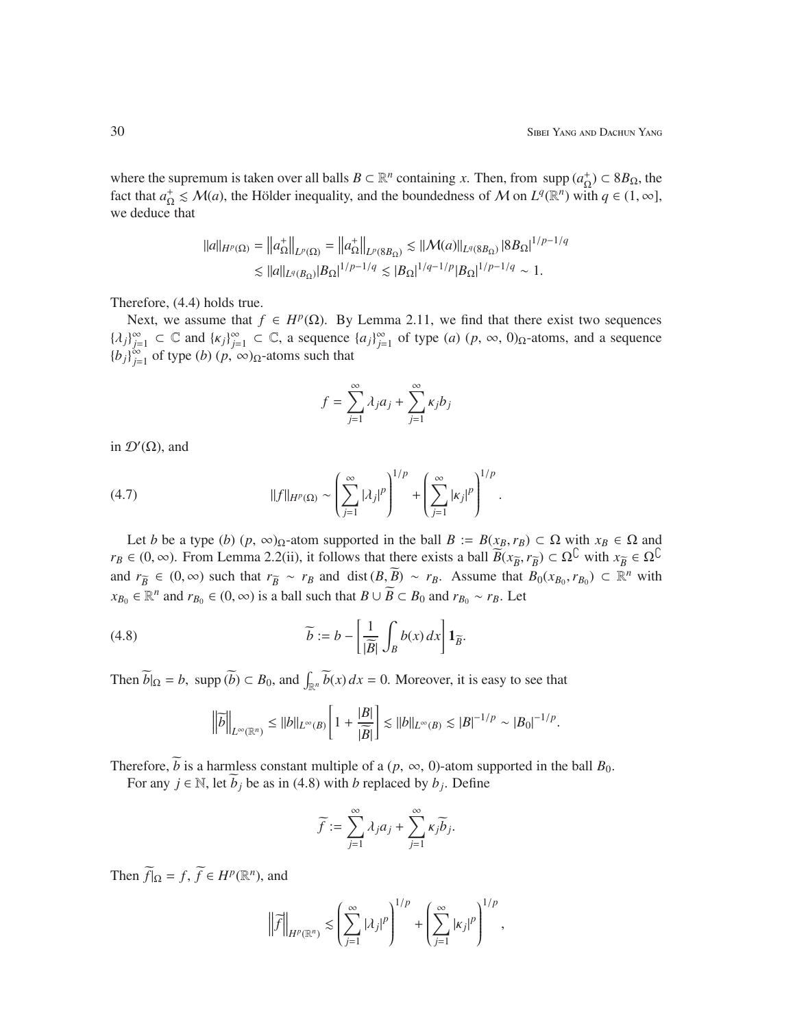where the supremum is taken over all balls $B \subset \mathbb{R}^n$ containing $x$. Then, from $\operatorname{supp}(a_\Omega^+) \subset 8B_\Omega$, the fact that $a_\Omega^+ \lesssim \mathcal{M}(a)$, the Hölder inequality, and the boundedness of $\mathcal{M}$ on $L^q(\mathbb{R}^n)$ with $q \in (1, \infty]$, we deduce that

$$\|a\|_{H^p(\Omega)} = \left\|a_\Omega^+\right\|_{L^p(\Omega)} = \left\|a_\Omega^+\right\|_{L^p(8B_\Omega)} \lesssim \|\mathcal{M}(a)\|_{L^q(8B_\Omega)} |8B_\Omega|^{1/p-1/q}$$
$$\lesssim \|a\|_{L^q(B_\Omega)} |B_\Omega|^{1/p-1/q} \lesssim |B_\Omega|^{1/q-1/p} |B_\Omega|^{1/p-1/q} \sim 1.$$

Therefore, (4.4) holds true.

Next, we assume that $f \in H^p(\Omega)$. By Lemma 2.11, we find that there exist two sequences $\{\lambda_j\}_{j=1}^\infty \subset \mathbb{C}$ and $\{\kappa_j\}_{j=1}^\infty \subset \mathbb{C}$, a sequence $\{a_j\}_{j=1}^\infty$ of type $(a)$ $(p, \infty, 0)_\Omega$-atoms, and a sequence $\{b_j\}_{j=1}^\infty$ of type $(b)$ $(p, \infty)_\Omega$-atoms such that

$$f = \sum_{j=1}^\infty \lambda_j a_j + \sum_{j=1}^\infty \kappa_j b_j$$

in $\mathcal{D}'(\Omega)$, and

$$\|f\|_{H^p(\Omega)} \sim \left(\sum_{j=1}^\infty |\lambda_j|^p\right)^{1/p} + \left(\sum_{j=1}^\infty |\kappa_j|^p\right)^{1/p}. \tag{4.7}$$

Let $b$ be a type $(b)$ $(p, \infty)_\Omega$-atom supported in the ball $B := B(x_B, r_B) \subset \Omega$ with $x_B \in \Omega$ and $r_B \in (0, \infty)$. From Lemma 2.2(ii), it follows that there exists a ball $\widetilde{B}(x_{\widetilde{B}}, r_{\widetilde{B}}) \subset \Omega^\complement$ with $x_{\widetilde{B}} \in \Omega^\complement$ and $r_{\widetilde{B}} \in (0, \infty)$ such that $r_{\widetilde{B}} \sim r_B$ and $\operatorname{dist}(B, \widetilde{B}) \sim r_B$. Assume that $B_0(x_{B_0}, r_{B_0}) \subset \mathbb{R}^n$ with $x_{B_0} \in \mathbb{R}^n$ and $r_{B_0} \in (0, \infty)$ is a ball such that $B \cup \widetilde{B} \subset B_0$ and $r_{B_0} \sim r_B$. Let

$$\widetilde{b} := b - \left[\frac{1}{|\widetilde{B}|} \int_B b(x)\, dx\right] \mathbf{1}_{\widetilde{B}}. \tag{4.8}$$

Then $\widetilde{b}|_\Omega = b$, $\operatorname{supp}(\widetilde{b}) \subset B_0$, and $\int_{\mathbb{R}^n} \widetilde{b}(x)\, dx = 0$. Moreover, it is easy to see that

$$\left\|\widetilde{b}\right\|_{L^\infty(\mathbb{R}^n)} \leq \|b\|_{L^\infty(B)} \left[1 + \frac{|B|}{|\widetilde{B}|}\right] \lesssim \|b\|_{L^\infty(B)} \lesssim |B|^{-1/p} \sim |B_0|^{-1/p}.$$

Therefore, $\widetilde{b}$ is a harmless constant multiple of a $(p, \infty, 0)$-atom supported in the ball $B_0$.

For any $j \in \mathbb{N}$, let $\widetilde{b}_j$ be as in (4.8) with $b$ replaced by $b_j$. Define

$$\widetilde{f} := \sum_{j=1}^\infty \lambda_j a_j + \sum_{j=1}^\infty \kappa_j \widetilde{b}_j.$$

Then $\widetilde{f}|_\Omega = f$, $\widetilde{f} \in H^p(\mathbb{R}^n)$, and

$$\left\|\widetilde{f}\right\|_{H^p(\mathbb{R}^n)} \lesssim \left(\sum_{j=1}^\infty |\lambda_j|^p\right)^{1/p} + \left(\sum_{j=1}^\infty |\kappa_j|^p\right)^{1/p},$$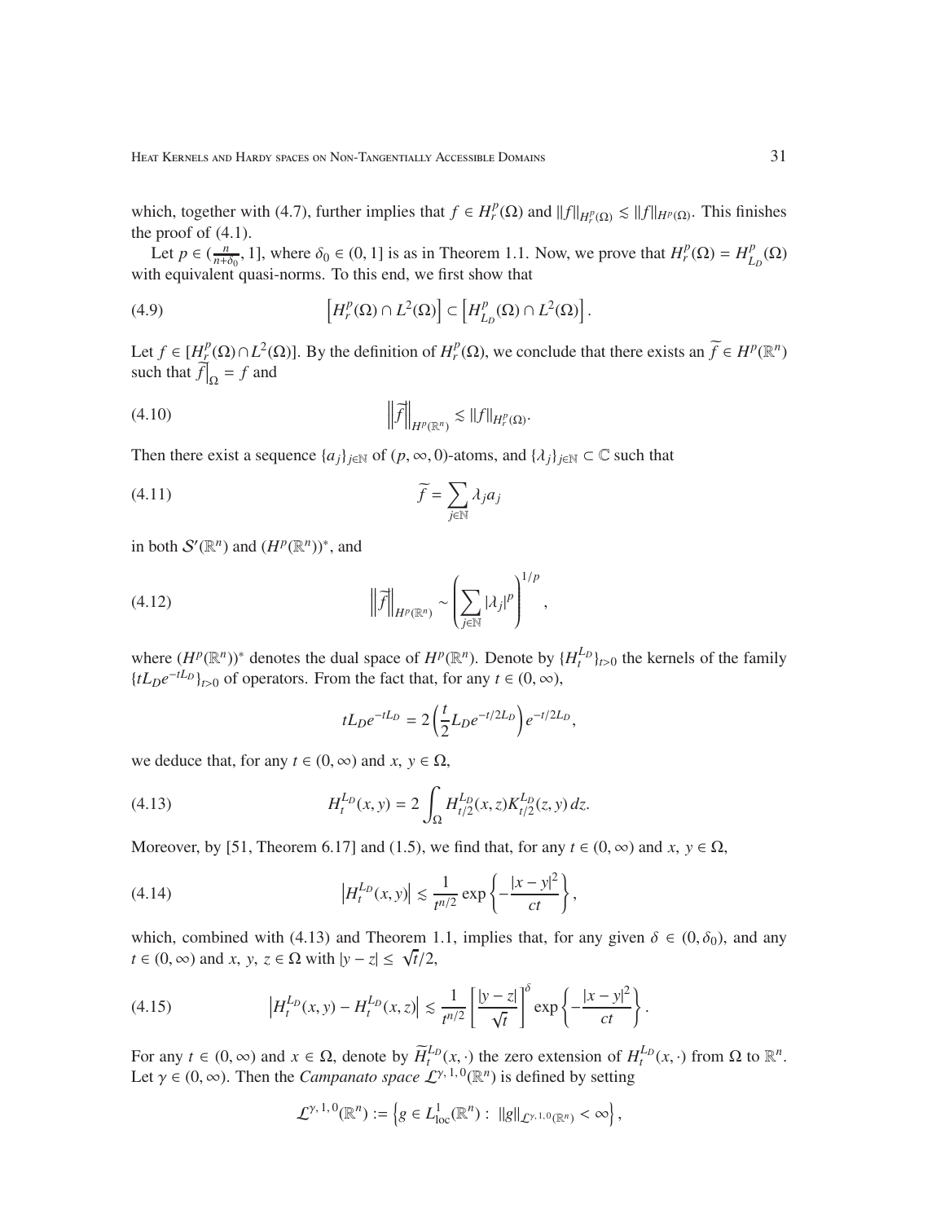which, together with (4.7), further implies that $f \in H_r^p(\Omega)$ and $\|f\|_{H_r^p(\Omega)} \lesssim \|f\|_{H^p(\Omega)}$. This finishes the proof of (4.1).

Let $p \in (\frac{n}{n+\delta_0}, 1]$, where $\delta_0 \in (0, 1]$ is as in Theorem 1.1. Now, we prove that $H_r^p(\Omega) = H_{L_D}^p(\Omega)$ with equivalent quasi-norms. To this end, we first show that

$$\left[H_r^p(\Omega) \cap L^2(\Omega)\right] \subset \left[H_{L_D}^p(\Omega) \cap L^2(\Omega)\right]. \tag{4.9}$$

Let $f \in [H_r^p(\Omega) \cap L^2(\Omega)]$. By the definition of $H_r^p(\Omega)$, we conclude that there exists an $\widetilde{f} \in H^p(\mathbb{R}^n)$ such that $\widetilde{f}\big|_\Omega = f$ and

$$\left\|\widetilde{f}\right\|_{H^p(\mathbb{R}^n)} \lesssim \|f\|_{H_r^p(\Omega)}. \tag{4.10}$$

Then there exist a sequence $\{a_j\}_{j\in\mathbb{N}}$ of $(p, \infty, 0)$-atoms, and $\{\lambda_j\}_{j\in\mathbb{N}} \subset \mathbb{C}$ such that

$$\widetilde{f} = \sum_{j\in\mathbb{N}} \lambda_j a_j \tag{4.11}$$

in both $\mathcal{S}'(\mathbb{R}^n)$ and $(H^p(\mathbb{R}^n))^*$, and

$$\left\|\widetilde{f}\right\|_{H^p(\mathbb{R}^n)} \sim \left(\sum_{j\in\mathbb{N}} |\lambda_j|^p\right)^{1/p}, \tag{4.12}$$

where $(H^p(\mathbb{R}^n))^*$ denotes the dual space of $H^p(\mathbb{R}^n)$. Denote by $\{H_t^{L_D}\}_{t>0}$ the kernels of the family $\{tL_D e^{-tL_D}\}_{t>0}$ of operators. From the fact that, for any $t \in (0, \infty)$,

$$tL_D e^{-tL_D} = 2\left(\frac{t}{2} L_D e^{-t/2L_D}\right) e^{-t/2L_D},$$

we deduce that, for any $t \in (0, \infty)$ and $x, y \in \Omega$,

$$H_t^{L_D}(x, y) = 2\int_\Omega H_{t/2}^{L_D}(x, z) K_{t/2}^{L_D}(z, y)\, dz. \tag{4.13}$$

Moreover, by [51, Theorem 6.17] and (1.5), we find that, for any $t \in (0, \infty)$ and $x, y \in \Omega$,

$$\left|H_t^{L_D}(x, y)\right| \lesssim \frac{1}{t^{n/2}} \exp\left\{-\frac{|x-y|^2}{ct}\right\}, \tag{4.14}$$

which, combined with (4.13) and Theorem 1.1, implies that, for any given $\delta \in (0, \delta_0)$, and any $t \in (0, \infty)$ and $x, y, z \in \Omega$ with $|y - z| \leq \sqrt{t}/2$,

$$\left|H_t^{L_D}(x, y) - H_t^{L_D}(x, z)\right| \lesssim \frac{1}{t^{n/2}} \left[\frac{|y-z|}{\sqrt{t}}\right]^\delta \exp\left\{-\frac{|x-y|^2}{ct}\right\}. \tag{4.15}$$

For any $t \in (0, \infty)$ and $x \in \Omega$, denote by $\widetilde{H}_t^{L_D}(x, \cdot)$ the zero extension of $H_t^{L_D}(x, \cdot)$ from $\Omega$ to $\mathbb{R}^n$. Let $\gamma \in (0, \infty)$. Then the *Campanato space* $\mathcal{L}^{\gamma,1,0}(\mathbb{R}^n)$ is defined by setting

$$\mathcal{L}^{\gamma,1,0}(\mathbb{R}^n) := \left\{g \in L^1_{\mathrm{loc}}(\mathbb{R}^n) : \|g\|_{\mathcal{L}^{\gamma,1,0}(\mathbb{R}^n)} < \infty\right\},$$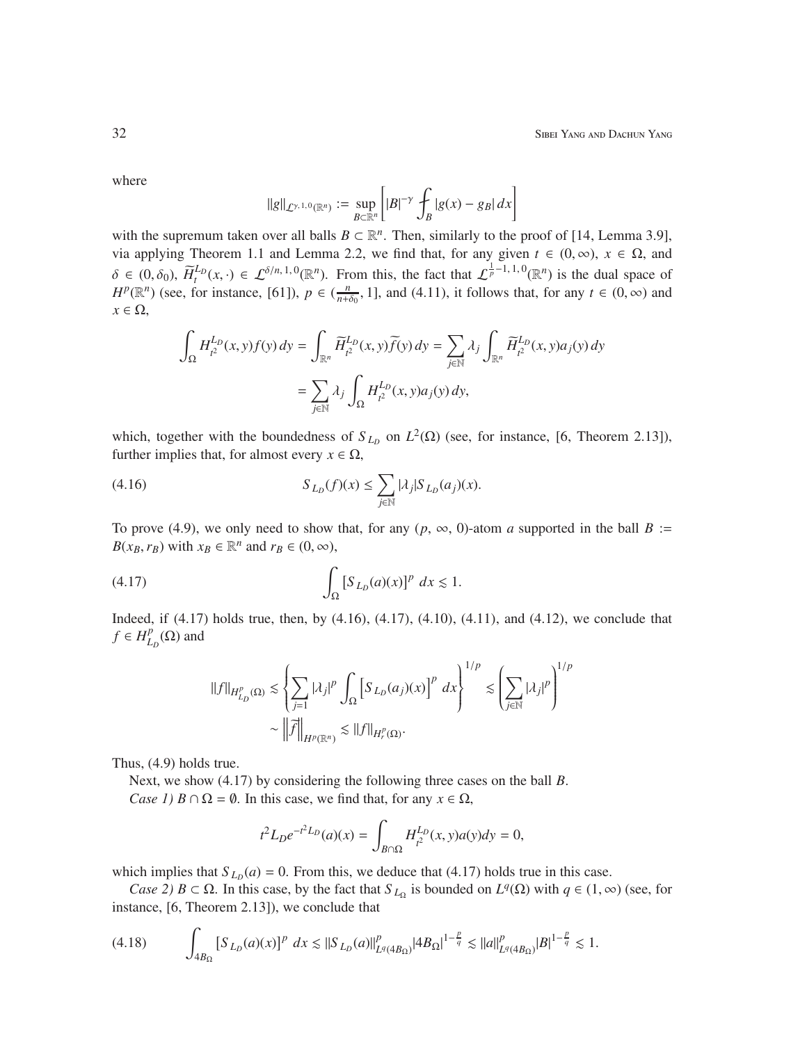where

$$\|g\|_{\mathcal{L}^{\gamma,1,0}(\mathbb{R}^n)} := \sup_{B\subset\mathbb{R}^n}\left[|B|^{-\gamma}\fint_B |g(x)-g_B|\,dx\right]$$

with the supremum taken over all balls $B\subset\mathbb{R}^n$. Then, similarly to the proof of [14, Lemma 3.9], via applying Theorem 1.1 and Lemma 2.2, we find that, for any given $t\in(0,\infty)$, $x\in\Omega$, and $\delta\in(0,\delta_0)$, $\widetilde{H}_t^{L_D}(x,\cdot)\in\mathcal{L}^{\delta/n,1,0}(\mathbb{R}^n)$. From this, the fact that $\mathcal{L}^{\frac{1}{p}-1,1,0}(\mathbb{R}^n)$ is the dual space of $H^p(\mathbb{R}^n)$ (see, for instance, [61]), $p\in(\frac{n}{n+\delta_0},1]$, and (4.11), it follows that, for any $t\in(0,\infty)$ and $x\in\Omega$,

$$\begin{aligned}\int_\Omega H_{t^2}^{L_D}(x,y)f(y)\,dy &= \int_{\mathbb{R}^n}\widetilde{H}_{t^2}^{L_D}(x,y)\widetilde{f}(y)\,dy=\sum_{j\in\mathbb{N}}\lambda_j\int_{\mathbb{R}^n}\widetilde{H}_{t^2}^{L_D}(x,y)a_j(y)\,dy\\ &=\sum_{j\in\mathbb{N}}\lambda_j\int_\Omega H_{t^2}^{L_D}(x,y)a_j(y)\,dy,\end{aligned}$$

which, together with the boundedness of $S_{L_D}$ on $L^2(\Omega)$ (see, for instance, [6, Theorem 2.13]), further implies that, for almost every $x\in\Omega$,

$$S_{L_D}(f)(x)\le\sum_{j\in\mathbb{N}}|\lambda_j|S_{L_D}(a_j)(x). \tag{4.16}$$

To prove (4.9), we only need to show that, for any $(p,\infty,0)$-atom $a$ supported in the ball $B:=B(x_B,r_B)$ with $x_B\in\mathbb{R}^n$ and $r_B\in(0,\infty)$,

$$\int_\Omega[S_{L_D}(a)(x)]^p\,dx\lesssim 1. \tag{4.17}$$

Indeed, if (4.17) holds true, then, by (4.16), (4.17), (4.10), (4.11), and (4.12), we conclude that $f\in H^p_{L_D}(\Omega)$ and

$$\begin{aligned}\|f\|_{H^p_{L_D}(\Omega)}&\lesssim\left\{\sum_{j=1}|\lambda_j|^p\int_\Omega\left[S_{L_D}(a_j)(x)\right]^p\,dx\right\}^{1/p}\lesssim\left(\sum_{j\in\mathbb{N}}|\lambda_j|^p\right)^{1/p}\\ &\sim\left\|\widetilde{f}\right\|_{H^p(\mathbb{R}^n)}\lesssim\|f\|_{H^p_r(\Omega)}.\end{aligned}$$

Thus, (4.9) holds true.

Next, we show (4.17) by considering the following three cases on the ball $B$.

*Case 1)* $B\cap\Omega=\emptyset$. In this case, we find that, for any $x\in\Omega$,

$$t^2L_De^{-t^2L_D}(a)(x)=\int_{B\cap\Omega}H_{t^2}^{L_D}(x,y)a(y)dy=0,$$

which implies that $S_{L_D}(a)=0$. From this, we deduce that (4.17) holds true in this case.

*Case 2)* $B\subset\Omega$. In this case, by the fact that $S_{L_\Omega}$ is bounded on $L^q(\Omega)$ with $q\in(1,\infty)$ (see, for instance, [6, Theorem 2.13]), we conclude that

$$\int_{4B_\Omega}[S_{L_D}(a)(x)]^p\,dx\lesssim\|S_{L_D}(a)\|^p_{L^q(4B_\Omega)}|4B_\Omega|^{1-\frac{p}{q}}\lesssim\|a\|^p_{L^q(4B_\Omega)}|B|^{1-\frac{p}{q}}\lesssim 1. \tag{4.18}$$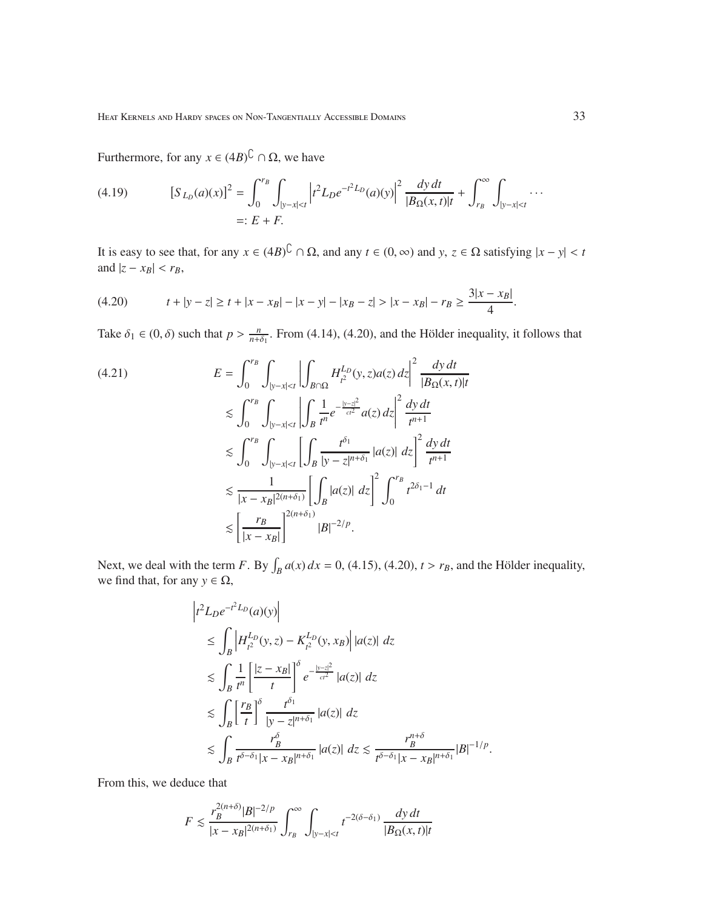Furthermore, for any $x \in (4B)^{\complement} \cap \Omega$, we have

$$
\begin{aligned}
(4.19) \qquad [S_{L_D}(a)(x)]^2 &= \int_0^{r_B} \int_{|y-x|<t} \left| t^2 L_D e^{-t^2 L_D}(a)(y) \right|^2 \frac{dy\,dt}{|B_\Omega(x,t)|t} + \int_{r_B}^\infty \int_{|y-x|<t} \cdots \\
&=: E + F.
\end{aligned}
$$

It is easy to see that, for any $x \in (4B)^{\complement} \cap \Omega$, and any $t \in (0, \infty)$ and $y, z \in \Omega$ satisfying $|x - y| < t$ and $|z - x_B| < r_B$,

$$
(4.20) \qquad t + |y - z| \geq t + |x - x_B| - |x - y| - |x_B - z| > |x - x_B| - r_B \geq \frac{3|x - x_B|}{4}.
$$

Take $\delta_1 \in (0, \delta)$ such that $p > \frac{n}{n+\delta_1}$. From (4.14), (4.20), and the Hölder inequality, it follows that

$$
\begin{aligned}
(4.21) \qquad E &= \int_0^{r_B} \int_{|y-x|<t} \left| \int_{B \cap \Omega} H_{t^2}^{L_D}(y,z) a(z)\,dz \right|^2 \frac{dy\,dt}{|B_\Omega(x,t)|t} \\
&\lesssim \int_0^{r_B} \int_{|y-x|<t} \left| \int_B \frac{1}{t^n} e^{-\frac{|y-z|^2}{ct^2}} a(z)\,dz \right|^2 \frac{dy\,dt}{t^{n+1}} \\
&\lesssim \int_0^{r_B} \int_{|y-x|<t} \left[ \int_B \frac{t^{\delta_1}}{|y-z|^{n+\delta_1}} |a(z)|\,dz \right]^2 \frac{dy\,dt}{t^{n+1}} \\
&\lesssim \frac{1}{|x - x_B|^{2(n+\delta_1)}} \left[ \int_B |a(z)|\,dz \right]^2 \int_0^{r_B} t^{2\delta_1 - 1}\,dt \\
&\lesssim \left[ \frac{r_B}{|x - x_B|} \right]^{2(n+\delta_1)} |B|^{-2/p}.
\end{aligned}
$$

Next, we deal with the term $F$. By $\int_B a(x)\,dx = 0$, (4.15), (4.20), $t > r_B$, and the Hölder inequality, we find that, for any $y \in \Omega$,

$$
\begin{aligned}
&\left| t^2 L_D e^{-t^2 L_D}(a)(y) \right| \\
&\quad \leq \int_B \left| H_{t^2}^{L_D}(y,z) - K_{t^2}^{L_D}(y, x_B) \right| |a(z)|\,dz \\
&\quad \lesssim \int_B \frac{1}{t^n} \left[ \frac{|z - x_B|}{t} \right]^\delta e^{-\frac{|y-z|^2}{ct^2}} |a(z)|\,dz \\
&\quad \lesssim \int_B \left[ \frac{r_B}{t} \right]^\delta \frac{t^{\delta_1}}{|y-z|^{n+\delta_1}} |a(z)|\,dz \\
&\quad \lesssim \int_B \frac{r_B^\delta}{t^{\delta-\delta_1} |x - x_B|^{n+\delta_1}} |a(z)|\,dz \lesssim \frac{r_B^{n+\delta}}{t^{\delta-\delta_1} |x - x_B|^{n+\delta_1}} |B|^{-1/p}.
\end{aligned}
$$

From this, we deduce that

$$
F \lesssim \frac{r_B^{2(n+\delta)} |B|^{-2/p}}{|x - x_B|^{2(n+\delta_1)}} \int_{r_B}^\infty \int_{|y-x|<t} t^{-2(\delta-\delta_1)} \frac{dy\,dt}{|B_\Omega(x,t)|t}
$$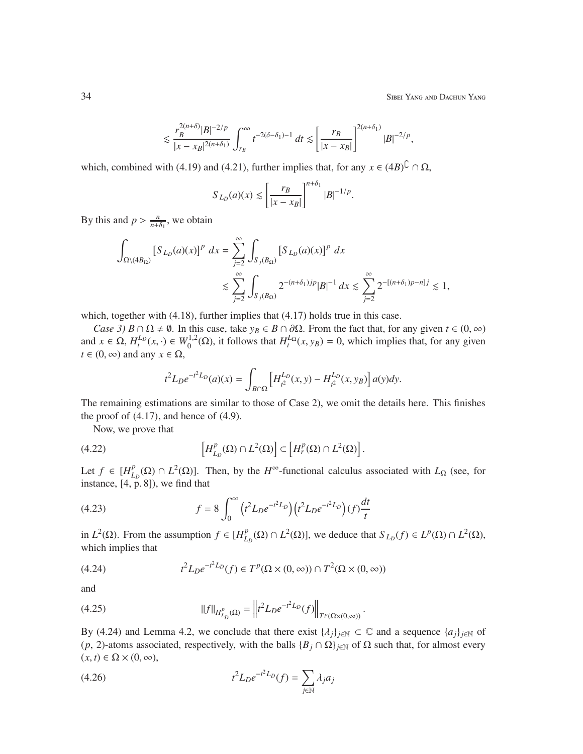$$\lesssim \frac{r_B^{2(n+\delta)}|B|^{-2/p}}{|x-x_B|^{2(n+\delta_1)}} \int_{r_B}^{\infty} t^{-2(\delta-\delta_1)-1}\,dt \lesssim \left[\frac{r_B}{|x-x_B|}\right]^{2(n+\delta_1)} |B|^{-2/p},$$

which, combined with (4.19) and (4.21), further implies that, for any $x \in (4B)^{\complement} \cap \Omega$,

$$S_{L_D}(a)(x) \lesssim \left[\frac{r_B}{|x-x_B|}\right]^{n+\delta_1} |B|^{-1/p}.$$

By this and $p > \frac{n}{n+\delta_1}$, we obtain

$$\begin{aligned}\int_{\Omega\setminus(4B_\Omega)} \left[S_{L_D}(a)(x)\right]^p\,dx &= \sum_{j=2}^{\infty} \int_{S_j(B_\Omega)} \left[S_{L_D}(a)(x)\right]^p\,dx \\ &\lesssim \sum_{j=2}^{\infty} \int_{S_j(B_\Omega)} 2^{-(n+\delta_1)jp}|B|^{-1}\,dx \lesssim \sum_{j=2}^{\infty} 2^{-[(n+\delta_1)p-n]j} \lesssim 1,\end{aligned}$$

which, together with (4.18), further implies that (4.17) holds true in this case.

*Case 3)* $B \cap \Omega \neq \emptyset$. In this case, take $y_B \in B \cap \partial\Omega$. From the fact that, for any given $t \in (0,\infty)$ and $x \in \Omega$, $H_t^{L_D}(x,\cdot) \in W_0^{1,2}(\Omega)$, it follows that $H_t^{L_\Omega}(x,y_B) = 0$, which implies that, for any given $t \in (0,\infty)$ and any $x \in \Omega$,

$$t^2 L_D e^{-t^2 L_D}(a)(x) = \int_{B\cap\Omega} \left[H_{t^2}^{L_D}(x,y) - H_{t^2}^{L_D}(x,y_B)\right] a(y)dy.$$

The remaining estimations are similar to those of Case 2), we omit the details here. This finishes the proof of (4.17), and hence of (4.9).

Now, we prove that

$$\left[H_{L_D}^p(\Omega) \cap L^2(\Omega)\right] \subset \left[H_r^p(\Omega) \cap L^2(\Omega)\right]. \tag{4.22}$$

Let $f \in [H_{L_D}^p(\Omega) \cap L^2(\Omega)]$. Then, by the $H^\infty$-functional calculus associated with $L_\Omega$ (see, for instance, [4, p. 8]), we find that

$$f = 8\int_0^\infty \left(t^2 L_D e^{-t^2 L_D}\right)\left(t^2 L_D e^{-t^2 L_D}\right)(f)\frac{dt}{t} \tag{4.23}$$

in $L^2(\Omega)$. From the assumption $f \in [H_{L_D}^p(\Omega) \cap L^2(\Omega)]$, we deduce that $S_{L_D}(f) \in L^p(\Omega) \cap L^2(\Omega)$, which implies that

$$t^2 L_D e^{-t^2 L_D}(f) \in T^p(\Omega \times (0,\infty)) \cap T^2(\Omega \times (0,\infty)) \tag{4.24}$$

and

$$\|f\|_{H_{L_D}^p(\Omega)} = \left\|t^2 L_D e^{-t^2 L_D}(f)\right\|_{T^p(\Omega\times(0,\infty))}. \tag{4.25}$$

By (4.24) and Lemma 4.2, we conclude that there exist $\{\lambda_j\}_{j\in\mathbb{N}} \subset \mathbb{C}$ and a sequence $\{a_j\}_{j\in\mathbb{N}}$ of $(p,2)$-atoms associated, respectively, with the balls $\{B_j \cap \Omega\}_{j\in\mathbb{N}}$ of $\Omega$ such that, for almost every $(x,t) \in \Omega \times (0,\infty)$,

$$t^2 L_D e^{-t^2 L_D}(f) = \sum_{j\in\mathbb{N}} \lambda_j a_j \tag{4.26}$$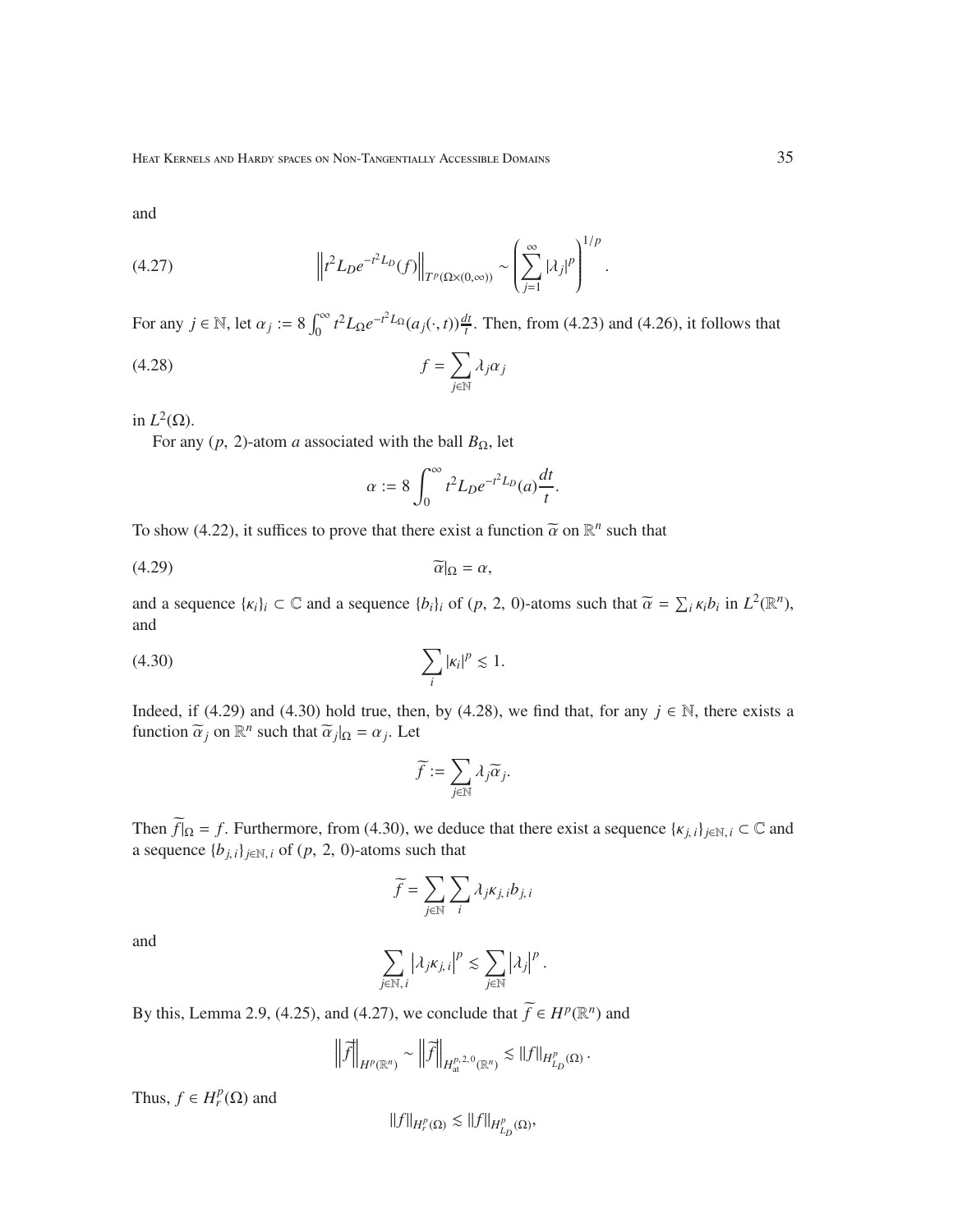and

$$\left\| t^2 L_D e^{-t^2 L_D}(f) \right\|_{T^p(\Omega\times(0,\infty))} \sim \left( \sum_{j=1}^{\infty} |\lambda_j|^p \right)^{1/p}. \tag{4.27}$$

For any $j \in \mathbb{N}$, let $\alpha_j := 8\int_0^\infty t^2 L_\Omega e^{-t^2 L_\Omega}(a_j(\cdot, t))\frac{dt}{t}$. Then, from (4.23) and (4.26), it follows that

$$f = \sum_{j\in\mathbb{N}} \lambda_j \alpha_j \tag{4.28}$$

in $L^2(\Omega)$.

For any $(p, 2)$-atom $a$ associated with the ball $B_\Omega$, let

$$\alpha := 8\int_0^\infty t^2 L_D e^{-t^2 L_D}(a)\frac{dt}{t}.$$

To show (4.22), it suffices to prove that there exist a function $\widetilde{\alpha}$ on $\mathbb{R}^n$ such that

$$\widetilde{\alpha}|_\Omega = \alpha, \tag{4.29}$$

and a sequence $\{\kappa_i\}_i \subset \mathbb{C}$ and a sequence $\{b_i\}_i$ of $(p, 2, 0)$-atoms such that $\widetilde{\alpha} = \sum_i \kappa_i b_i$ in $L^2(\mathbb{R}^n)$, and

$$\sum_i |\kappa_i|^p \lesssim 1. \tag{4.30}$$

Indeed, if (4.29) and (4.30) hold true, then, by (4.28), we find that, for any $j \in \mathbb{N}$, there exists a function $\widetilde{\alpha}_j$ on $\mathbb{R}^n$ such that $\widetilde{\alpha}_j|_\Omega = \alpha_j$. Let

$$\widetilde{f} := \sum_{j\in\mathbb{N}} \lambda_j \widetilde{\alpha}_j.$$

Then $\widetilde{f}|_\Omega = f$. Furthermore, from (4.30), we deduce that there exist a sequence $\{\kappa_{j,i}\}_{j\in\mathbb{N},i} \subset \mathbb{C}$ and a sequence $\{b_{j,i}\}_{j\in\mathbb{N},i}$ of $(p, 2, 0)$-atoms such that

$$\widetilde{f} = \sum_{j\in\mathbb{N}} \sum_i \lambda_j \kappa_{j,i} b_{j,i}$$

and

$$\sum_{j\in\mathbb{N},i} \left|\lambda_j \kappa_{j,i}\right|^p \lesssim \sum_{j\in\mathbb{N}} \left|\lambda_j\right|^p.$$

By this, Lemma 2.9, (4.25), and (4.27), we conclude that $\widetilde{f} \in H^p(\mathbb{R}^n)$ and

$$\left\|\widetilde{f}\right\|_{H^p(\mathbb{R}^n)} \sim \left\|\widetilde{f}\right\|_{H^{p,2,0}_{\mathrm{at}}(\mathbb{R}^n)} \lesssim \|f\|_{H^p_{L_D}(\Omega)}.$$

Thus, $f \in H^p_r(\Omega)$ and

$$\|f\|_{H^p_r(\Omega)} \lesssim \|f\|_{H^p_{L_D}(\Omega)},$$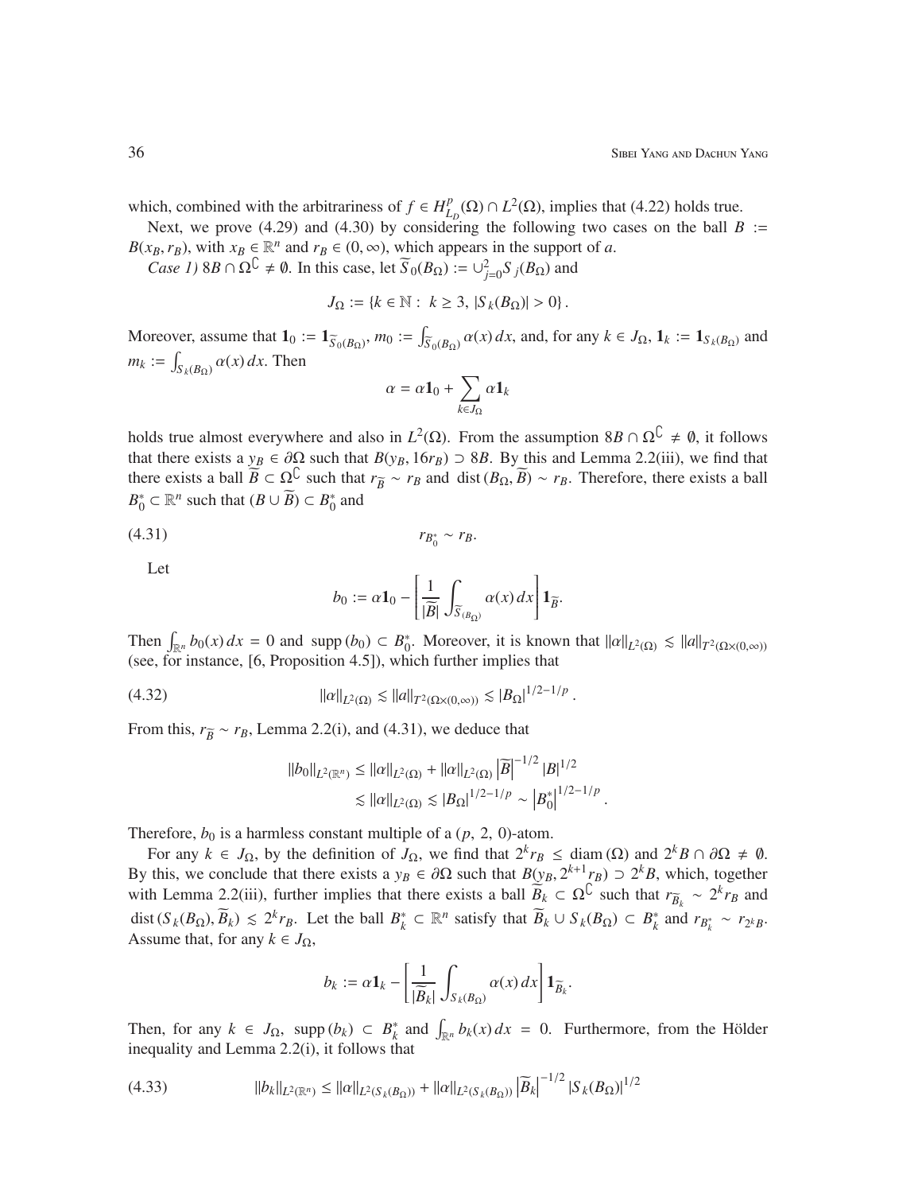which, combined with the arbitrariness of $f \in H^p_{L_D}(\Omega) \cap L^2(\Omega)$, implies that (4.22) holds true.

Next, we prove (4.29) and (4.30) by considering the following two cases on the ball $B := B(x_B, r_B)$, with $x_B \in \mathbb{R}^n$ and $r_B \in (0, \infty)$, which appears in the support of $a$.

*Case 1)* $8B \cap \Omega^\complement \neq \emptyset$. In this case, let $\widetilde{S}_0(B_\Omega) := \cup_{j=0}^2 S_j(B_\Omega)$ and

$$J_\Omega := \{k \in \mathbb{N} : \ k \geq 3, \ |S_k(B_\Omega)| > 0\}.$$

Moreover, assume that $\mathbf{1}_0 := \mathbf{1}_{\widetilde{S}_0(B_\Omega)}$, $m_0 := \int_{\widetilde{S}_0(B_\Omega)} \alpha(x)\, dx$, and, for any $k \in J_\Omega$, $\mathbf{1}_k := \mathbf{1}_{S_k(B_\Omega)}$ and $m_k := \int_{S_k(B_\Omega)} \alpha(x)\, dx$. Then

$$\alpha = \alpha \mathbf{1}_0 + \sum_{k \in J_\Omega} \alpha \mathbf{1}_k$$

holds true almost everywhere and also in $L^2(\Omega)$. From the assumption $8B \cap \Omega^\complement \neq \emptyset$, it follows that there exists a $y_B \in \partial\Omega$ such that $B(y_B, 16r_B) \supset 8B$. By this and Lemma 2.2(iii), we find that there exists a ball $\widetilde{B} \subset \Omega^\complement$ such that $r_{\widetilde{B}} \sim r_B$ and $\operatorname{dist}(B_\Omega, \widetilde{B}) \sim r_B$. Therefore, there exists a ball $B_0^* \subset \mathbb{R}^n$ such that $(B \cup \widetilde{B}) \subset B_0^*$ and

$$r_{B_0^*} \sim r_B. \tag{4.31}$$

Let

$$b_0 := \alpha \mathbf{1}_0 - \left[\frac{1}{|\widetilde{B}|} \int_{\widetilde{S}_{(B_\Omega)}} \alpha(x)\, dx\right] \mathbf{1}_{\widetilde{B}}.$$

Then $\int_{\mathbb{R}^n} b_0(x)\, dx = 0$ and $\operatorname{supp}(b_0) \subset B_0^*$. Moreover, it is known that $\|\alpha\|_{L^2(\Omega)} \lesssim \|a\|_{T^2(\Omega\times(0,\infty))}$ (see, for instance, [6, Proposition 4.5]), which further implies that

$$\|\alpha\|_{L^2(\Omega)} \lesssim \|a\|_{T^2(\Omega\times(0,\infty))} \lesssim |B_\Omega|^{1/2-1/p}. \tag{4.32}$$

From this, $r_{\widetilde{B}} \sim r_B$, Lemma 2.2(i), and (4.31), we deduce that

$$\begin{aligned}
\|b_0\|_{L^2(\mathbb{R}^n)} &\leq \|\alpha\|_{L^2(\Omega)} + \|\alpha\|_{L^2(\Omega)} \left|\widetilde{B}\right|^{-1/2} |B|^{1/2} \\
&\lesssim \|\alpha\|_{L^2(\Omega)} \lesssim |B_\Omega|^{1/2-1/p} \sim \left|B_0^*\right|^{1/2-1/p}.
\end{aligned}$$

Therefore, $b_0$ is a harmless constant multiple of a $(p,\, 2,\, 0)$-atom.

For any $k \in J_\Omega$, by the definition of $J_\Omega$, we find that $2^k r_B \leq \operatorname{diam}(\Omega)$ and $2^k B \cap \partial\Omega \neq \emptyset$. By this, we conclude that there exists a $y_B \in \partial\Omega$ such that $B(y_B, 2^{k+1} r_B) \supset 2^k B$, which, together with Lemma 2.2(iii), further implies that there exists a ball $\widetilde{B}_k \subset \Omega^\complement$ such that $r_{\widetilde{B}_k} \sim 2^k r_B$ and $\operatorname{dist}(S_k(B_\Omega), \widetilde{B}_k) \lesssim 2^k r_B$. Let the ball $B_k^* \subset \mathbb{R}^n$ satisfy that $\widetilde{B}_k \cup S_k(B_\Omega) \subset B_k^*$ and $r_{B_k^*} \sim r_{2^k B}$. Assume that, for any $k \in J_\Omega$,

$$b_k := \alpha \mathbf{1}_k - \left[\frac{1}{|\widetilde{B}_k|} \int_{S_k(B_\Omega)} \alpha(x)\, dx\right] \mathbf{1}_{\widetilde{B}_k}.$$

Then, for any $k \in J_\Omega$, $\operatorname{supp}(b_k) \subset B_k^*$ and $\int_{\mathbb{R}^n} b_k(x)\, dx = 0$. Furthermore, from the Hölder inequality and Lemma 2.2(i), it follows that

$$\|b_k\|_{L^2(\mathbb{R}^n)} \leq \|\alpha\|_{L^2(S_k(B_\Omega))} + \|\alpha\|_{L^2(S_k(B_\Omega))} \left|\widetilde{B}_k\right|^{-1/2} |S_k(B_\Omega)|^{1/2} \tag{4.33}$$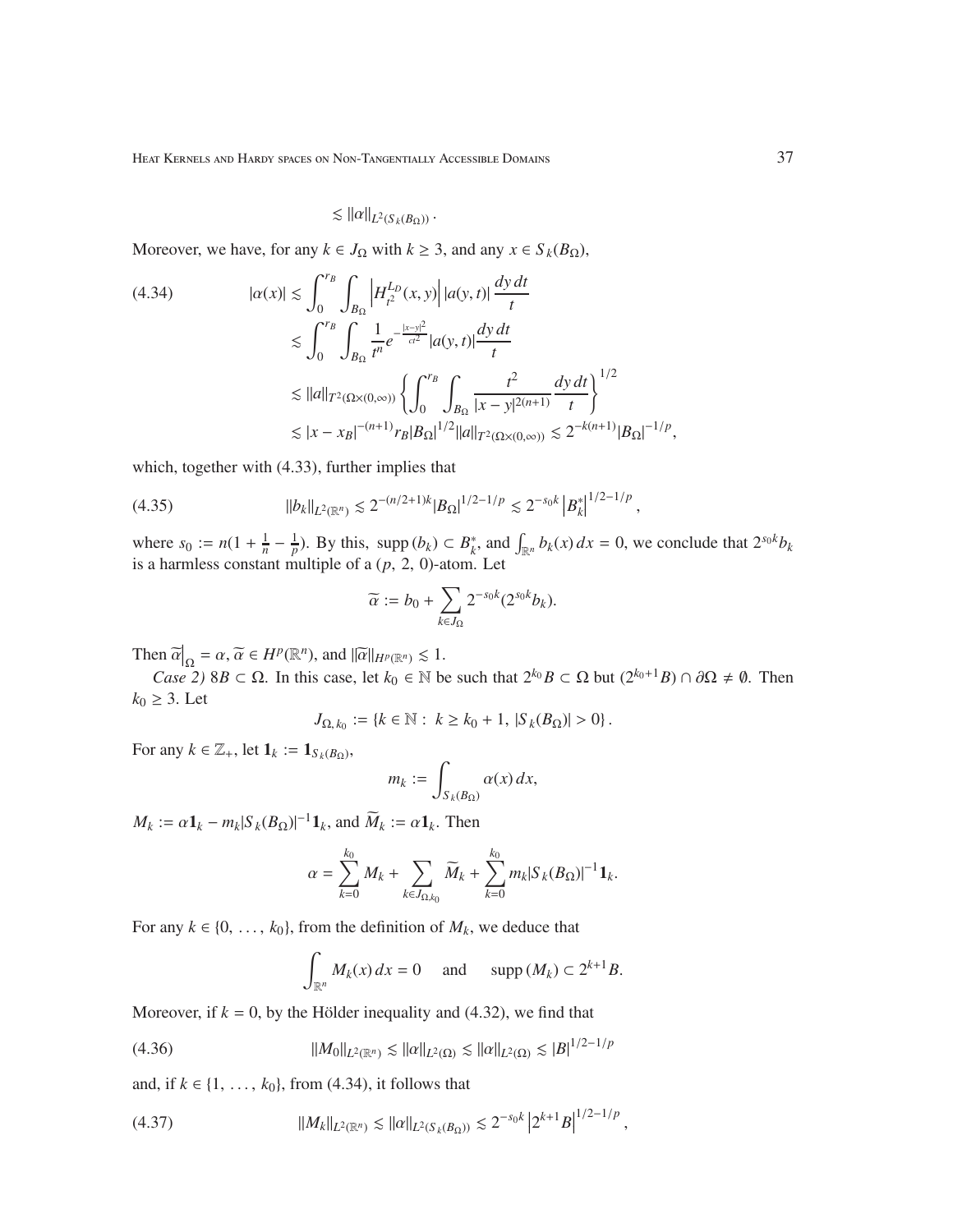$$\lesssim \|\alpha\|_{L^2(S_k(B_\Omega))}\,.$$

Moreover, we have, for any $k \in J_\Omega$ with $k \geq 3$, and any $x \in S_k(B_\Omega)$,

$$
\begin{aligned}
|\alpha(x)| &\lesssim \int_0^{r_B}\int_{B_\Omega} \left|H_{t^2}^{L_D}(x,y)\right| |a(y,t)|\,\frac{dy\,dt}{t} \\
&\lesssim \int_0^{r_B}\int_{B_\Omega} \frac{1}{t^n} e^{-\frac{|x-y|^2}{ct^2}} |a(y,t)| \frac{dy\,dt}{t} \\
&\lesssim \|a\|_{T^2(\Omega\times(0,\infty))} \left\{\int_0^{r_B}\int_{B_\Omega} \frac{t^2}{|x-y|^{2(n+1)}}\frac{dy\,dt}{t}\right\}^{1/2} \\
&\lesssim |x-x_B|^{-(n+1)} r_B |B_\Omega|^{1/2} \|a\|_{T^2(\Omega\times(0,\infty))} \lesssim 2^{-k(n+1)}|B_\Omega|^{-1/p},
\end{aligned}
\tag{4.34}
$$

which, together with (4.33), further implies that

$$
\|b_k\|_{L^2(\mathbb{R}^n)} \lesssim 2^{-(n/2+1)k}|B_\Omega|^{1/2-1/p} \lesssim 2^{-s_0 k}\left|B_k^*\right|^{1/2-1/p}, \tag{4.35}
$$

where $s_0 := n(1+\frac{1}{n}-\frac{1}{p})$. By this, $\operatorname{supp}(b_k) \subset B_k^*$, and $\int_{\mathbb{R}^n} b_k(x)\,dx = 0$, we conclude that $2^{s_0 k} b_k$ is a harmless constant multiple of a $(p,\,2,\,0)$-atom. Let

$$\widetilde{\alpha} := b_0 + \sum_{k \in J_\Omega} 2^{-s_0 k}(2^{s_0 k} b_k).$$

Then $\widetilde{\alpha}\big|_\Omega = \alpha$, $\widetilde{\alpha} \in H^p(\mathbb{R}^n)$, and $\|\widetilde{\alpha}\|_{H^p(\mathbb{R}^n)} \lesssim 1$.

*Case 2)* $8B \subset \Omega$. In this case, let $k_0 \in \mathbb{N}$ be such that $2^{k_0}B \subset \Omega$ but $(2^{k_0+1}B) \cap \partial\Omega \neq \emptyset$. Then $k_0 \geq 3$. Let

$$J_{\Omega,\,k_0} := \{k \in \mathbb{N} :\ k \geq k_0+1,\ |S_k(B_\Omega)| > 0\}\,.$$

For any $k \in \mathbb{Z}_+$, let $\mathbf{1}_k := \mathbf{1}_{S_k(B_\Omega)}$,

$$m_k := \int_{S_k(B_\Omega)} \alpha(x)\,dx,$$

$M_k := \alpha \mathbf{1}_k - m_k|S_k(B_\Omega)|^{-1}\mathbf{1}_k$, and $\widetilde{M}_k := \alpha\mathbf{1}_k$. Then

$$\alpha = \sum_{k=0}^{k_0} M_k + \sum_{k \in J_{\Omega,k_0}} \widetilde{M}_k + \sum_{k=0}^{k_0} m_k |S_k(B_\Omega)|^{-1}\mathbf{1}_k.$$

For any $k \in \{0,\,\ldots,\,k_0\}$, from the definition of $M_k$, we deduce that

$$\int_{\mathbb{R}^n} M_k(x)\,dx = 0 \quad \text{ and } \quad \operatorname{supp}(M_k) \subset 2^{k+1}B.$$

Moreover, if $k = 0$, by the Hölder inequality and (4.32), we find that

$$
\|M_0\|_{L^2(\mathbb{R}^n)} \lesssim \|\alpha\|_{L^2(\Omega)} \lesssim \|\alpha\|_{L^2(\Omega)} \lesssim |B|^{1/2-1/p} \tag{4.36}
$$

and, if $k \in \{1,\,\ldots,\,k_0\}$, from (4.34), it follows that

$$
\|M_k\|_{L^2(\mathbb{R}^n)} \lesssim \|\alpha\|_{L^2(S_k(B_\Omega))} \lesssim 2^{-s_0 k}\left|2^{k+1}B\right|^{1/2-1/p}, \tag{4.37}
$$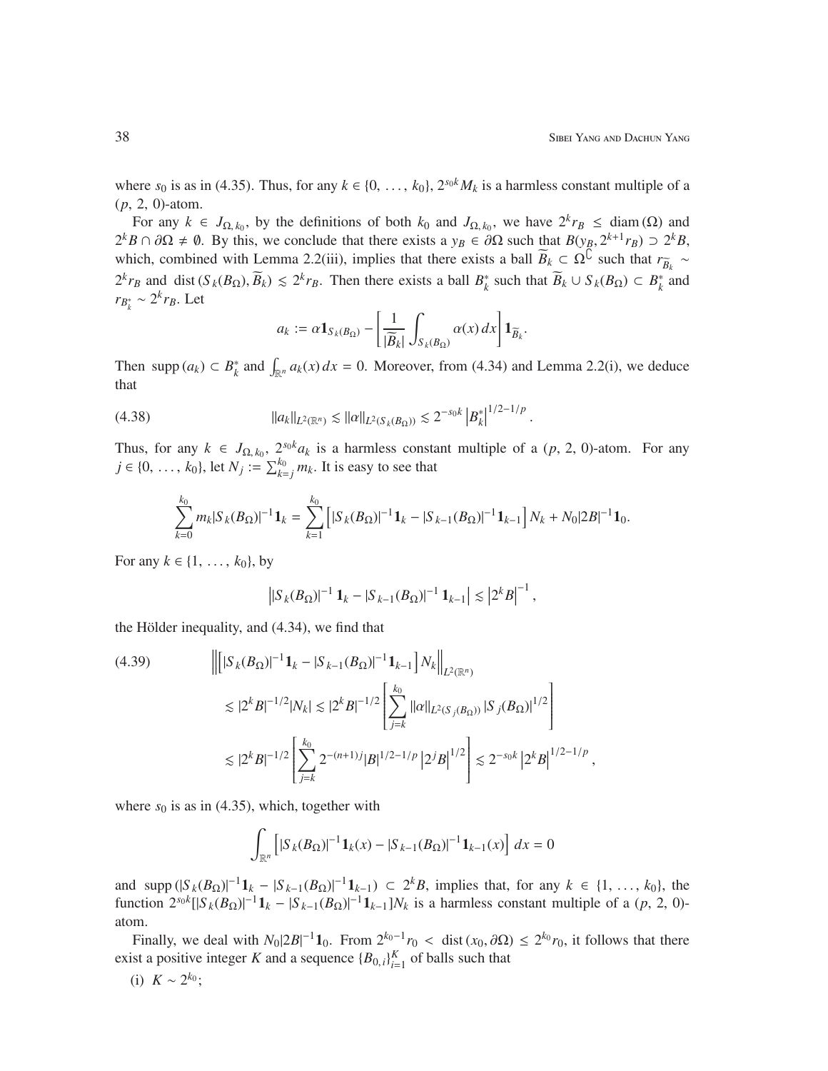where $s_0$ is as in (4.35). Thus, for any $k \in \{0, \ldots, k_0\}$, $2^{s_0 k} M_k$ is a harmless constant multiple of a $(p, 2, 0)$-atom.

For any $k \in J_{\Omega, k_0}$, by the definitions of both $k_0$ and $J_{\Omega, k_0}$, we have $2^k r_B \le \operatorname{diam}(\Omega)$ and $2^k B \cap \partial\Omega \neq \emptyset$. By this, we conclude that there exists a $y_B \in \partial\Omega$ such that $B(y_B, 2^{k+1} r_B) \supset 2^k B$, which, combined with Lemma 2.2(iii), implies that there exists a ball $\widetilde{B}_k \subset \Omega^{\complement}$ such that $r_{\widetilde{B}_k} \sim 2^k r_B$ and $\operatorname{dist}(S_k(B_\Omega), \widetilde{B}_k) \lesssim 2^k r_B$. Then there exists a ball $B_k^*$ such that $\widetilde{B}_k \cup S_k(B_\Omega) \subset B_k^*$ and $r_{B_k^*} \sim 2^k r_B$. Let

$$a_k := \alpha \mathbf{1}_{S_k(B_\Omega)} - \left[\frac{1}{|\widetilde{B}_k|} \int_{S_k(B_\Omega)} \alpha(x)\, dx\right] \mathbf{1}_{\widetilde{B}_k}.$$

Then $\operatorname{supp}(a_k) \subset B_k^*$ and $\int_{\mathbb{R}^n} a_k(x)\, dx = 0$. Moreover, from (4.34) and Lemma 2.2(i), we deduce that

$$\|a_k\|_{L^2(\mathbb{R}^n)} \lesssim \|\alpha\|_{L^2(S_k(B_\Omega))} \lesssim 2^{-s_0 k} \left|B_k^*\right|^{1/2-1/p}. \tag{4.38}$$

Thus, for any $k \in J_{\Omega, k_0}$, $2^{s_0 k} a_k$ is a harmless constant multiple of a $(p, 2, 0)$-atom. For any $j \in \{0, \ldots, k_0\}$, let $N_j := \sum_{k=j}^{k_0} m_k$. It is easy to see that

$$\sum_{k=0}^{k_0} m_k |S_k(B_\Omega)|^{-1} \mathbf{1}_k = \sum_{k=1}^{k_0} \left[|S_k(B_\Omega)|^{-1} \mathbf{1}_k - |S_{k-1}(B_\Omega)|^{-1} \mathbf{1}_{k-1}\right] N_k + N_0 |2B|^{-1} \mathbf{1}_0.$$

For any $k \in \{1, \ldots, k_0\}$, by

$$\left||S_k(B_\Omega)|^{-1}\, \mathbf{1}_k - |S_{k-1}(B_\Omega)|^{-1}\, \mathbf{1}_{k-1}\right| \lesssim \left|2^k B\right|^{-1},$$

the Hölder inequality, and (4.34), we find that

$$\begin{aligned}
&\left\|\left[|S_k(B_\Omega)|^{-1} \mathbf{1}_k - |S_{k-1}(B_\Omega)|^{-1} \mathbf{1}_{k-1}\right] N_k\right\|_{L^2(\mathbb{R}^n)} \\
&\quad \lesssim |2^k B|^{-1/2} |N_k| \lesssim |2^k B|^{-1/2} \left[\sum_{j=k}^{k_0} \|\alpha\|_{L^2(S_j(B_\Omega))} |S_j(B_\Omega)|^{1/2}\right] \\
&\quad \lesssim |2^k B|^{-1/2} \left[\sum_{j=k}^{k_0} 2^{-(n+1)j} |B|^{1/2-1/p} \left|2^j B\right|^{1/2}\right] \lesssim 2^{-s_0 k} \left|2^k B\right|^{1/2-1/p},
\end{aligned} \tag{4.39}$$

where $s_0$ is as in (4.35), which, together with

$$\int_{\mathbb{R}^n} \left[|S_k(B_\Omega)|^{-1} \mathbf{1}_k(x) - |S_{k-1}(B_\Omega)|^{-1} \mathbf{1}_{k-1}(x)\right] dx = 0$$

and $\operatorname{supp}(|S_k(B_\Omega)|^{-1} \mathbf{1}_k - |S_{k-1}(B_\Omega)|^{-1} \mathbf{1}_{k-1}) \subset 2^k B$, implies that, for any $k \in \{1, \ldots, k_0\}$, the function $2^{s_0 k}[|S_k(B_\Omega)|^{-1} \mathbf{1}_k - |S_{k-1}(B_\Omega)|^{-1} \mathbf{1}_{k-1}] N_k$ is a harmless constant multiple of a $(p, 2, 0)$-atom.

Finally, we deal with $N_0 |2B|^{-1} \mathbf{1}_0$. From $2^{k_0 - 1} r_0 < \operatorname{dist}(x_0, \partial\Omega) \le 2^{k_0} r_0$, it follows that there exist a positive integer $K$ and a sequence $\{B_{0,i}\}_{i=1}^K$ of balls such that

(i) $K \sim 2^{k_0}$;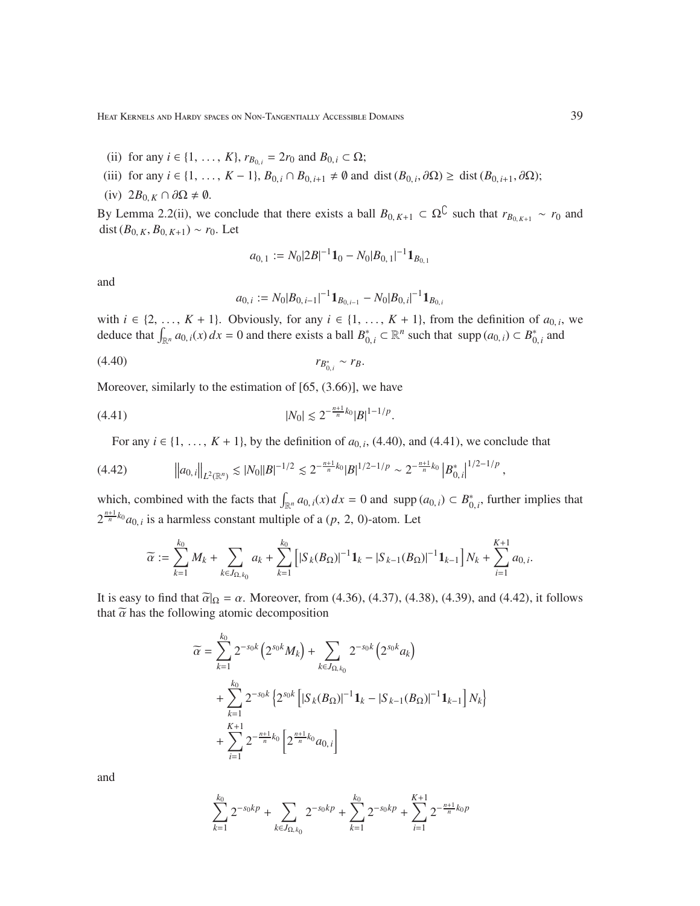(ii) for any $i \in \{1, \ldots, K\}$, $r_{B_{0,i}} = 2r_0$ and $B_{0,i} \subset \Omega$;

(iii) for any $i \in \{1, \ldots, K-1\}$, $B_{0,i} \cap B_{0,i+1} \neq \emptyset$ and $\operatorname{dist}(B_{0,i}, \partial\Omega) \geq \operatorname{dist}(B_{0,i+1}, \partial\Omega)$;

(iv) $2B_{0,K} \cap \partial\Omega \neq \emptyset$.

By Lemma 2.2(ii), we conclude that there exists a ball $B_{0,K+1} \subset \Omega^{\complement}$ such that $r_{B_{0,K+1}} \sim r_0$ and $\operatorname{dist}(B_{0,K}, B_{0,K+1}) \sim r_0$. Let

$$a_{0,1} := N_0|2B|^{-1}\mathbf{1}_0 - N_0|B_{0,1}|^{-1}\mathbf{1}_{B_{0,1}}$$

and

$$a_{0,i} := N_0|B_{0,i-1}|^{-1}\mathbf{1}_{B_{0,i-1}} - N_0|B_{0,i}|^{-1}\mathbf{1}_{B_{0,i}}$$

with $i \in \{2, \ldots, K+1\}$. Obviously, for any $i \in \{1, \ldots, K+1\}$, from the definition of $a_{0,i}$, we deduce that $\int_{\mathbb{R}^n} a_{0,i}(x)\,dx = 0$ and there exists a ball $B^*_{0,i} \subset \mathbb{R}^n$ such that $\operatorname{supp}(a_{0,i}) \subset B^*_{0,i}$ and

$$r_{B^*_{0,i}} \sim r_B. \tag{4.40}$$

Moreover, similarly to the estimation of [65, (3.66)], we have

$$|N_0| \lesssim 2^{-\frac{n+1}{n}k_0}|B|^{1-1/p}. \tag{4.41}$$

For any $i \in \{1, \ldots, K+1\}$, by the definition of $a_{0,i}$, (4.40), and (4.41), we conclude that

$$\left\|a_{0,i}\right\|_{L^2(\mathbb{R}^n)} \lesssim |N_0||B|^{-1/2} \lesssim 2^{-\frac{n+1}{n}k_0}|B|^{1/2-1/p} \sim 2^{-\frac{n+1}{n}k_0}\left|B^*_{0,i}\right|^{1/2-1/p}, \tag{4.42}$$

which, combined with the facts that $\int_{\mathbb{R}^n} a_{0,i}(x)\,dx = 0$ and $\operatorname{supp}(a_{0,i}) \subset B^*_{0,i}$, further implies that $2^{\frac{n+1}{n}k_0}a_{0,i}$ is a harmless constant multiple of a $(p, 2, 0)$-atom. Let

$$\widetilde{\alpha} := \sum_{k=1}^{k_0} M_k + \sum_{k\in J_{\Omega,k_0}} a_k + \sum_{k=1}^{k_0}\left[|S_k(B_\Omega)|^{-1}\mathbf{1}_k - |S_{k-1}(B_\Omega)|^{-1}\mathbf{1}_{k-1}\right]N_k + \sum_{i=1}^{K+1} a_{0,i}.$$

It is easy to find that $\widetilde{\alpha}|_\Omega = \alpha$. Moreover, from (4.36), (4.37), (4.38), (4.39), and (4.42), it follows that $\widetilde{\alpha}$ has the following atomic decomposition

$$\begin{aligned}
\widetilde{\alpha} &= \sum_{k=1}^{k_0} 2^{-s_0k}\left(2^{s_0k}M_k\right) + \sum_{k\in J_{\Omega,k_0}} 2^{-s_0k}\left(2^{s_0k}a_k\right) \\
&\quad + \sum_{k=1}^{k_0} 2^{-s_0k}\left\{2^{s_0k}\left[|S_k(B_\Omega)|^{-1}\mathbf{1}_k - |S_{k-1}(B_\Omega)|^{-1}\mathbf{1}_{k-1}\right]N_k\right\} \\
&\quad + \sum_{i=1}^{K+1} 2^{-\frac{n+1}{n}k_0}\left[2^{\frac{n+1}{n}k_0}a_{0,i}\right]
\end{aligned}$$

and

$$\sum_{k=1}^{k_0} 2^{-s_0kp} + \sum_{k\in J_{\Omega,k_0}} 2^{-s_0kp} + \sum_{k=1}^{k_0} 2^{-s_0kp} + \sum_{i=1}^{K+1} 2^{-\frac{n+1}{n}k_0p}$$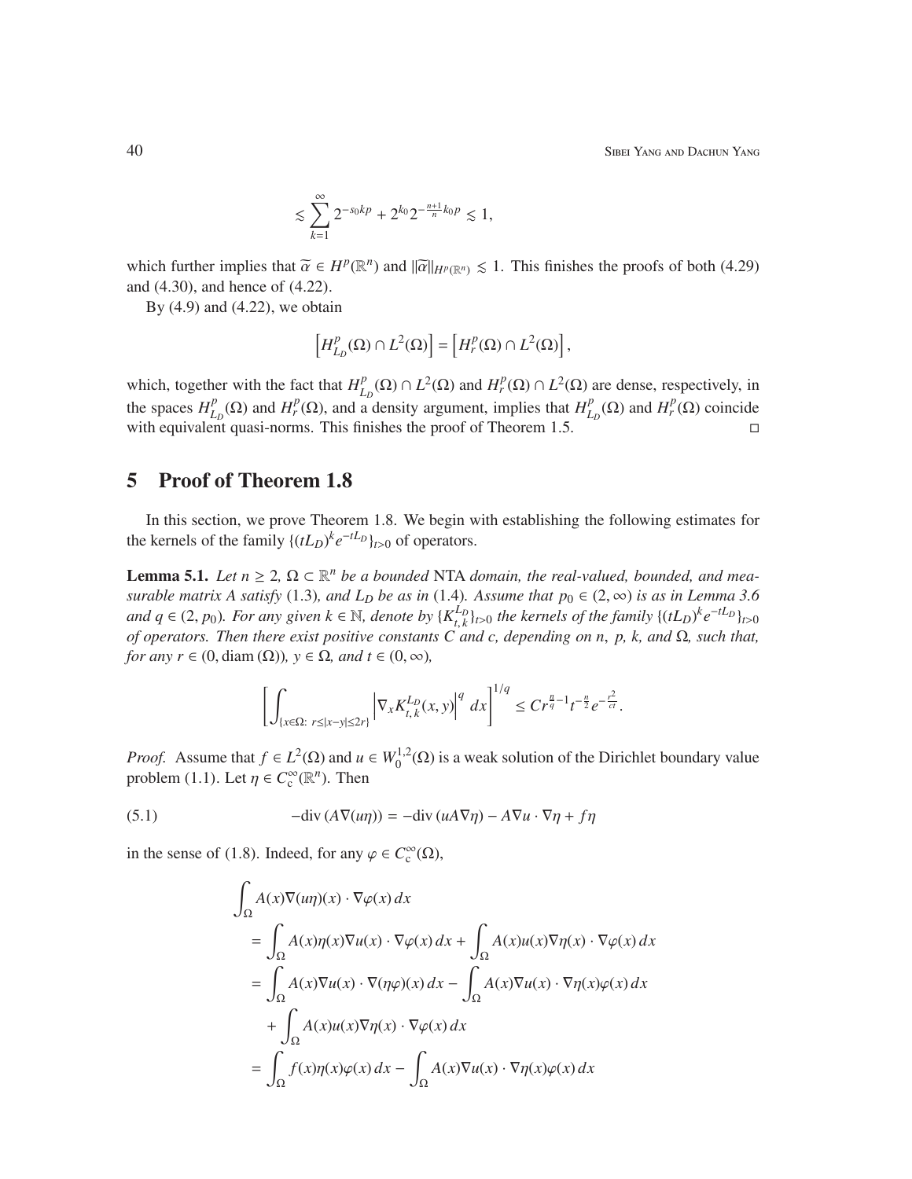$$\lesssim \sum_{k=1}^{\infty} 2^{-s_0 kp} + 2^{k_0} 2^{-\frac{n+1}{n} k_0 p} \lesssim 1,$$

which further implies that $\widetilde{\alpha} \in H^p(\mathbb{R}^n)$ and $\|\widetilde{\alpha}\|_{H^p(\mathbb{R}^n)} \lesssim 1$. This finishes the proofs of both (4.29) and (4.30), and hence of (4.22).

By (4.9) and (4.22), we obtain

$$\left[H^p_{L_D}(\Omega) \cap L^2(\Omega)\right] = \left[H^p_r(\Omega) \cap L^2(\Omega)\right],$$

which, together with the fact that $H^p_{L_D}(\Omega) \cap L^2(\Omega)$ and $H^p_r(\Omega) \cap L^2(\Omega)$ are dense, respectively, in the spaces $H^p_{L_D}(\Omega)$ and $H^p_r(\Omega)$, and a density argument, implies that $H^p_{L_D}(\Omega)$ and $H^p_r(\Omega)$ coincide with equivalent quasi-norms. This finishes the proof of Theorem 1.5. $\square$

## 5 Proof of Theorem 1.8

In this section, we prove Theorem 1.8. We begin with establishing the following estimates for the kernels of the family $\{(tL_D)^k e^{-tL_D}\}_{t>0}$ of operators.

**Lemma 5.1.** *Let $n \geq 2$, $\Omega \subset \mathbb{R}^n$ be a bounded* NTA *domain, the real-valued, bounded, and measurable matrix $A$ satisfy* (1.3)*, and $L_D$ be as in* (1.4)*. Assume that $p_0 \in (2, \infty)$ is as in Lemma 3.6 and $q \in (2, p_0)$. For any given $k \in \mathbb{N}$, denote by $\{K^{L_D}_{t,k}\}_{t>0}$ the kernels of the family $\{(tL_D)^k e^{-tL_D}\}_{t>0}$ of operators. Then there exist positive constants $C$ and $c$, depending on $n$, $p$, $k$, and $\Omega$, such that, for any $r \in (0, \operatorname{diam}(\Omega))$, $y \in \Omega$, and $t \in (0, \infty)$,*

$$\left[\int_{\{x\in\Omega:\ r\leq|x-y|\leq 2r\}} \left|\nabla_x K^{L_D}_{t,k}(x,y)\right|^q dx\right]^{1/q} \leq C r^{\frac{n}{q}-1} t^{-\frac{n}{2}} e^{-\frac{r^2}{ct}}.$$

*Proof.* Assume that $f \in L^2(\Omega)$ and $u \in W^{1,2}_0(\Omega)$ is a weak solution of the Dirichlet boundary value problem (1.1). Let $\eta \in C^\infty_{\rm c}(\mathbb{R}^n)$. Then

$$-\operatorname{div}(A\nabla(u\eta)) = -\operatorname{div}(uA\nabla\eta) - A\nabla u \cdot \nabla\eta + f\eta \tag{5.1}$$

in the sense of (1.8). Indeed, for any $\varphi \in C^\infty_{\rm c}(\Omega)$,

$$\begin{aligned}
&\int_\Omega A(x)\nabla(u\eta)(x)\cdot\nabla\varphi(x)\,dx \\
&\quad= \int_\Omega A(x)\eta(x)\nabla u(x)\cdot\nabla\varphi(x)\,dx + \int_\Omega A(x)u(x)\nabla\eta(x)\cdot\nabla\varphi(x)\,dx \\
&\quad= \int_\Omega A(x)\nabla u(x)\cdot\nabla(\eta\varphi)(x)\,dx - \int_\Omega A(x)\nabla u(x)\cdot\nabla\eta(x)\varphi(x)\,dx \\
&\qquad+ \int_\Omega A(x)u(x)\nabla\eta(x)\cdot\nabla\varphi(x)\,dx \\
&\quad= \int_\Omega f(x)\eta(x)\varphi(x)\,dx - \int_\Omega A(x)\nabla u(x)\cdot\nabla\eta(x)\varphi(x)\,dx
\end{aligned}$$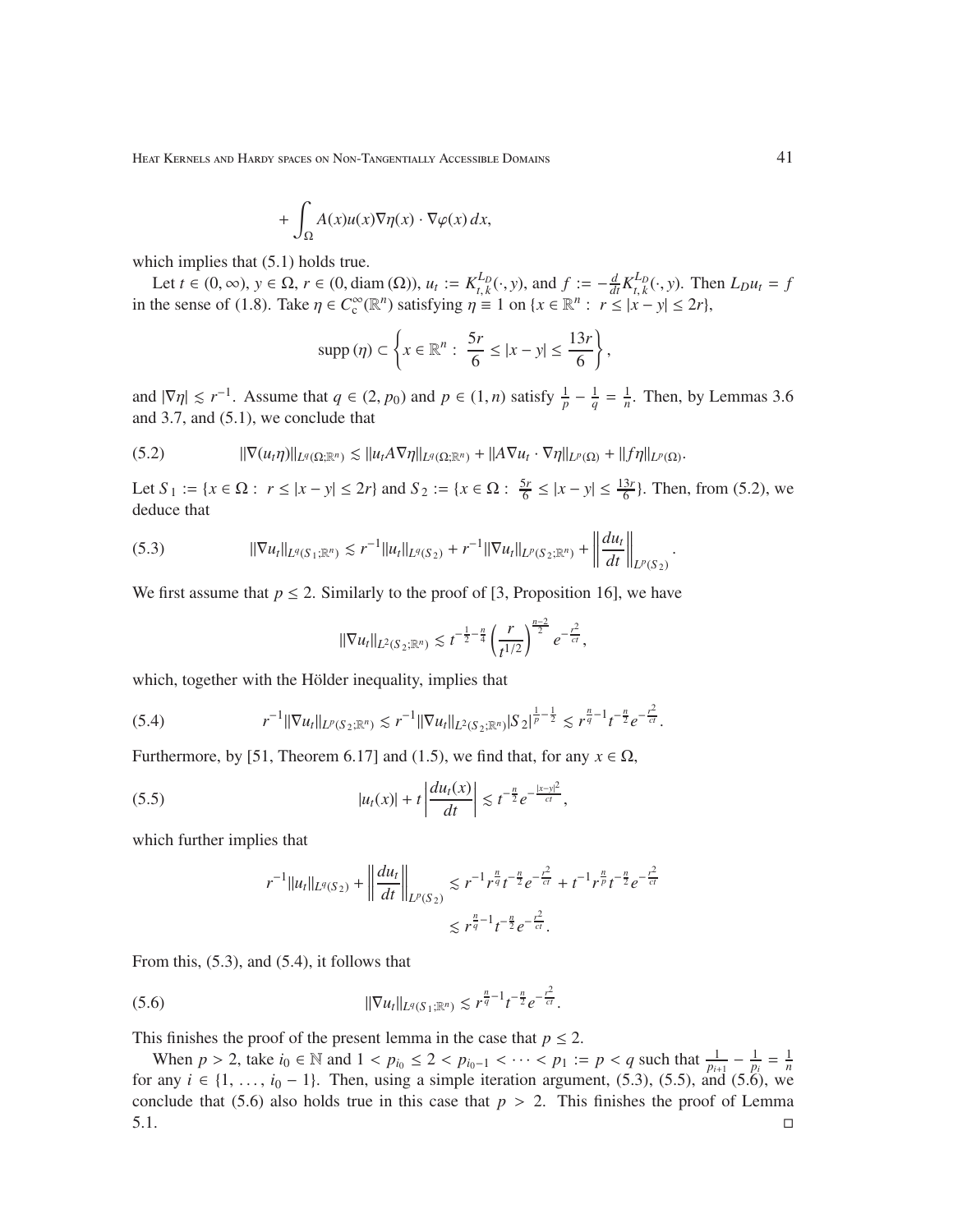$$+\int_\Omega A(x)u(x)\nabla\eta(x)\cdot\nabla\varphi(x)\,dx,$$

which implies that (5.1) holds true.

Let $t\in(0,\infty)$, $y\in\Omega$, $r\in(0,\operatorname{diam}(\Omega))$, $u_t:=K_{t,k}^{L_D}(\cdot,y)$, and $f:=-\frac{d}{dt}K_{t,k}^{L_D}(\cdot,y)$. Then $L_Du_t=f$ in the sense of (1.8). Take $\eta\in C_c^\infty(\mathbb{R}^n)$ satisfying $\eta\equiv1$ on $\{x\in\mathbb{R}^n:\ r\le|x-y|\le 2r\}$,

$$\operatorname{supp}(\eta)\subset\left\{x\in\mathbb{R}^n:\ \frac{5r}{6}\le|x-y|\le\frac{13r}{6}\right\},$$

and $|\nabla\eta|\lesssim r^{-1}$. Assume that $q\in(2,p_0)$ and $p\in(1,n)$ satisfy $\frac1p-\frac1q=\frac1n$. Then, by Lemmas 3.6 and 3.7, and (5.1), we conclude that

$$\|\nabla(u_t\eta)\|_{L^q(\Omega;\mathbb{R}^n)}\lesssim\|u_tA\nabla\eta\|_{L^q(\Omega;\mathbb{R}^n)}+\|A\nabla u_t\cdot\nabla\eta\|_{L^p(\Omega)}+\|f\eta\|_{L^p(\Omega)}.\tag{5.2}$$

Let $S_1:=\{x\in\Omega:\ r\le|x-y|\le2r\}$ and $S_2:=\{x\in\Omega:\ \frac{5r}{6}\le|x-y|\le\frac{13r}{6}\}$. Then, from (5.2), we deduce that

$$\|\nabla u_t\|_{L^q(S_1;\mathbb{R}^n)}\lesssim r^{-1}\|u_t\|_{L^q(S_2)}+r^{-1}\|\nabla u_t\|_{L^p(S_2;\mathbb{R}^n)}+\left\|\frac{du_t}{dt}\right\|_{L^p(S_2)}.\tag{5.3}$$

We first assume that $p\le2$. Similarly to the proof of [3, Proposition 16], we have

$$\|\nabla u_t\|_{L^2(S_2;\mathbb{R}^n)}\lesssim t^{-\frac12-\frac n4}\left(\frac{r}{t^{1/2}}\right)^{\frac{n-2}{2}}e^{-\frac{r^2}{ct}},$$

which, together with the Hölder inequality, implies that

$$r^{-1}\|\nabla u_t\|_{L^p(S_2;\mathbb{R}^n)}\lesssim r^{-1}\|\nabla u_t\|_{L^2(S_2;\mathbb{R}^n)}|S_2|^{\frac1p-\frac12}\lesssim r^{\frac nq-1}t^{-\frac n2}e^{-\frac{r^2}{ct}}.\tag{5.4}$$

Furthermore, by [51, Theorem 6.17] and (1.5), we find that, for any $x\in\Omega$,

$$|u_t(x)|+t\left|\frac{du_t(x)}{dt}\right|\lesssim t^{-\frac n2}e^{-\frac{|x-y|^2}{ct}},\tag{5.5}$$

which further implies that

$$\begin{aligned}r^{-1}\|u_t\|_{L^q(S_2)}+\left\|\frac{du_t}{dt}\right\|_{L^p(S_2)}&\lesssim r^{-1}r^{\frac nq}t^{-\frac n2}e^{-\frac{r^2}{ct}}+t^{-1}r^{\frac np}t^{-\frac n2}e^{-\frac{r^2}{ct}}\\&\lesssim r^{\frac nq-1}t^{-\frac n2}e^{-\frac{r^2}{ct}}.\end{aligned}$$

From this, (5.3), and (5.4), it follows that

$$\|\nabla u_t\|_{L^q(S_1;\mathbb{R}^n)}\lesssim r^{\frac nq-1}t^{-\frac n2}e^{-\frac{r^2}{ct}}.\tag{5.6}$$

This finishes the proof of the present lemma in the case that $p\le2$.

When $p>2$, take $i_0\in\mathbb{N}$ and $1<p_{i_0}\le2<p_{i_0-1}<\cdots<p_1:=p<q$ such that $\frac{1}{p_{i+1}}-\frac{1}{p_i}=\frac1n$ for any $i\in\{1,\ldots,i_0-1\}$. Then, using a simple iteration argument, (5.3), (5.5), and (5.6), we conclude that (5.6) also holds true in this case that $p>2$. This finishes the proof of Lemma 5.1. $\square$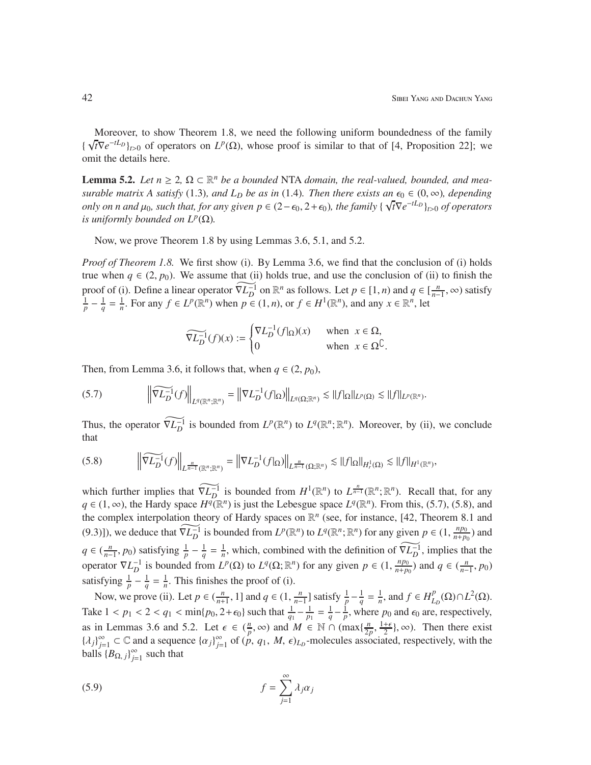Moreover, to show Theorem 1.8, we need the following uniform boundedness of the family $\{\sqrt{t}\nabla e^{-tL_D}\}_{t>0}$ of operators on $L^p(\Omega)$, whose proof is similar to that of [4, Proposition 22]; we omit the details here.

**Lemma 5.2.** *Let $n \geq 2$, $\Omega \subset \mathbb{R}^n$ be a bounded* NTA *domain, the real-valued, bounded, and measurable matrix $A$ satisfy* (1.3)*, and $L_D$ be as in* (1.4)*. Then there exists an $\epsilon_0 \in (0, \infty)$, depending only on $n$ and $\mu_0$, such that, for any given $p \in (2-\epsilon_0, 2+\epsilon_0)$, the family $\{\sqrt{t}\nabla e^{-tL_D}\}_{t>0}$ of operators is uniformly bounded on $L^p(\Omega)$.*

Now, we prove Theorem 1.8 by using Lemmas 3.6, 5.1, and 5.2.

*Proof of Theorem 1.8.* We first show (i). By Lemma 3.6, we find that the conclusion of (i) holds true when $q \in (2, p_0)$. We assume that (ii) holds true, and use the conclusion of (ii) to finish the proof of (i). Define a linear operator $\widetilde{\nabla L_D^{-1}}$ on $\mathbb{R}^n$ as follows. Let $p \in [1, n)$ and $q \in [\frac{n}{n-1}, \infty)$ satisfy $\frac{1}{p} - \frac{1}{q} = \frac{1}{n}$. For any $f \in L^p(\mathbb{R}^n)$ when $p \in (1, n)$, or $f \in H^1(\mathbb{R}^n)$, and any $x \in \mathbb{R}^n$, let

$$\widetilde{\nabla L_D^{-1}}(f)(x) := \begin{cases} \nabla L_D^{-1}(f|_\Omega)(x) & \text{when } x \in \Omega, \\ 0 & \text{when } x \in \Omega^\complement. \end{cases}$$

Then, from Lemma 3.6, it follows that, when $q \in (2, p_0)$,

$$\left\|\widetilde{\nabla L_D^{-1}}(f)\right\|_{L^q(\mathbb{R}^n;\mathbb{R}^n)} = \left\|\nabla L_D^{-1}(f|_\Omega)\right\|_{L^q(\Omega;\mathbb{R}^n)} \lesssim \|f|_\Omega\|_{L^p(\Omega)} \lesssim \|f\|_{L^p(\mathbb{R}^n)}. \tag{5.7}$$

Thus, the operator $\widetilde{\nabla L_D^{-1}}$ is bounded from $L^p(\mathbb{R}^n)$ to $L^q(\mathbb{R}^n;\mathbb{R}^n)$. Moreover, by (ii), we conclude that

$$\left\|\widetilde{\nabla L_D^{-1}}(f)\right\|_{L^{\frac{n}{n-1}}(\mathbb{R}^n;\mathbb{R}^n)} = \left\|\nabla L_D^{-1}(f|_\Omega)\right\|_{L^{\frac{n}{n-1}}(\Omega;\mathbb{R}^n)} \lesssim \|f|_\Omega\|_{H^1_r(\Omega)} \lesssim \|f\|_{H^1(\mathbb{R}^n)}, \tag{5.8}$$

which further implies that $\widetilde{\nabla L_D^{-1}}$ is bounded from $H^1(\mathbb{R}^n)$ to $L^{\frac{n}{n-1}}(\mathbb{R}^n;\mathbb{R}^n)$. Recall that, for any $q \in (1, \infty)$, the Hardy space $H^q(\mathbb{R}^n)$ is just the Lebesgue space $L^q(\mathbb{R}^n)$. From this, (5.7), (5.8), and the complex interpolation theory of Hardy spaces on $\mathbb{R}^n$ (see, for instance, [42, Theorem 8.1 and (9.3)]), we deduce that $\widetilde{\nabla L_D^{-1}}$ is bounded from $L^p(\mathbb{R}^n)$ to $L^q(\mathbb{R}^n;\mathbb{R}^n)$ for any given $p \in (1, \frac{np_0}{n+p_0})$ and $q \in (\frac{n}{n-1}, p_0)$ satisfying $\frac{1}{p} - \frac{1}{q} = \frac{1}{n}$, which, combined with the definition of $\widetilde{\nabla L_D^{-1}}$, implies that the operator $\nabla L_D^{-1}$ is bounded from $L^p(\Omega)$ to $L^q(\Omega;\mathbb{R}^n)$ for any given $p \in (1, \frac{np_0}{n+p_0})$ and $q \in (\frac{n}{n-1}, p_0)$ satisfying $\frac{1}{p} - \frac{1}{q} = \frac{1}{n}$. This finishes the proof of (i).

Now, we prove (ii). Let $p \in (\frac{n}{n+1}, 1]$ and $q \in (1, \frac{n}{n-1}]$ satisfy $\frac{1}{p} - \frac{1}{q} = \frac{1}{n}$, and $f \in H^p_{L_D}(\Omega) \cap L^2(\Omega)$. Take $1 < p_1 < 2 < q_1 < \min\{p_0, 2+\epsilon_0\}$ such that $\frac{1}{q_1} - \frac{1}{p_1} = \frac{1}{q} - \frac{1}{p}$, where $p_0$ and $\epsilon_0$ are, respectively, as in Lemmas 3.6 and 5.2. Let $\epsilon \in (\frac{n}{p}, \infty)$ and $M \in \mathbb{N} \cap (\max\{\frac{n}{2p}, \frac{1+\epsilon}{2}\}, \infty)$. Then there exist $\{\lambda_j\}_{j=1}^\infty \subset \mathbb{C}$ and a sequence $\{\alpha_j\}_{j=1}^\infty$ of $(p, q_1, M, \epsilon)_{L_D}$-molecules associated, respectively, with the balls $\{B_{\Omega, j}\}_{j=1}^\infty$ such that

$$f = \sum_{j=1}^\infty \lambda_j \alpha_j \tag{5.9}$$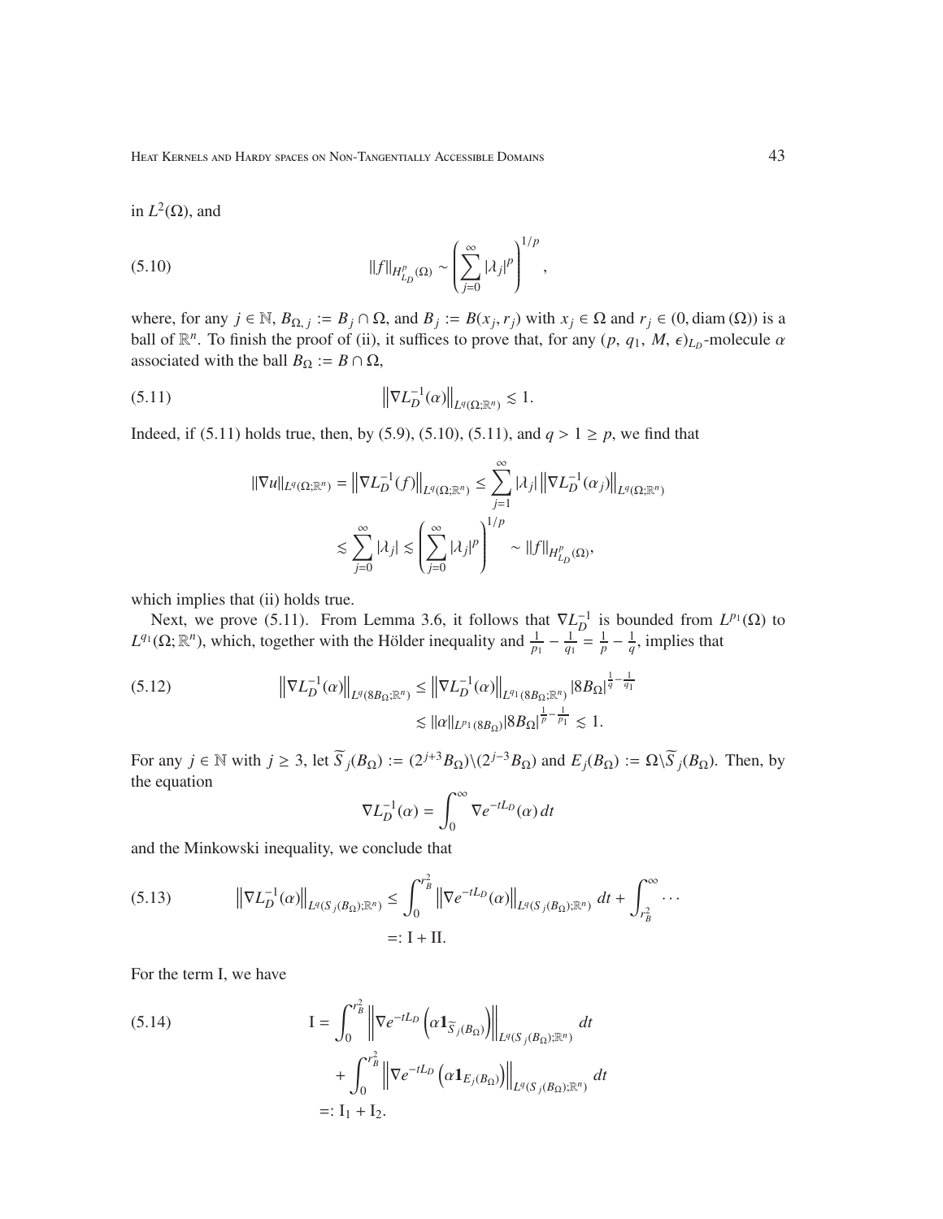in $L^2(\Omega)$, and

$$\|f\|_{H^p_{L_D}(\Omega)} \sim \left(\sum_{j=0}^{\infty} |\lambda_j|^p\right)^{1/p}, \tag{5.10}$$

where, for any $j \in \mathbb{N}$, $B_{\Omega,j} := B_j \cap \Omega$, and $B_j := B(x_j, r_j)$ with $x_j \in \Omega$ and $r_j \in (0, \operatorname{diam}(\Omega))$ is a ball of $\mathbb{R}^n$. To finish the proof of (ii), it suffices to prove that, for any $(p, q_1, M, \epsilon)_{L_D}$-molecule $\alpha$ associated with the ball $B_\Omega := B \cap \Omega$,

$$\left\|\nabla L_D^{-1}(\alpha)\right\|_{L^q(\Omega;\mathbb{R}^n)} \lesssim 1. \tag{5.11}$$

Indeed, if (5.11) holds true, then, by (5.9), (5.10), (5.11), and $q > 1 \geq p$, we find that

$$\begin{aligned}
\|\nabla u\|_{L^q(\Omega;\mathbb{R}^n)} &= \left\|\nabla L_D^{-1}(f)\right\|_{L^q(\Omega;\mathbb{R}^n)} \leq \sum_{j=1}^{\infty} |\lambda_j| \left\|\nabla L_D^{-1}(\alpha_j)\right\|_{L^q(\Omega;\mathbb{R}^n)} \\
&\lesssim \sum_{j=0}^{\infty} |\lambda_j| \lesssim \left(\sum_{j=0}^{\infty} |\lambda_j|^p\right)^{1/p} \sim \|f\|_{H^p_{L_D}(\Omega)},
\end{aligned}$$

which implies that (ii) holds true.

Next, we prove (5.11). From Lemma 3.6, it follows that $\nabla L_D^{-1}$ is bounded from $L^{p_1}(\Omega)$ to $L^{q_1}(\Omega; \mathbb{R}^n)$, which, together with the Hölder inequality and $\frac{1}{p_1} - \frac{1}{q_1} = \frac{1}{p} - \frac{1}{q}$, implies that

$$\begin{aligned}
\left\|\nabla L_D^{-1}(\alpha)\right\|_{L^q(8B_\Omega;\mathbb{R}^n)} &\leq \left\|\nabla L_D^{-1}(\alpha)\right\|_{L^{q_1}(8B_\Omega;\mathbb{R}^n)} |8B_\Omega|^{\frac{1}{q}-\frac{1}{q_1}} \\
&\lesssim \|\alpha\|_{L^{p_1}(8B_\Omega)} |8B_\Omega|^{\frac{1}{p}-\frac{1}{p_1}} \lesssim 1.
\end{aligned} \tag{5.12}$$

For any $j \in \mathbb{N}$ with $j \geq 3$, let $\widetilde{S}_j(B_\Omega) := (2^{j+3}B_\Omega) \backslash (2^{j-3}B_\Omega)$ and $E_j(B_\Omega) := \Omega \backslash \widetilde{S}_j(B_\Omega)$. Then, by the equation

$$\nabla L_D^{-1}(\alpha) = \int_0^\infty \nabla e^{-tL_D}(\alpha)\, dt$$

and the Minkowski inequality, we conclude that

$$\begin{aligned}
\left\|\nabla L_D^{-1}(\alpha)\right\|_{L^q(S_j(B_\Omega);\mathbb{R}^n)} &\leq \int_0^{r_B^2} \left\|\nabla e^{-tL_D}(\alpha)\right\|_{L^q(S_j(B_\Omega);\mathbb{R}^n)} dt + \int_{r_B^2}^\infty \cdots \\
&=: \mathrm{I} + \mathrm{II}.
\end{aligned} \tag{5.13}$$

For the term I, we have

$$\begin{aligned}
\mathrm{I} &= \int_0^{r_B^2} \left\|\nabla e^{-tL_D}\left(\alpha \mathbf{1}_{\widetilde{S}_j(B_\Omega)}\right)\right\|_{L^q(S_j(B_\Omega);\mathbb{R}^n)} dt \\
&\quad + \int_0^{r_B^2} \left\|\nabla e^{-tL_D}\left(\alpha \mathbf{1}_{E_j(B_\Omega)}\right)\right\|_{L^q(S_j(B_\Omega);\mathbb{R}^n)} dt \\
&=: \mathrm{I}_1 + \mathrm{I}_2.
\end{aligned} \tag{5.14}$$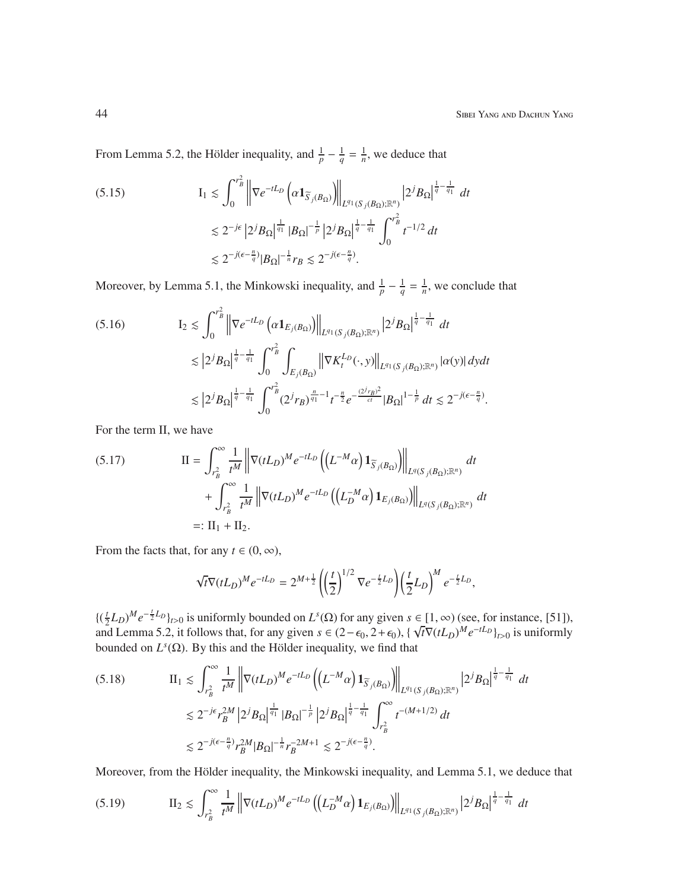From Lemma 5.2, the Hölder inequality, and $\frac{1}{p} - \frac{1}{q} = \frac{1}{n}$, we deduce that

$$
\begin{aligned}
\text{(5.15)} \qquad \mathrm{I}_1 &\lesssim \int_0^{r_B^2} \left\| \nabla e^{-tL_D} \left( \alpha \mathbf{1}_{\widetilde{S}_j(B_\Omega)} \right) \right\|_{L^{q_1}(S_j(B_\Omega);\mathbb{R}^n)} \left| 2^j B_\Omega \right|^{\frac{1}{q} - \frac{1}{q_1}} \, dt \\
&\lesssim 2^{-j\epsilon} \left| 2^j B_\Omega \right|^{\frac{1}{q_1}} |B_\Omega|^{-\frac{1}{p}} \left| 2^j B_\Omega \right|^{\frac{1}{q} - \frac{1}{q_1}} \int_0^{r_B^2} t^{-1/2} \, dt \\
&\lesssim 2^{-j(\epsilon - \frac{n}{q})} |B_\Omega|^{-\frac{1}{n}} r_B \lesssim 2^{-j(\epsilon - \frac{n}{q})}.
\end{aligned}
$$

Moreover, by Lemma 5.1, the Minkowski inequality, and $\frac{1}{p} - \frac{1}{q} = \frac{1}{n}$, we conclude that

$$
\begin{aligned}
\text{(5.16)} \qquad \mathrm{I}_2 &\lesssim \int_0^{r_B^2} \left\| \nabla e^{-tL_D} \left( \alpha \mathbf{1}_{E_j(B_\Omega)} \right) \right\|_{L^{q_1}(S_j(B_\Omega);\mathbb{R}^n)} \left| 2^j B_\Omega \right|^{\frac{1}{q} - \frac{1}{q_1}} \, dt \\
&\lesssim \left| 2^j B_\Omega \right|^{\frac{1}{q} - \frac{1}{q_1}} \int_0^{r_B^2} \int_{E_j(B_\Omega)} \left\| \nabla K_t^{L_D}(\cdot, y) \right\|_{L^{q_1}(S_j(B_\Omega);\mathbb{R}^n)} |\alpha(y)| \, dy dt \\
&\lesssim \left| 2^j B_\Omega \right|^{\frac{1}{q} - \frac{1}{q_1}} \int_0^{r_B^2} (2^j r_B)^{\frac{n}{q_1} - 1} t^{-\frac{n}{2}} e^{-\frac{(2^j r_B)^2}{ct}} |B_\Omega|^{1 - \frac{1}{p}} \, dt \lesssim 2^{-j(\epsilon - \frac{n}{q})}.
\end{aligned}
$$

For the term II, we have

$$
\begin{aligned}
\text{(5.17)} \qquad \mathrm{II} &= \int_{r_B^2}^\infty \frac{1}{t^M} \left\| \nabla (tL_D)^M e^{-tL_D} \left( \left( L^{-M} \alpha \right) \mathbf{1}_{\widetilde{S}_j(B_\Omega)} \right) \right\|_{L^q(S_j(B_\Omega);\mathbb{R}^n)} \, dt \\
&\quad + \int_{r_B^2}^\infty \frac{1}{t^M} \left\| \nabla (tL_D)^M e^{-tL_D} \left( \left( L_D^{-M} \alpha \right) \mathbf{1}_{E_j(B_\Omega)} \right) \right\|_{L^q(S_j(B_\Omega);\mathbb{R}^n)} \, dt \\
&=: \mathrm{II}_1 + \mathrm{II}_2.
\end{aligned}
$$

From the facts that, for any $t \in (0, \infty)$,

$$
\sqrt{t} \nabla (tL_D)^M e^{-tL_D} = 2^{M + \frac{1}{2}} \left( \left( \frac{t}{2} \right)^{1/2} \nabla e^{-\frac{t}{2} L_D} \right) \left( \frac{t}{2} L_D \right)^M e^{-\frac{t}{2} L_D},
$$

$\{ (\frac{t}{2} L_D)^M e^{-\frac{t}{2} L_D} \}_{t > 0}$ is uniformly bounded on $L^s(\Omega)$ for any given $s \in [1, \infty)$ (see, for instance, [51]), and Lemma 5.2, it follows that, for any given $s \in (2 - \epsilon_0, 2 + \epsilon_0)$, $\{ \sqrt{t} \nabla (tL_D)^M e^{-tL_D} \}_{t > 0}$ is uniformly bounded on $L^s(\Omega)$. By this and the Hölder inequality, we find that

$$
\begin{aligned}
\text{(5.18)} \qquad \mathrm{II}_1 &\lesssim \int_{r_B^2}^\infty \frac{1}{t^M} \left\| \nabla (tL_D)^M e^{-tL_D} \left( \left( L^{-M} \alpha \right) \mathbf{1}_{\widetilde{S}_j(B_\Omega)} \right) \right\|_{L^{q_1}(S_j(B_\Omega);\mathbb{R}^n)} \left| 2^j B_\Omega \right|^{\frac{1}{q} - \frac{1}{q_1}} \, dt \\
&\lesssim 2^{-j\epsilon} r_B^{2M} \left| 2^j B_\Omega \right|^{\frac{1}{q_1}} |B_\Omega|^{-\frac{1}{p}} \left| 2^j B_\Omega \right|^{\frac{1}{q} - \frac{1}{q_1}} \int_{r_B^2}^\infty t^{-(M + 1/2)} \, dt \\
&\lesssim 2^{-j(\epsilon - \frac{n}{q})} r_B^{2M} |B_\Omega|^{-\frac{1}{n}} r_B^{-2M + 1} \lesssim 2^{-j(\epsilon - \frac{n}{q})}.
\end{aligned}
$$

Moreover, from the Hölder inequality, the Minkowski inequality, and Lemma 5.1, we deduce that

$$
\text{(5.19)} \qquad \mathrm{II}_2 \lesssim \int_{r_B^2}^\infty \frac{1}{t^M} \left\| \nabla (tL_D)^M e^{-tL_D} \left( \left( L_D^{-M} \alpha \right) \mathbf{1}_{E_j(B_\Omega)} \right) \right\|_{L^{q_1}(S_j(B_\Omega);\mathbb{R}^n)} \left| 2^j B_\Omega \right|^{\frac{1}{q} - \frac{1}{q_1}} \, dt
$$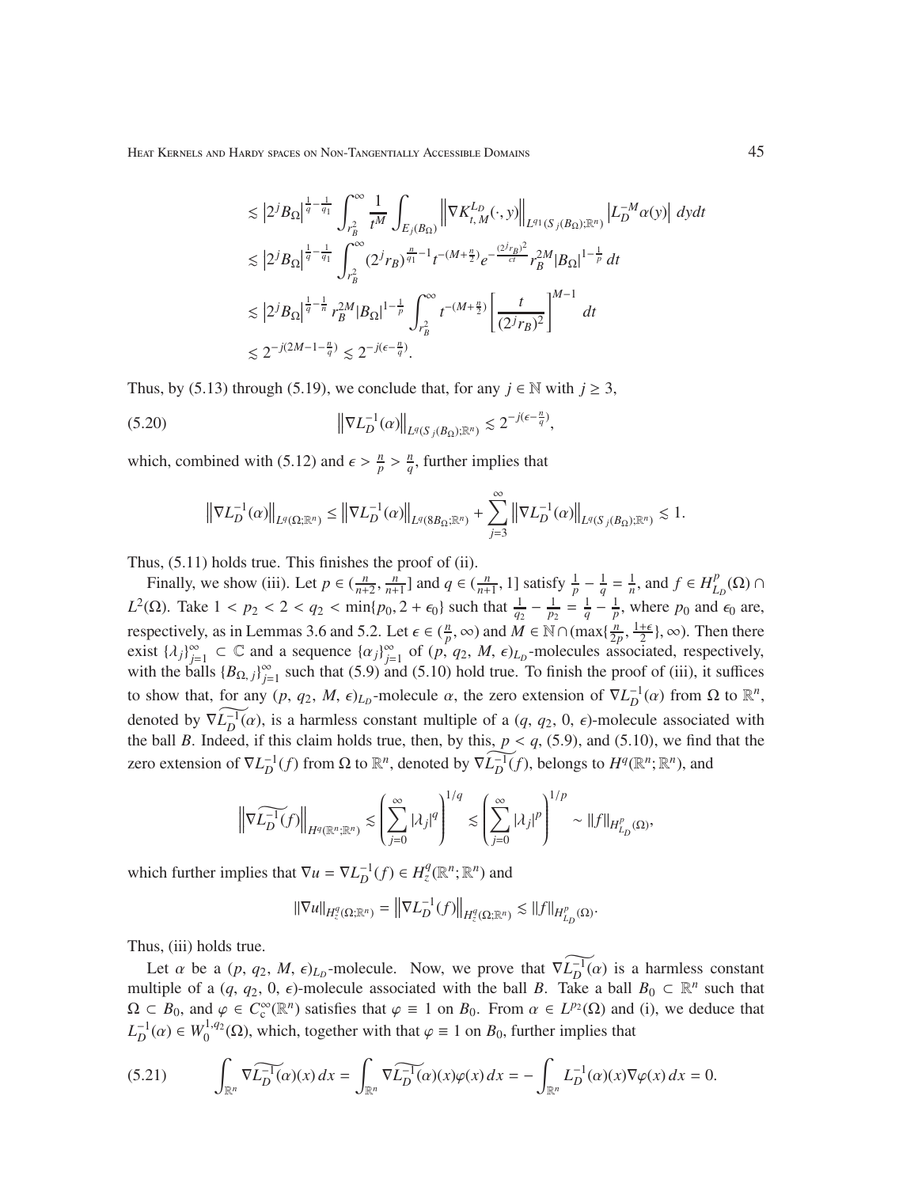$$
\begin{aligned}
&\lesssim \left|2^j B_\Omega\right|^{\frac{1}{q}-\frac{1}{q_1}} \int_{r_B^2}^\infty \frac{1}{t^M} \int_{E_j(B_\Omega)} \left\|\nabla K_{t,M}^{L_D}(\cdot,y)\right\|_{L^{q_1}(S_j(B_\Omega);\mathbb{R}^n)} \left|L_D^{-M}\alpha(y)\right| \,dydt \\
&\lesssim \left|2^j B_\Omega\right|^{\frac{1}{q}-\frac{1}{q_1}} \int_{r_B^2}^\infty (2^j r_B)^{\frac{n}{q_1}-1} t^{-(M+\frac{n}{2})} e^{-\frac{(2^j r_B)^2}{ct}} r_B^{2M} |B_\Omega|^{1-\frac{1}{p}} \,dt \\
&\lesssim \left|2^j B_\Omega\right|^{\frac{1}{q}-\frac{1}{n}} r_B^{2M} |B_\Omega|^{1-\frac{1}{p}} \int_{r_B^2}^\infty t^{-(M+\frac{n}{2})} \left[\frac{t}{(2^j r_B)^2}\right]^{M-1} \,dt \\
&\lesssim 2^{-j(2M-1-\frac{n}{q})} \lesssim 2^{-j(\epsilon-\frac{n}{q})}.
\end{aligned}
$$

Thus, by (5.13) through (5.19), we conclude that, for any $j \in \mathbb{N}$ with $j \geq 3$,

$$
\left\|\nabla L_D^{-1}(\alpha)\right\|_{L^q(S_j(B_\Omega);\mathbb{R}^n)} \lesssim 2^{-j(\epsilon-\frac{n}{q})}, \tag{5.20}
$$

which, combined with (5.12) and $\epsilon > \frac{n}{p} > \frac{n}{q}$, further implies that

$$
\left\|\nabla L_D^{-1}(\alpha)\right\|_{L^q(\Omega;\mathbb{R}^n)} \leq \left\|\nabla L_D^{-1}(\alpha)\right\|_{L^q(8B_\Omega;\mathbb{R}^n)} + \sum_{j=3}^\infty \left\|\nabla L_D^{-1}(\alpha)\right\|_{L^q(S_j(B_\Omega);\mathbb{R}^n)} \lesssim 1.
$$

Thus, (5.11) holds true. This finishes the proof of (ii).

Finally, we show (iii). Let $p \in (\frac{n}{n+2}, \frac{n}{n+1}]$ and $q \in (\frac{n}{n+1}, 1]$ satisfy $\frac{1}{p} - \frac{1}{q} = \frac{1}{n}$, and $f \in H^p_{L_D}(\Omega) \cap L^2(\Omega)$. Take $1 < p_2 < 2 < q_2 < \min\{p_0, 2+\epsilon_0\}$ such that $\frac{1}{q_2} - \frac{1}{p_2} = \frac{1}{q} - \frac{1}{p}$, where $p_0$ and $\epsilon_0$ are, respectively, as in Lemmas 3.6 and 5.2. Let $\epsilon \in (\frac{n}{p}, \infty)$ and $M \in \mathbb{N} \cap (\max\{\frac{n}{2p}, \frac{1+\epsilon}{2}\}, \infty)$. Then there exist $\{\lambda_j\}_{j=1}^\infty \subset \mathbb{C}$ and a sequence $\{\alpha_j\}_{j=1}^\infty$ of $(p, q_2, M, \epsilon)_{L_D}$-molecules associated, respectively, with the balls $\{B_{\Omega,j}\}_{j=1}^\infty$ such that (5.9) and (5.10) hold true. To finish the proof of (iii), it suffices to show that, for any $(p, q_2, M, \epsilon)_{L_D}$-molecule $\alpha$, the zero extension of $\nabla L_D^{-1}(\alpha)$ from $\Omega$ to $\mathbb{R}^n$, denoted by $\widetilde{\nabla L_D^{-1}(\alpha)}$, is a harmless constant multiple of a $(q, q_2, 0, \epsilon)$-molecule associated with the ball $B$. Indeed, if this claim holds true, then, by this, $p < q$, (5.9), and (5.10), we find that the zero extension of $\nabla L_D^{-1}(f)$ from $\Omega$ to $\mathbb{R}^n$, denoted by $\widetilde{\nabla L_D^{-1}(f)}$, belongs to $H^q(\mathbb{R}^n;\mathbb{R}^n)$, and

$$
\left\|\widetilde{\nabla L_D^{-1}(f)}\right\|_{H^q(\mathbb{R}^n;\mathbb{R}^n)} \lesssim \left(\sum_{j=0}^\infty |\lambda_j|^q\right)^{1/q} \lesssim \left(\sum_{j=0}^\infty |\lambda_j|^p\right)^{1/p} \sim \|f\|_{H^p_{L_D}(\Omega)},
$$

which further implies that $\nabla u = \nabla L_D^{-1}(f) \in H^q_z(\mathbb{R}^n;\mathbb{R}^n)$ and

$$
\|\nabla u\|_{H^q_z(\Omega;\mathbb{R}^n)} = \left\|\nabla L_D^{-1}(f)\right\|_{H^q_z(\Omega;\mathbb{R}^n)} \lesssim \|f\|_{H^p_{L_D}(\Omega)}.
$$

Thus, (iii) holds true.

Let $\alpha$ be a $(p, q_2, M, \epsilon)_{L_D}$-molecule. Now, we prove that $\widetilde{\nabla L_D^{-1}(\alpha)}$ is a harmless constant multiple of a $(q, q_2, 0, \epsilon)$-molecule associated with the ball $B$. Take a ball $B_0 \subset \mathbb{R}^n$ such that $\Omega \subset B_0$, and $\varphi \in C_c^\infty(\mathbb{R}^n)$ satisfies that $\varphi \equiv 1$ on $B_0$. From $\alpha \in L^{p_2}(\Omega)$ and (i), we deduce that $L_D^{-1}(\alpha) \in W_0^{1,q_2}(\Omega)$, which, together with that $\varphi \equiv 1$ on $B_0$, further implies that

$$
\int_{\mathbb{R}^n} \widetilde{\nabla L_D^{-1}(\alpha)}(x)\,dx = \int_{\mathbb{R}^n} \widetilde{\nabla L_D^{-1}(\alpha)}(x)\varphi(x)\,dx = -\int_{\mathbb{R}^n} L_D^{-1}(\alpha)(x)\nabla\varphi(x)\,dx = 0. \tag{5.21}
$$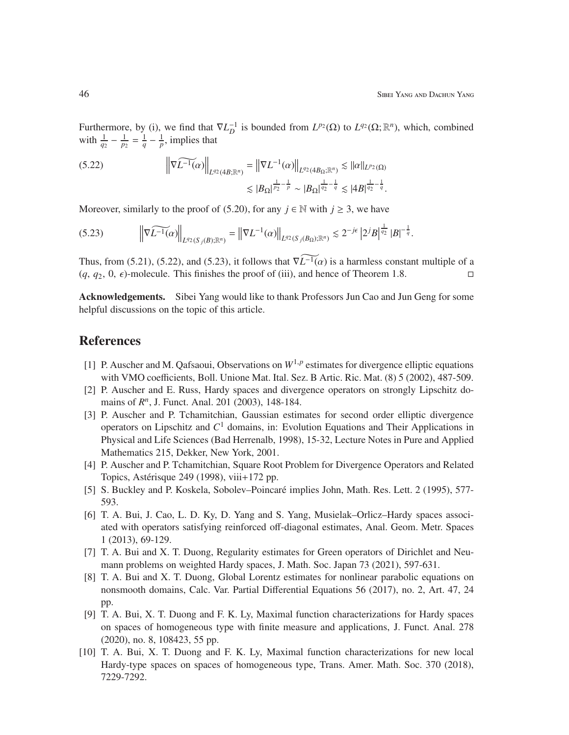Furthermore, by (i), we find that $\nabla L_D^{-1}$ is bounded from $L^{p_2}(\Omega)$ to $L^{q_2}(\Omega;\mathbb{R}^n)$, which, combined with $\frac{1}{q_2}-\frac{1}{p_2}=\frac{1}{q}-\frac{1}{p}$, implies that

$$
\begin{aligned}
\left\|\nabla\widetilde{L^{-1}(\alpha)}\right\|_{L^{q_2}(4B;\mathbb{R}^n)} &= \left\|\nabla L^{-1}(\alpha)\right\|_{L^{q_2}(4B_\Omega;\mathbb{R}^n)} \lesssim \|\alpha\|_{L^{p_2}(\Omega)} \\
&\lesssim |B_\Omega|^{\frac{1}{p_2}-\frac{1}{p}} \sim |B_\Omega|^{\frac{1}{q_2}-\frac{1}{q}} \lesssim |4B|^{\frac{1}{q_2}-\frac{1}{q}}.
\end{aligned} \tag{5.22}
$$

Moreover, similarly to the proof of (5.20), for any $j\in\mathbb{N}$ with $j\geq 3$, we have

$$
\left\|\nabla\widetilde{L^{-1}(\alpha)}\right\|_{L^{q_2}(S_j(B);\mathbb{R}^n)} = \left\|\nabla L^{-1}(\alpha)\right\|_{L^{q_2}(S_j(B_\Omega);\mathbb{R}^n)} \lesssim 2^{-j\epsilon}\left|2^jB\right|^{\frac{1}{q_2}}|B|^{-\frac{1}{q}}. \tag{5.23}
$$

Thus, from (5.21), (5.22), and (5.23), it follows that $\nabla\widetilde{L^{-1}(\alpha)}$ is a harmless constant multiple of a $(q,\,q_2,\,0,\,\epsilon)$-molecule. This finishes the proof of (iii), and hence of Theorem 1.8. □

**Acknowledgements.** Sibei Yang would like to thank Professors Jun Cao and Jun Geng for some helpful discussions on the topic of this article.

## References

[1] P. Auscher and M. Qafsaoui, Observations on $W^{1,p}$ estimates for divergence elliptic equations with VMO coefficients, Boll. Unione Mat. Ital. Sez. B Artic. Ric. Mat. (8) 5 (2002), 487-509.

[2] P. Auscher and E. Russ, Hardy spaces and divergence operators on strongly Lipschitz domains of $R^n$, J. Funct. Anal. 201 (2003), 148-184.

[3] P. Auscher and P. Tchamitchian, Gaussian estimates for second order elliptic divergence operators on Lipschitz and $C^1$ domains, in: Evolution Equations and Their Applications in Physical and Life Sciences (Bad Herrenalb, 1998), 15-32, Lecture Notes in Pure and Applied Mathematics 215, Dekker, New York, 2001.

[4] P. Auscher and P. Tchamitchian, Square Root Problem for Divergence Operators and Related Topics, Astérisque 249 (1998), viii+172 pp.

[5] S. Buckley and P. Koskela, Sobolev–Poincaré implies John, Math. Res. Lett. 2 (1995), 577-593.

[6] T. A. Bui, J. Cao, L. D. Ky, D. Yang and S. Yang, Musielak–Orlicz–Hardy spaces associated with operators satisfying reinforced off-diagonal estimates, Anal. Geom. Metr. Spaces 1 (2013), 69-129.

[7] T. A. Bui and X. T. Duong, Regularity estimates for Green operators of Dirichlet and Neumann problems on weighted Hardy spaces, J. Math. Soc. Japan 73 (2021), 597-631.

[8] T. A. Bui and X. T. Duong, Global Lorentz estimates for nonlinear parabolic equations on nonsmooth domains, Calc. Var. Partial Differential Equations 56 (2017), no. 2, Art. 47, 24 pp.

[9] T. A. Bui, X. T. Duong and F. K. Ly, Maximal function characterizations for Hardy spaces on spaces of homogeneous type with finite measure and applications, J. Funct. Anal. 278 (2020), no. 8, 108423, 55 pp.

[10] T. A. Bui, X. T. Duong and F. K. Ly, Maximal function characterizations for new local Hardy-type spaces on spaces of homogeneous type, Trans. Amer. Math. Soc. 370 (2018), 7229-7292.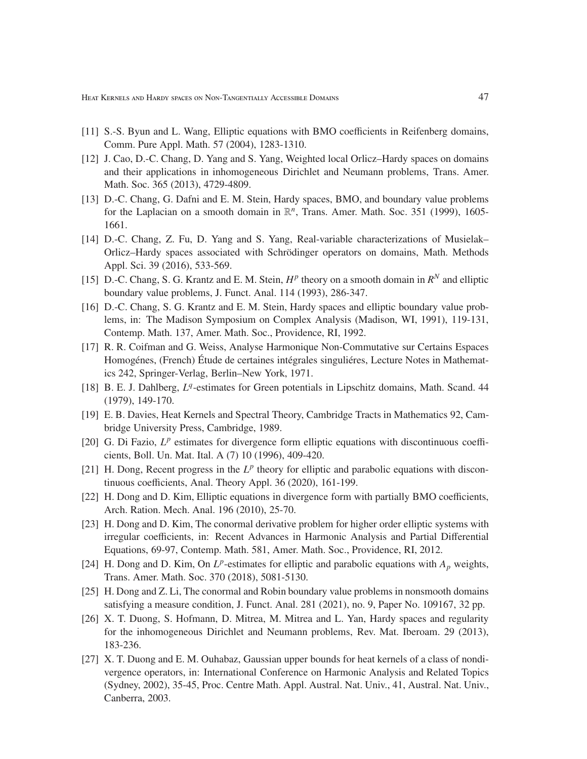[11] S.-S. Byun and L. Wang, Elliptic equations with BMO coefficients in Reifenberg domains, Comm. Pure Appl. Math. 57 (2004), 1283-1310.

[12] J. Cao, D.-C. Chang, D. Yang and S. Yang, Weighted local Orlicz–Hardy spaces on domains and their applications in inhomogeneous Dirichlet and Neumann problems, Trans. Amer. Math. Soc. 365 (2013), 4729-4809.

[13] D.-C. Chang, G. Dafni and E. M. Stein, Hardy spaces, BMO, and boundary value problems for the Laplacian on a smooth domain in $\mathbb{R}^n$, Trans. Amer. Math. Soc. 351 (1999), 1605-1661.

[14] D.-C. Chang, Z. Fu, D. Yang and S. Yang, Real-variable characterizations of Musielak–Orlicz–Hardy spaces associated with Schrödinger operators on domains, Math. Methods Appl. Sci. 39 (2016), 533-569.

[15] D.-C. Chang, S. G. Krantz and E. M. Stein, $H^p$ theory on a smooth domain in $R^N$ and elliptic boundary value problems, J. Funct. Anal. 114 (1993), 286-347.

[16] D.-C. Chang, S. G. Krantz and E. M. Stein, Hardy spaces and elliptic boundary value problems, in: The Madison Symposium on Complex Analysis (Madison, WI, 1991), 119-131, Contemp. Math. 137, Amer. Math. Soc., Providence, RI, 1992.

[17] R. R. Coifman and G. Weiss, Analyse Harmonique Non-Commutative sur Certains Espaces Homogénes, (French) Étude de certaines intégrales singuliéres, Lecture Notes in Mathematics 242, Springer-Verlag, Berlin–New York, 1971.

[18] B. E. J. Dahlberg, $L^q$-estimates for Green potentials in Lipschitz domains, Math. Scand. 44 (1979), 149-170.

[19] E. B. Davies, Heat Kernels and Spectral Theory, Cambridge Tracts in Mathematics 92, Cambridge University Press, Cambridge, 1989.

[20] G. Di Fazio, $L^p$ estimates for divergence form elliptic equations with discontinuous coefficients, Boll. Un. Mat. Ital. A (7) 10 (1996), 409-420.

[21] H. Dong, Recent progress in the $L^p$ theory for elliptic and parabolic equations with discontinuous coefficients, Anal. Theory Appl. 36 (2020), 161-199.

[22] H. Dong and D. Kim, Elliptic equations in divergence form with partially BMO coefficients, Arch. Ration. Mech. Anal. 196 (2010), 25-70.

[23] H. Dong and D. Kim, The conormal derivative problem for higher order elliptic systems with irregular coefficients, in: Recent Advances in Harmonic Analysis and Partial Differential Equations, 69-97, Contemp. Math. 581, Amer. Math. Soc., Providence, RI, 2012.

[24] H. Dong and D. Kim, On $L^p$-estimates for elliptic and parabolic equations with $A_p$ weights, Trans. Amer. Math. Soc. 370 (2018), 5081-5130.

[25] H. Dong and Z. Li, The conormal and Robin boundary value problems in nonsmooth domains satisfying a measure condition, J. Funct. Anal. 281 (2021), no. 9, Paper No. 109167, 32 pp.

[26] X. T. Duong, S. Hofmann, D. Mitrea, M. Mitrea and L. Yan, Hardy spaces and regularity for the inhomogeneous Dirichlet and Neumann problems, Rev. Mat. Iberoam. 29 (2013), 183-236.

[27] X. T. Duong and E. M. Ouhabaz, Gaussian upper bounds for heat kernels of a class of nondivergence operators, in: International Conference on Harmonic Analysis and Related Topics (Sydney, 2002), 35-45, Proc. Centre Math. Appl. Austral. Nat. Univ., 41, Austral. Nat. Univ., Canberra, 2003.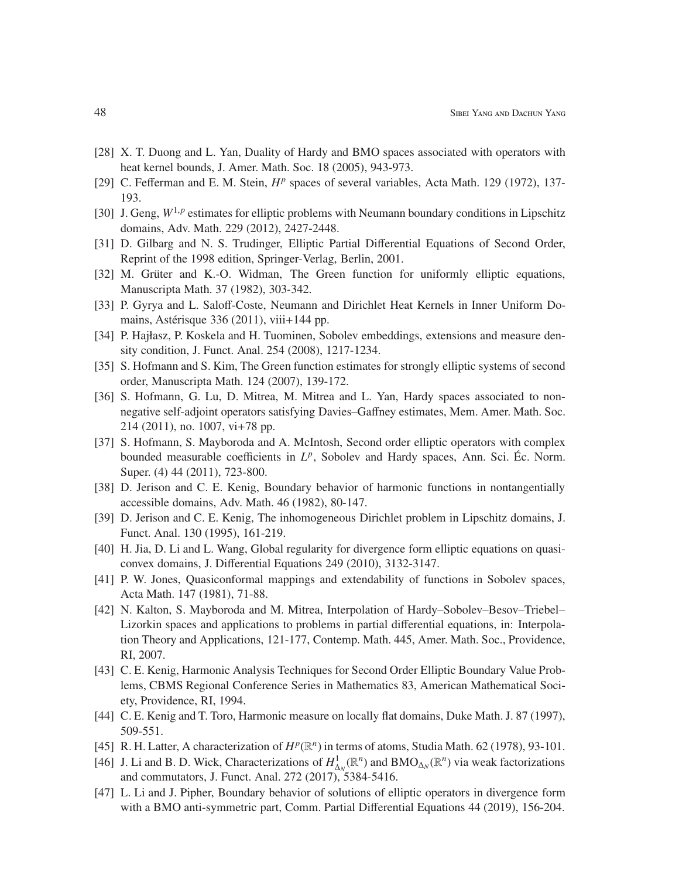[28] X. T. Duong and L. Yan, Duality of Hardy and BMO spaces associated with operators with heat kernel bounds, J. Amer. Math. Soc. 18 (2005), 943-973.

[29] C. Fefferman and E. M. Stein, $H^p$ spaces of several variables, Acta Math. 129 (1972), 137-193.

[30] J. Geng, $W^{1,p}$ estimates for elliptic problems with Neumann boundary conditions in Lipschitz domains, Adv. Math. 229 (2012), 2427-2448.

[31] D. Gilbarg and N. S. Trudinger, Elliptic Partial Differential Equations of Second Order, Reprint of the 1998 edition, Springer-Verlag, Berlin, 2001.

[32] M. Grüter and K.-O. Widman, The Green function for uniformly elliptic equations, Manuscripta Math. 37 (1982), 303-342.

[33] P. Gyrya and L. Saloff-Coste, Neumann and Dirichlet Heat Kernels in Inner Uniform Domains, Astérisque 336 (2011), viii+144 pp.

[34] P. Hajłasz, P. Koskela and H. Tuominen, Sobolev embeddings, extensions and measure density condition, J. Funct. Anal. 254 (2008), 1217-1234.

[35] S. Hofmann and S. Kim, The Green function estimates for strongly elliptic systems of second order, Manuscripta Math. 124 (2007), 139-172.

[36] S. Hofmann, G. Lu, D. Mitrea, M. Mitrea and L. Yan, Hardy spaces associated to nonnegative self-adjoint operators satisfying Davies–Gaffney estimates, Mem. Amer. Math. Soc. 214 (2011), no. 1007, vi+78 pp.

[37] S. Hofmann, S. Mayboroda and A. McIntosh, Second order elliptic operators with complex bounded measurable coefficients in $L^p$, Sobolev and Hardy spaces, Ann. Sci. Éc. Norm. Super. (4) 44 (2011), 723-800.

[38] D. Jerison and C. E. Kenig, Boundary behavior of harmonic functions in nontangentially accessible domains, Adv. Math. 46 (1982), 80-147.

[39] D. Jerison and C. E. Kenig, The inhomogeneous Dirichlet problem in Lipschitz domains, J. Funct. Anal. 130 (1995), 161-219.

[40] H. Jia, D. Li and L. Wang, Global regularity for divergence form elliptic equations on quasiconvex domains, J. Differential Equations 249 (2010), 3132-3147.

[41] P. W. Jones, Quasiconformal mappings and extendability of functions in Sobolev spaces, Acta Math. 147 (1981), 71-88.

[42] N. Kalton, S. Mayboroda and M. Mitrea, Interpolation of Hardy–Sobolev–Besov–Triebel–Lizorkin spaces and applications to problems in partial differential equations, in: Interpolation Theory and Applications, 121-177, Contemp. Math. 445, Amer. Math. Soc., Providence, RI, 2007.

[43] C. E. Kenig, Harmonic Analysis Techniques for Second Order Elliptic Boundary Value Problems, CBMS Regional Conference Series in Mathematics 83, American Mathematical Society, Providence, RI, 1994.

[44] C. E. Kenig and T. Toro, Harmonic measure on locally flat domains, Duke Math. J. 87 (1997), 509-551.

[45] R. H. Latter, A characterization of $H^p(\mathbb{R}^n)$ in terms of atoms, Studia Math. 62 (1978), 93-101.

[46] J. Li and B. D. Wick, Characterizations of $H^1_{\Delta_N}(\mathbb{R}^n)$ and $\mathrm{BMO}_{\Delta_N}(\mathbb{R}^n)$ via weak factorizations and commutators, J. Funct. Anal. 272 (2017), 5384-5416.

[47] L. Li and J. Pipher, Boundary behavior of solutions of elliptic operators in divergence form with a BMO anti-symmetric part, Comm. Partial Differential Equations 44 (2019), 156-204.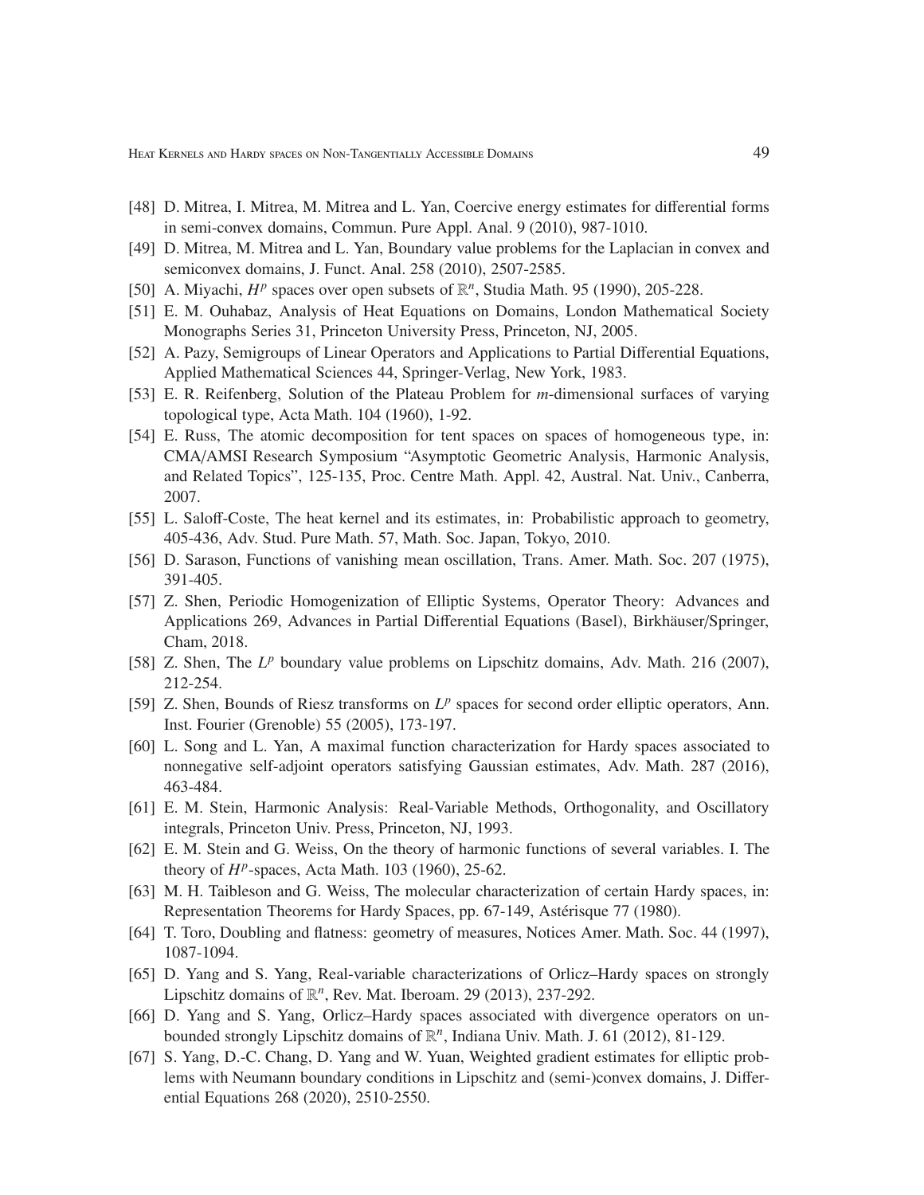[48] D. Mitrea, I. Mitrea, M. Mitrea and L. Yan, Coercive energy estimates for differential forms in semi-convex domains, Commun. Pure Appl. Anal. 9 (2010), 987-1010.

[49] D. Mitrea, M. Mitrea and L. Yan, Boundary value problems for the Laplacian in convex and semiconvex domains, J. Funct. Anal. 258 (2010), 2507-2585.

[50] A. Miyachi, $H^p$ spaces over open subsets of $\mathbb{R}^n$, Studia Math. 95 (1990), 205-228.

[51] E. M. Ouhabaz, Analysis of Heat Equations on Domains, London Mathematical Society Monographs Series 31, Princeton University Press, Princeton, NJ, 2005.

[52] A. Pazy, Semigroups of Linear Operators and Applications to Partial Differential Equations, Applied Mathematical Sciences 44, Springer-Verlag, New York, 1983.

[53] E. R. Reifenberg, Solution of the Plateau Problem for $m$-dimensional surfaces of varying topological type, Acta Math. 104 (1960), 1-92.

[54] E. Russ, The atomic decomposition for tent spaces on spaces of homogeneous type, in: CMA/AMSI Research Symposium "Asymptotic Geometric Analysis, Harmonic Analysis, and Related Topics", 125-135, Proc. Centre Math. Appl. 42, Austral. Nat. Univ., Canberra, 2007.

[55] L. Saloff-Coste, The heat kernel and its estimates, in: Probabilistic approach to geometry, 405-436, Adv. Stud. Pure Math. 57, Math. Soc. Japan, Tokyo, 2010.

[56] D. Sarason, Functions of vanishing mean oscillation, Trans. Amer. Math. Soc. 207 (1975), 391-405.

[57] Z. Shen, Periodic Homogenization of Elliptic Systems, Operator Theory: Advances and Applications 269, Advances in Partial Differential Equations (Basel), Birkhäuser/Springer, Cham, 2018.

[58] Z. Shen, The $L^p$ boundary value problems on Lipschitz domains, Adv. Math. 216 (2007), 212-254.

[59] Z. Shen, Bounds of Riesz transforms on $L^p$ spaces for second order elliptic operators, Ann. Inst. Fourier (Grenoble) 55 (2005), 173-197.

[60] L. Song and L. Yan, A maximal function characterization for Hardy spaces associated to nonnegative self-adjoint operators satisfying Gaussian estimates, Adv. Math. 287 (2016), 463-484.

[61] E. M. Stein, Harmonic Analysis: Real-Variable Methods, Orthogonality, and Oscillatory integrals, Princeton Univ. Press, Princeton, NJ, 1993.

[62] E. M. Stein and G. Weiss, On the theory of harmonic functions of several variables. I. The theory of $H^p$-spaces, Acta Math. 103 (1960), 25-62.

[63] M. H. Taibleson and G. Weiss, The molecular characterization of certain Hardy spaces, in: Representation Theorems for Hardy Spaces, pp. 67-149, Astérisque 77 (1980).

[64] T. Toro, Doubling and flatness: geometry of measures, Notices Amer. Math. Soc. 44 (1997), 1087-1094.

[65] D. Yang and S. Yang, Real-variable characterizations of Orlicz–Hardy spaces on strongly Lipschitz domains of $\mathbb{R}^n$, Rev. Mat. Iberoam. 29 (2013), 237-292.

[66] D. Yang and S. Yang, Orlicz–Hardy spaces associated with divergence operators on unbounded strongly Lipschitz domains of $\mathbb{R}^n$, Indiana Univ. Math. J. 61 (2012), 81-129.

[67] S. Yang, D.-C. Chang, D. Yang and W. Yuan, Weighted gradient estimates for elliptic problems with Neumann boundary conditions in Lipschitz and (semi-)convex domains, J. Differential Equations 268 (2020), 2510-2550.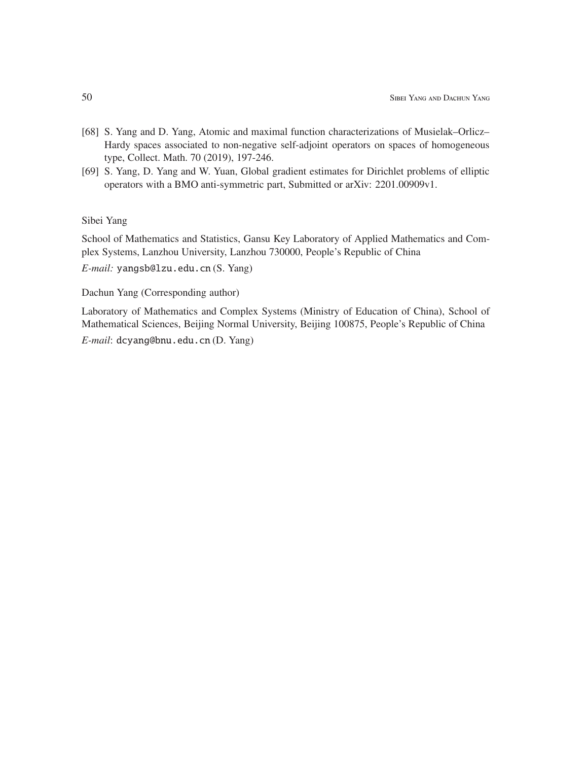[68] S. Yang and D. Yang, Atomic and maximal function characterizations of Musielak–Orlicz–Hardy spaces associated to non-negative self-adjoint operators on spaces of homogeneous type, Collect. Math. 70 (2019), 197-246.

[69] S. Yang, D. Yang and W. Yuan, Global gradient estimates for Dirichlet problems of elliptic operators with a BMO anti-symmetric part, Submitted or arXiv: 2201.00909v1.

Sibei Yang

School of Mathematics and Statistics, Gansu Key Laboratory of Applied Mathematics and Complex Systems, Lanzhou University, Lanzhou 730000, People's Republic of China

*E-mail:* `yangsb@lzu.edu.cn` (S. Yang)

Dachun Yang (Corresponding author)

Laboratory of Mathematics and Complex Systems (Ministry of Education of China), School of Mathematical Sciences, Beijing Normal University, Beijing 100875, People's Republic of China

*E-mail*: `dcyang@bnu.edu.cn` (D. Yang)